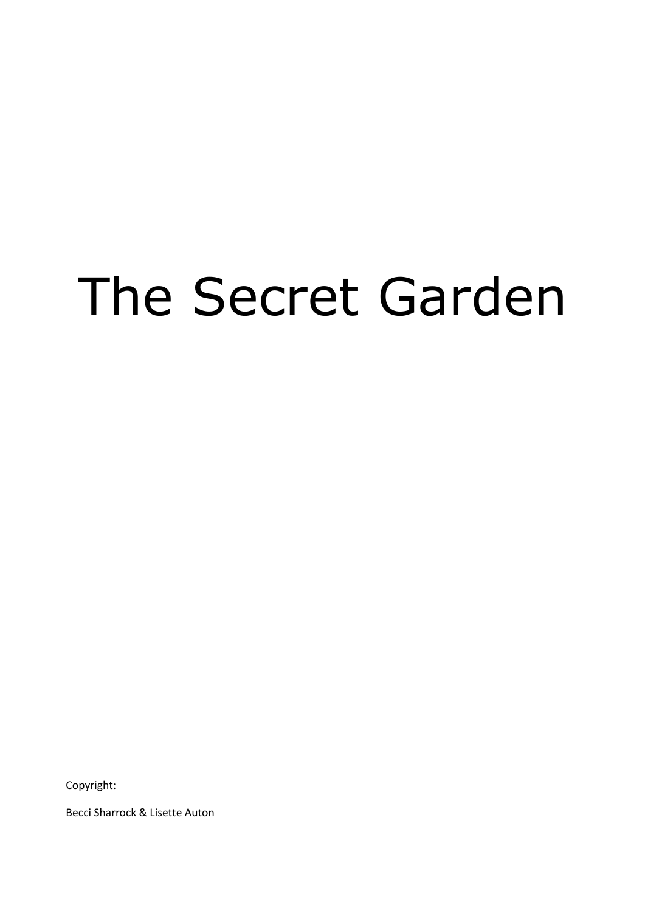# The Secret Garden

Copyright:

Becci Sharrock & Lisette Auton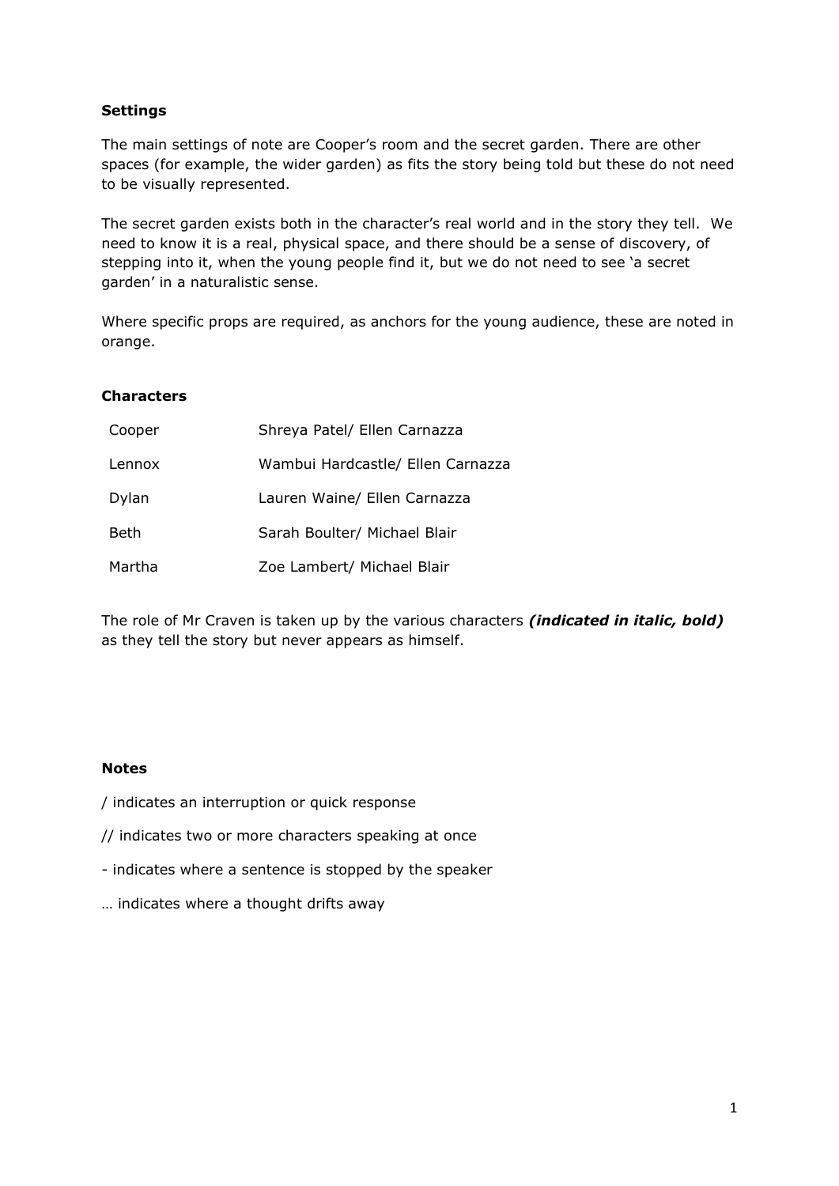**Settings**

The main settings of note are Cooper's room and the secret garden. There are other spaces (for example, the wider garden) as fits the story being told but these do not need to be visually represented.

The secret garden exists both in the character's real world and in the story they tell. We need to know it is a real, physical space, and there should be a sense of discovery, of stepping into it, when the young people find it, but we do not need to see 'a secret garden' in a naturalistic sense.

Where specific props are required, as anchors for the young audience, these are noted in orange.

**Characters**

| | |
|---|---|
| Cooper | Shreya Patel/ Ellen Carnazza |
| Lennox | Wambui Hardcastle/ Ellen Carnazza |
| Dylan | Lauren Waine/ Ellen Carnazza |
| Beth | Sarah Boulter/ Michael Blair |
| Martha | Zoe Lambert/ Michael Blair |

The role of Mr Craven is taken up by the various characters ***(indicated in italic, bold)*** as they tell the story but never appears as himself.

**Notes**

/ indicates an interruption or quick response

// indicates two or more characters speaking at once

- indicates where a sentence is stopped by the speaker

… indicates where a thought drifts away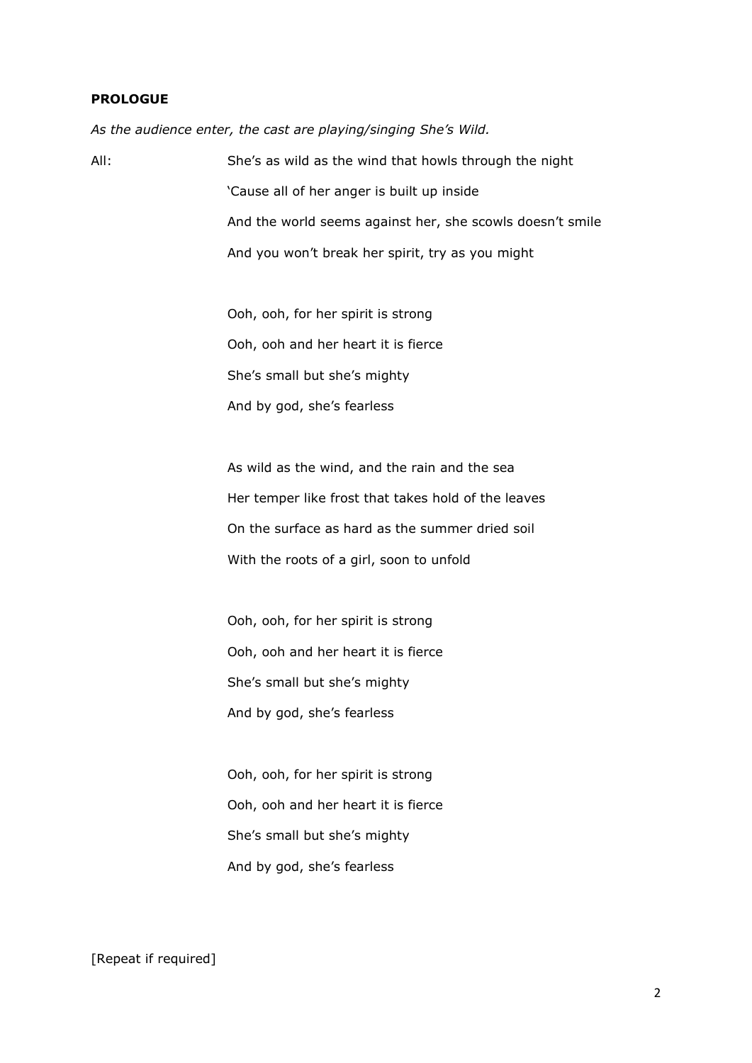**PROLOGUE**

*As the audience enter, the cast are playing/singing She's Wild.*

All: She's as wild as the wind that howls through the night
'Cause all of her anger is built up inside
And the world seems against her, she scowls doesn't smile
And you won't break her spirit, try as you might

Ooh, ooh, for her spirit is strong
Ooh, ooh and her heart it is fierce
She's small but she's mighty
And by god, she's fearless

As wild as the wind, and the rain and the sea
Her temper like frost that takes hold of the leaves
On the surface as hard as the summer dried soil
With the roots of a girl, soon to unfold

Ooh, ooh, for her spirit is strong
Ooh, ooh and her heart it is fierce
She's small but she's mighty
And by god, she's fearless

Ooh, ooh, for her spirit is strong
Ooh, ooh and her heart it is fierce
She's small but she's mighty
And by god, she's fearless

[Repeat if required]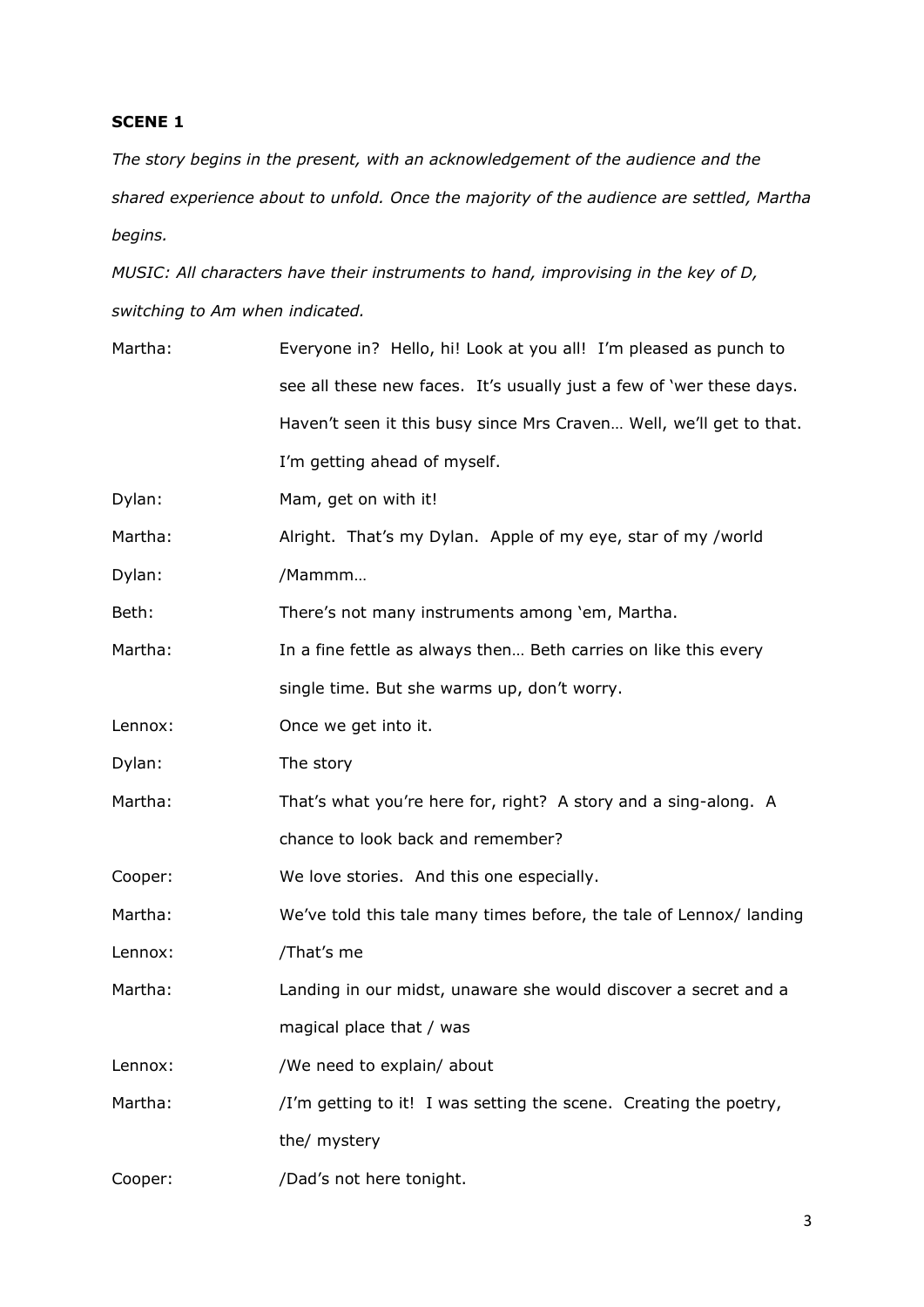**SCENE 1**

*The story begins in the present, with an acknowledgement of the audience and the shared experience about to unfold. Once the majority of the audience are settled, Martha begins.*

*MUSIC: All characters have their instruments to hand, improvising in the key of D, switching to Am when indicated.*

Martha: Everyone in? Hello, hi! Look at you all! I'm pleased as punch to see all these new faces. It's usually just a few of 'wer these days. Haven't seen it this busy since Mrs Craven… Well, we'll get to that. I'm getting ahead of myself.

Dylan: Mam, get on with it!

Martha: Alright. That's my Dylan. Apple of my eye, star of my /world

Dylan: /Mammm…

Beth: There's not many instruments among 'em, Martha.

Martha: In a fine fettle as always then… Beth carries on like this every single time. But she warms up, don't worry.

Lennox: Once we get into it.

Dylan: The story

Martha: That's what you're here for, right? A story and a sing-along. A chance to look back and remember?

Cooper: We love stories. And this one especially.

Martha: We've told this tale many times before, the tale of Lennox/ landing

Lennox: /That's me

Martha: Landing in our midst, unaware she would discover a secret and a magical place that / was

Lennox: /We need to explain/ about

Martha: /I'm getting to it! I was setting the scene. Creating the poetry, the/ mystery

Cooper: /Dad's not here tonight.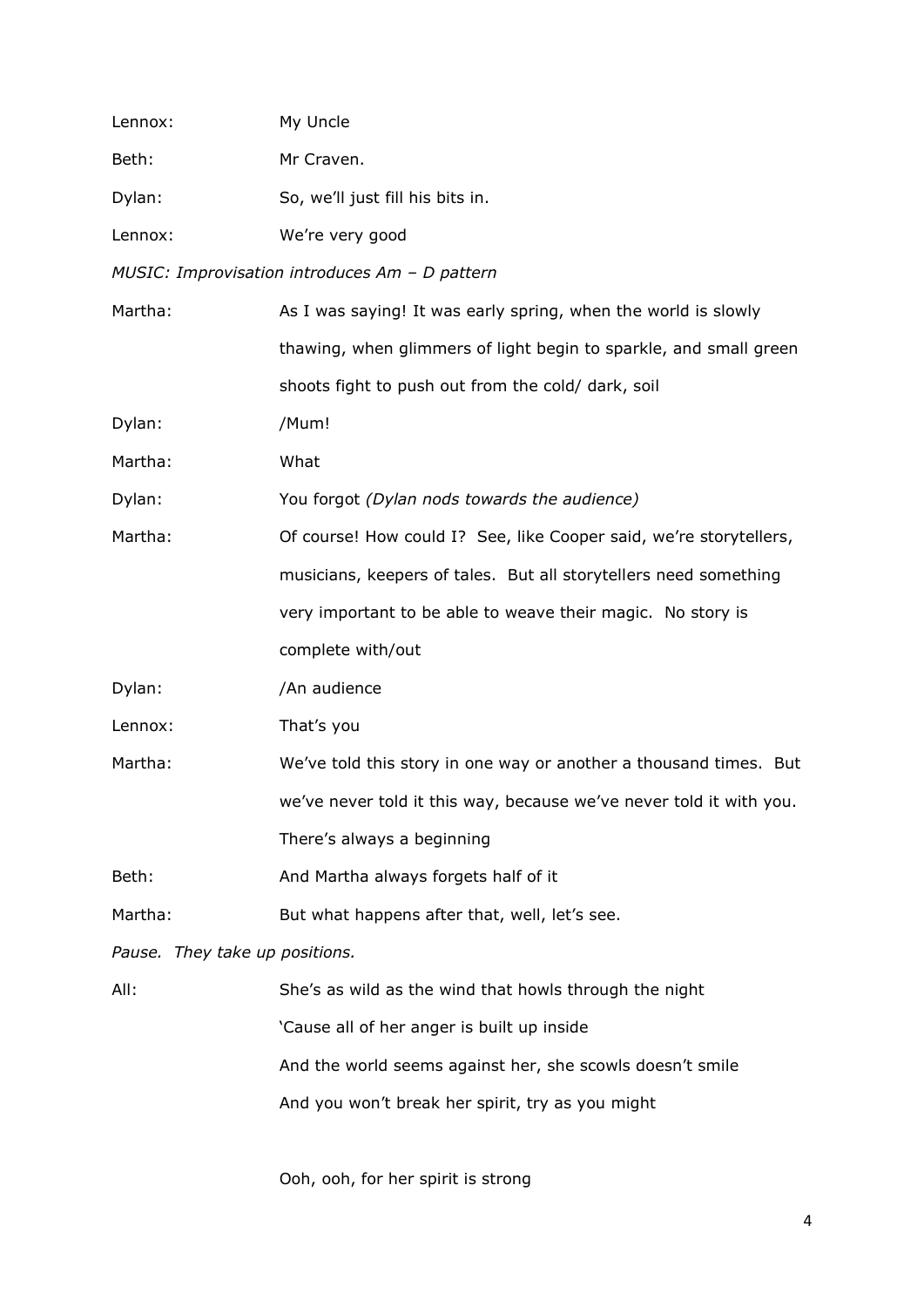Lennox: My Uncle

Beth: Mr Craven.

Dylan: So, we'll just fill his bits in.

Lennox: We're very good

*MUSIC: Improvisation introduces Am – D pattern*

Martha: As I was saying! It was early spring, when the world is slowly thawing, when glimmers of light begin to sparkle, and small green shoots fight to push out from the cold/ dark, soil

Dylan: /Mum!

Martha: What

Dylan: You forgot *(Dylan nods towards the audience)*

Martha: Of course! How could I? See, like Cooper said, we're storytellers, musicians, keepers of tales. But all storytellers need something very important to be able to weave their magic. No story is complete with/out

Dylan: /An audience

Lennox: That's you

Martha: We've told this story in one way or another a thousand times. But we've never told it this way, because we've never told it with you. There's always a beginning

Beth: And Martha always forgets half of it

Martha: But what happens after that, well, let's see.

*Pause. They take up positions.*

All: She's as wild as the wind that howls through the night
'Cause all of her anger is built up inside
And the world seems against her, she scowls doesn't smile
And you won't break her spirit, try as you might

Ooh, ooh, for her spirit is strong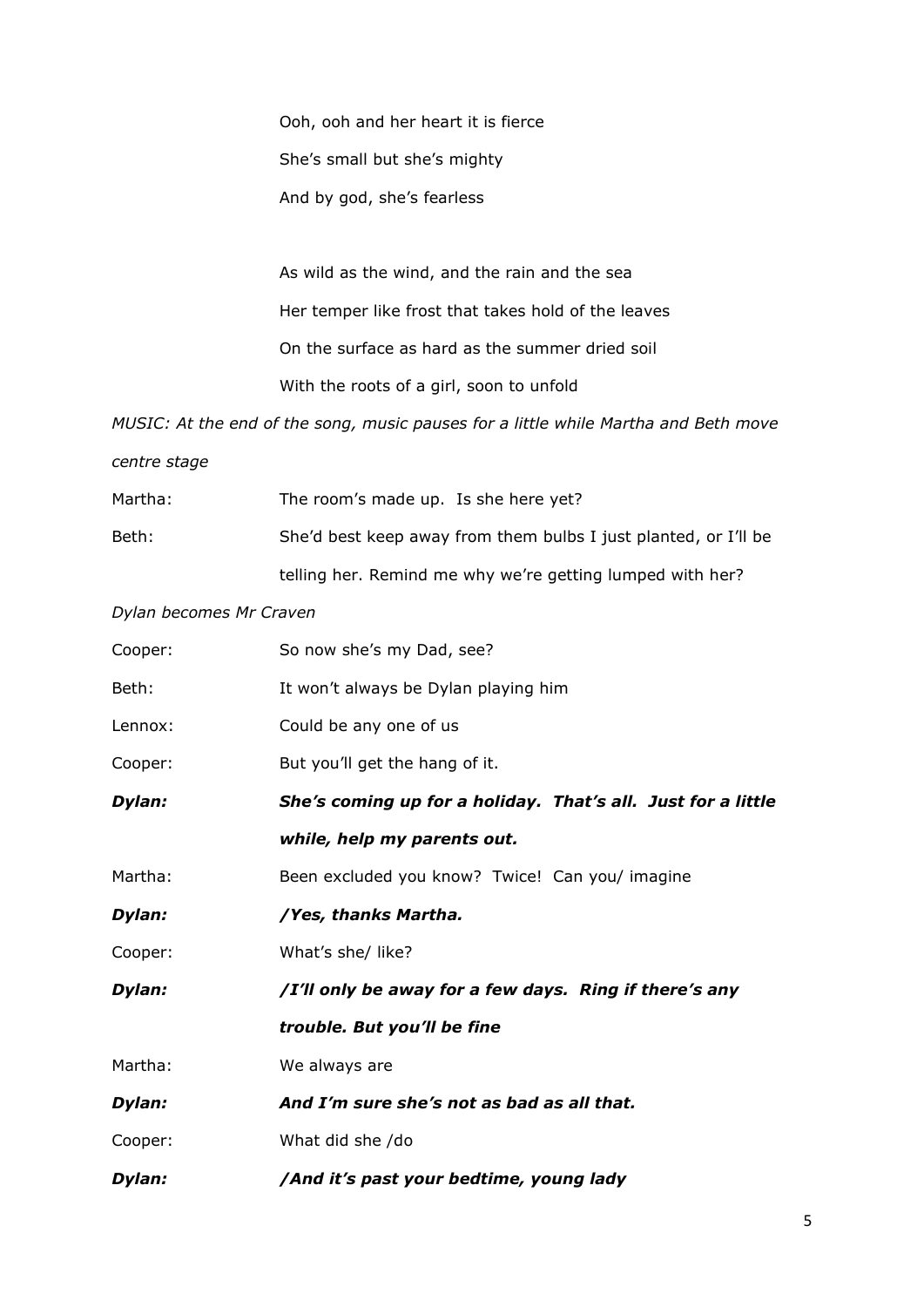Ooh, ooh and her heart it is fierce

She's small but she's mighty

And by god, she's fearless

As wild as the wind, and the rain and the sea

Her temper like frost that takes hold of the leaves

On the surface as hard as the summer dried soil

With the roots of a girl, soon to unfold

*MUSIC: At the end of the song, music pauses for a little while Martha and Beth move centre stage*

Martha: The room's made up. Is she here yet?

Beth: She'd best keep away from them bulbs I just planted, or I'll be telling her. Remind me why we're getting lumped with her?

*Dylan becomes Mr Craven*

Cooper: So now she's my Dad, see?

Beth: It won't always be Dylan playing him

Lennox: Could be any one of us

Cooper: But you'll get the hang of it.

***Dylan: She's coming up for a holiday. That's all. Just for a little while, help my parents out.***

Martha: Been excluded you know? Twice! Can you/ imagine

***Dylan: /Yes, thanks Martha.***

Cooper: What's she/ like?

***Dylan: /I'll only be away for a few days. Ring if there's any trouble. But you'll be fine***

Martha: We always are

***Dylan: And I'm sure she's not as bad as all that.***

Cooper: What did she /do

***Dylan: /And it's past your bedtime, young lady***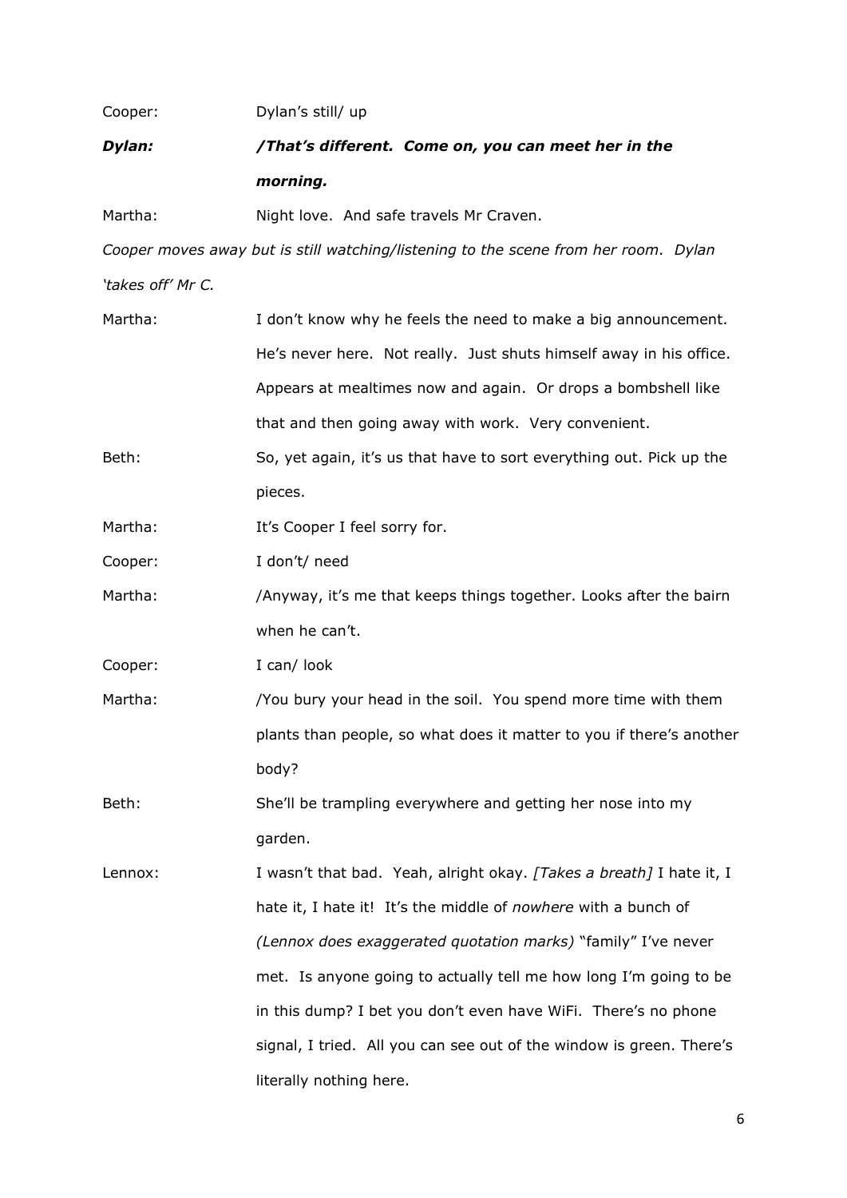Cooper: Dylan's still/ up

***Dylan: /That's different. Come on, you can meet her in the morning.***

Martha: Night love. And safe travels Mr Craven.

*Cooper moves away but is still watching/listening to the scene from her room. Dylan 'takes off' Mr C.*

Martha: I don't know why he feels the need to make a big announcement. He's never here. Not really. Just shuts himself away in his office. Appears at mealtimes now and again. Or drops a bombshell like that and then going away with work. Very convenient.

Beth: So, yet again, it's us that have to sort everything out. Pick up the pieces.

Martha: It's Cooper I feel sorry for.

Cooper: I don't/ need

Martha: /Anyway, it's me that keeps things together. Looks after the bairn when he can't.

Cooper: I can/ look

Martha: /You bury your head in the soil. You spend more time with them plants than people, so what does it matter to you if there's another body?

Beth: She'll be trampling everywhere and getting her nose into my garden.

Lennox: I wasn't that bad. Yeah, alright okay. *[Takes a breath]* I hate it, I hate it, I hate it! It's the middle of *nowhere* with a bunch of *(Lennox does exaggerated quotation marks)* "family" I've never met. Is anyone going to actually tell me how long I'm going to be in this dump? I bet you don't even have WiFi. There's no phone signal, I tried. All you can see out of the window is green. There's literally nothing here.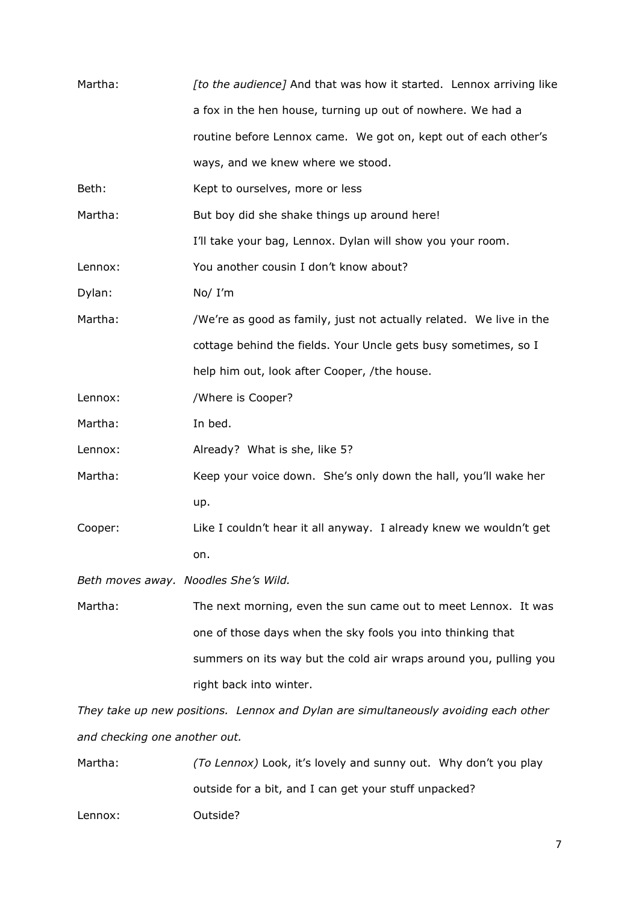Martha: *[to the audience]* And that was how it started. Lennox arriving like a fox in the hen house, turning up out of nowhere. We had a routine before Lennox came. We got on, kept out of each other's ways, and we knew where we stood.

Beth: Kept to ourselves, more or less

Martha: But boy did she shake things up around here!
I'll take your bag, Lennox. Dylan will show you your room.

Lennox: You another cousin I don't know about?

Dylan: No/ I'm

Martha: /We're as good as family, just not actually related. We live in the cottage behind the fields. Your Uncle gets busy sometimes, so I help him out, look after Cooper, /the house.

Lennox: /Where is Cooper?

Martha: In bed.

Lennox: Already? What is she, like 5?

Martha: Keep your voice down. She's only down the hall, you'll wake her up.

Cooper: Like I couldn't hear it all anyway. I already knew we wouldn't get on.

*Beth moves away. Noodles She's Wild.*

Martha: The next morning, even the sun came out to meet Lennox. It was one of those days when the sky fools you into thinking that summers on its way but the cold air wraps around you, pulling you right back into winter.

*They take up new positions. Lennox and Dylan are simultaneously avoiding each other and checking one another out.*

Martha: *(To Lennox)* Look, it's lovely and sunny out. Why don't you play outside for a bit, and I can get your stuff unpacked?

Lennox: Outside?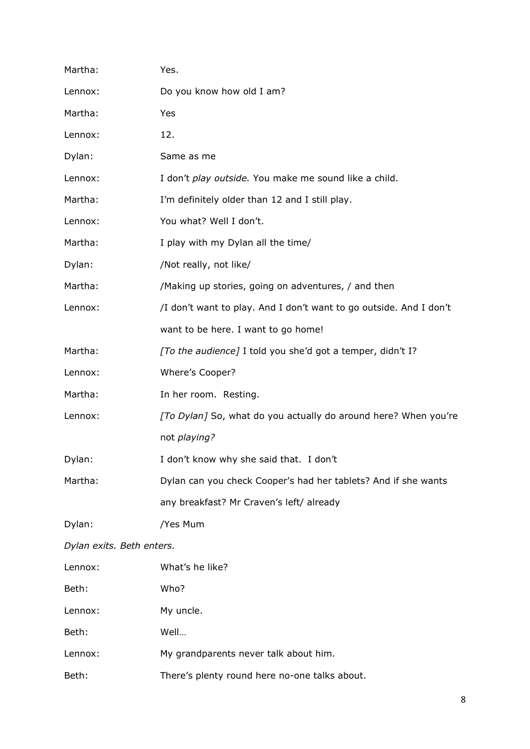Martha: Yes.

Lennox: Do you know how old I am?

Martha: Yes

Lennox: 12.

Dylan: Same as me

Lennox: I don't *play outside.* You make me sound like a child.

Martha: I'm definitely older than 12 and I still play.

Lennox: You what? Well I don't.

Martha: I play with my Dylan all the time/

Dylan: /Not really, not like/

Martha: /Making up stories, going on adventures, / and then

Lennox: /I don't want to play. And I don't want to go outside. And I don't want to be here. I want to go home!

Martha: *[To the audience]* I told you she'd got a temper, didn't I?

Lennox: Where's Cooper?

Martha: In her room. Resting.

Lennox: *[To Dylan]* So, what do you actually do around here? When you're not *playing?*

Dylan: I don't know why she said that. I don't

Martha: Dylan can you check Cooper's had her tablets? And if she wants any breakfast? Mr Craven's left/ already

Dylan: /Yes Mum

*Dylan exits. Beth enters.*

Lennox: What's he like?

Beth: Who?

Lennox: My uncle.

Beth: Well…

Lennox: My grandparents never talk about him.

Beth: There's plenty round here no-one talks about.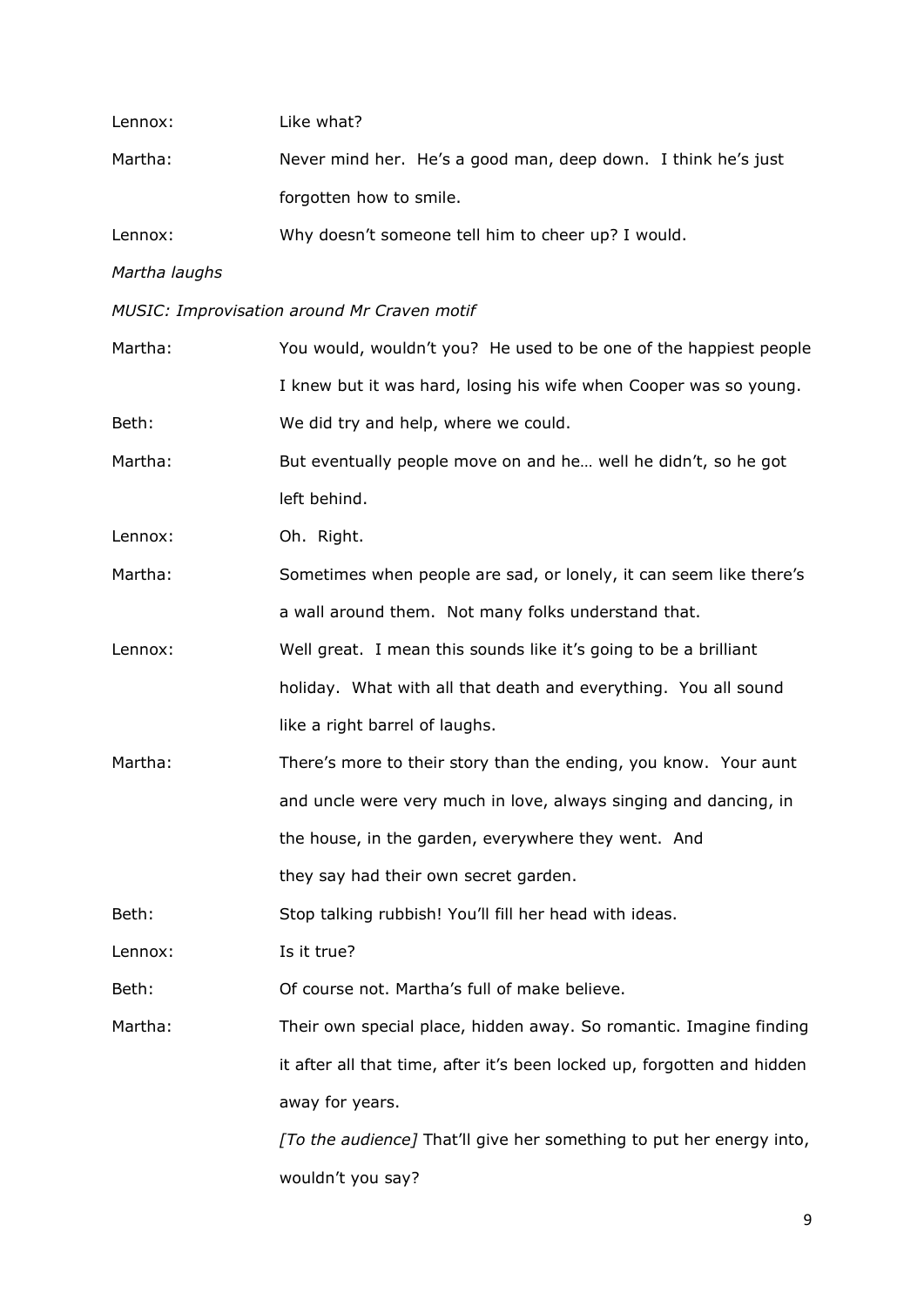Lennox: Like what?

Martha: Never mind her. He's a good man, deep down. I think he's just forgotten how to smile.

Lennox: Why doesn't someone tell him to cheer up? I would.

*Martha laughs*

*MUSIC: Improvisation around Mr Craven motif*

Martha: You would, wouldn't you? He used to be one of the happiest people I knew but it was hard, losing his wife when Cooper was so young.

Beth: We did try and help, where we could.

Martha: But eventually people move on and he… well he didn't, so he got left behind.

Lennox: Oh. Right.

Martha: Sometimes when people are sad, or lonely, it can seem like there's a wall around them. Not many folks understand that.

Lennox: Well great. I mean this sounds like it's going to be a brilliant holiday. What with all that death and everything. You all sound like a right barrel of laughs.

Martha: There's more to their story than the ending, you know. Your aunt and uncle were very much in love, always singing and dancing, in the house, in the garden, everywhere they went. And they say had their own secret garden.

Beth: Stop talking rubbish! You'll fill her head with ideas.

Lennox: Is it true?

Beth: Of course not. Martha's full of make believe.

Martha: Their own special place, hidden away. So romantic. Imagine finding it after all that time, after it's been locked up, forgotten and hidden away for years.

*[To the audience]* That'll give her something to put her energy into, wouldn't you say?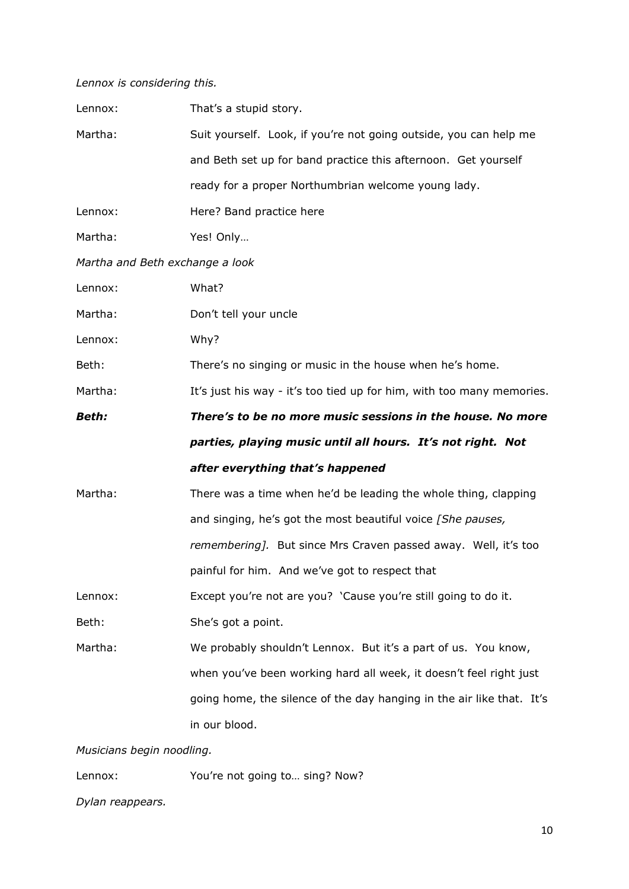*Lennox is considering this.*

Lennox: That's a stupid story.

Martha: Suit yourself. Look, if you're not going outside, you can help me and Beth set up for band practice this afternoon. Get yourself ready for a proper Northumbrian welcome young lady.

Lennox: Here? Band practice here

Martha: Yes! Only…

*Martha and Beth exchange a look*

Lennox: What?

Martha: Don't tell your uncle

Lennox: Why?

Beth: There's no singing or music in the house when he's home.

Martha: It's just his way - it's too tied up for him, with too many memories.

***Beth: There's to be no more music sessions in the house. No more parties, playing music until all hours. It's not right. Not after everything that's happened***

Martha: There was a time when he'd be leading the whole thing, clapping and singing, he's got the most beautiful voice *[She pauses, remembering].* But since Mrs Craven passed away. Well, it's too painful for him. And we've got to respect that

Lennox: Except you're not are you? 'Cause you're still going to do it.

Beth: She's got a point.

Martha: We probably shouldn't Lennox. But it's a part of us. You know, when you've been working hard all week, it doesn't feel right just going home, the silence of the day hanging in the air like that. It's in our blood.

*Musicians begin noodling.*

Lennox: You're not going to… sing? Now?

*Dylan reappears.*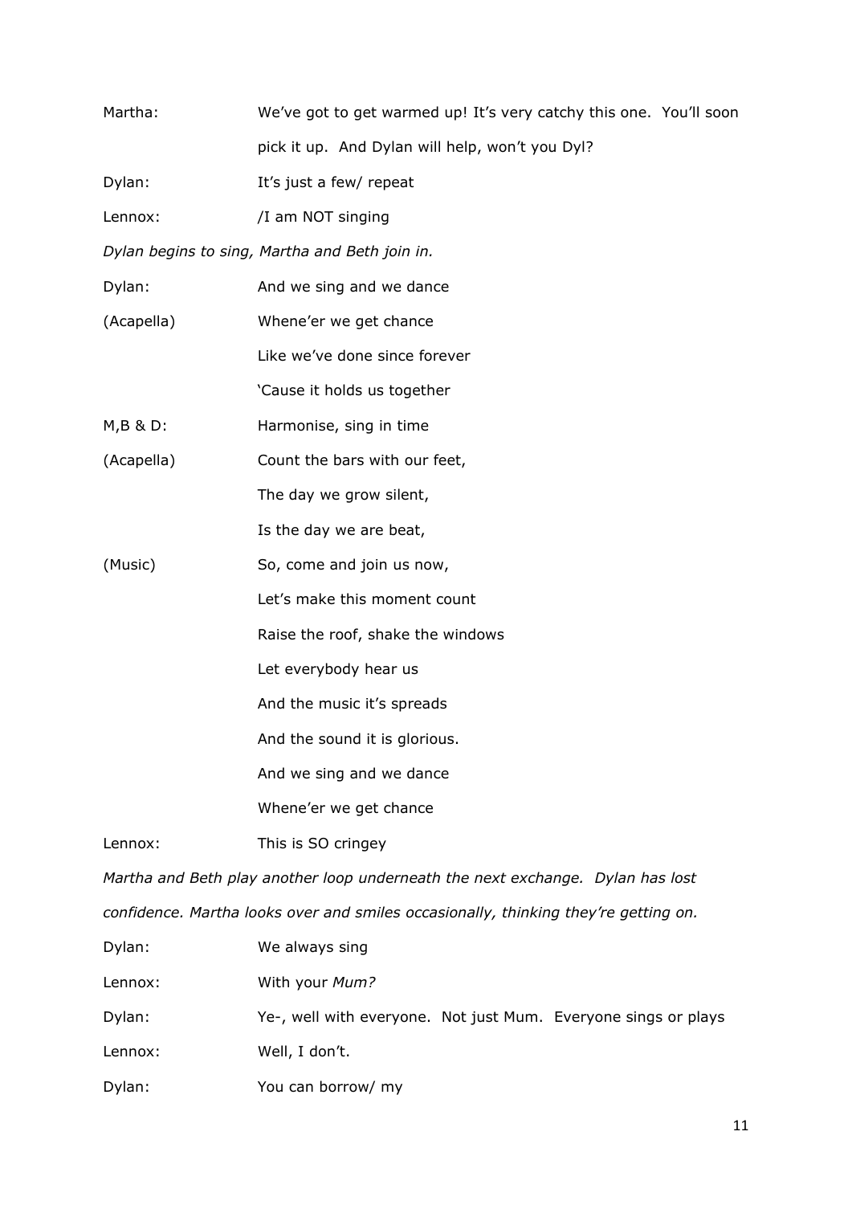Martha: We've got to get warmed up! It's very catchy this one. You'll soon pick it up. And Dylan will help, won't you Dyl?

Dylan: It's just a few/ repeat

Lennox: /I am NOT singing

*Dylan begins to sing, Martha and Beth join in.*

Dylan: And we sing and we dance
(Acapella) Whene'er we get chance
Like we've done since forever
'Cause it holds us together

M,B & D: Harmonise, sing in time
(Acapella) Count the bars with our feet,
The day we grow silent,
Is the day we are beat,
(Music) So, come and join us now,
Let's make this moment count
Raise the roof, shake the windows
Let everybody hear us
And the music it's spreads
And the sound it is glorious.
And we sing and we dance
Whene'er we get chance

Lennox: This is SO cringey

*Martha and Beth play another loop underneath the next exchange. Dylan has lost confidence. Martha looks over and smiles occasionally, thinking they're getting on.*

Dylan: We always sing

Lennox: With your *Mum?*

Dylan: Ye-, well with everyone. Not just Mum. Everyone sings or plays

Lennox: Well, I don't.

Dylan: You can borrow/ my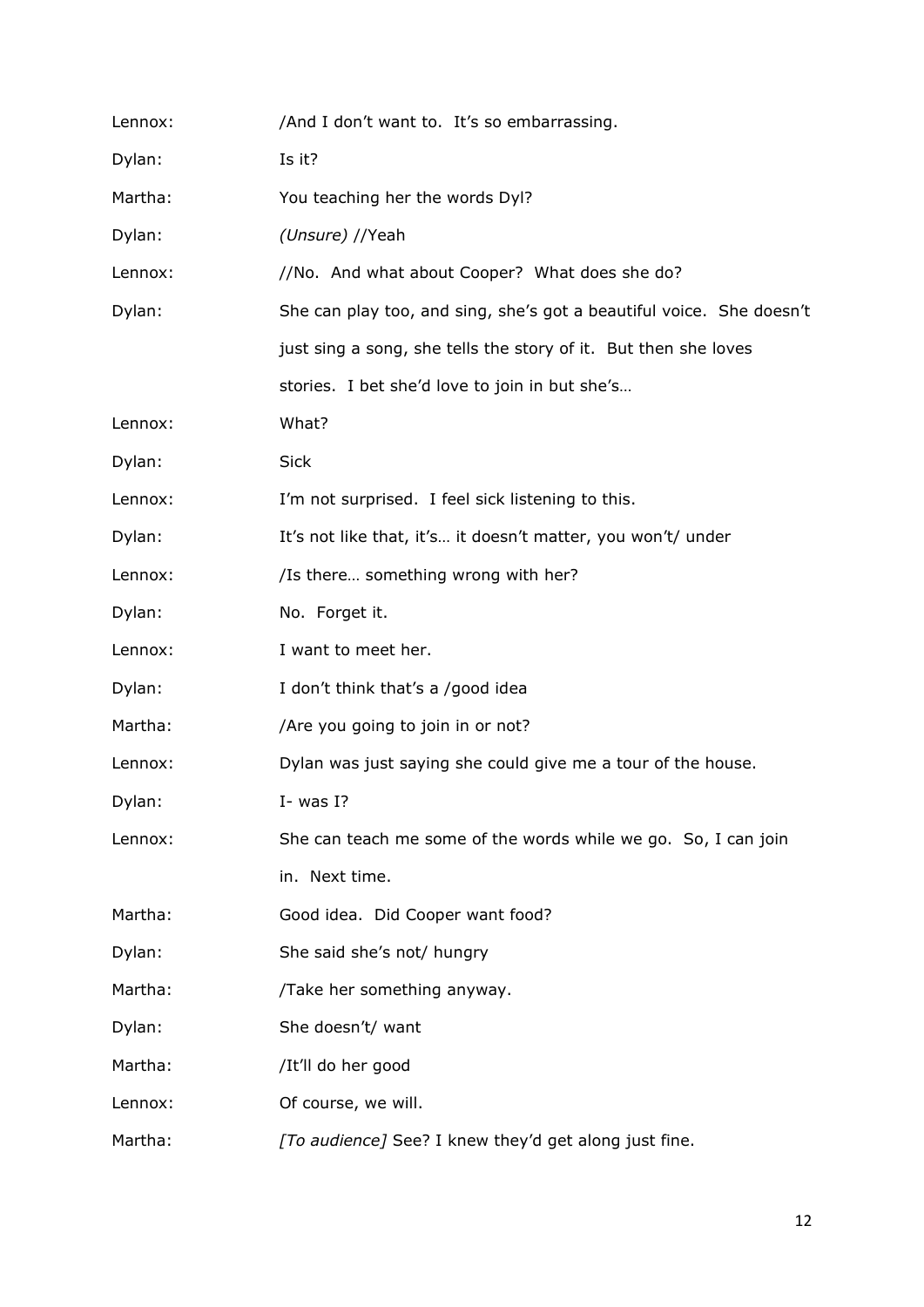Lennox: /And I don't want to. It's so embarrassing.

Dylan: Is it?

Martha: You teaching her the words Dyl?

Dylan: *(Unsure)* //Yeah

Lennox: //No. And what about Cooper? What does she do?

Dylan: She can play too, and sing, she's got a beautiful voice. She doesn't just sing a song, she tells the story of it. But then she loves stories. I bet she'd love to join in but she's…

Lennox: What?

Dylan: Sick

Lennox: I'm not surprised. I feel sick listening to this.

Dylan: It's not like that, it's… it doesn't matter, you won't/ under

Lennox: /Is there… something wrong with her?

Dylan: No. Forget it.

Lennox: I want to meet her.

Dylan: I don't think that's a /good idea

Martha: /Are you going to join in or not?

Lennox: Dylan was just saying she could give me a tour of the house.

Dylan: I- was I?

Lennox: She can teach me some of the words while we go. So, I can join in. Next time.

Martha: Good idea. Did Cooper want food?

Dylan: She said she's not/ hungry

Martha: /Take her something anyway.

Dylan: She doesn't/ want

Martha: /It'll do her good

Lennox: Of course, we will.

Martha: *[To audience]* See? I knew they'd get along just fine.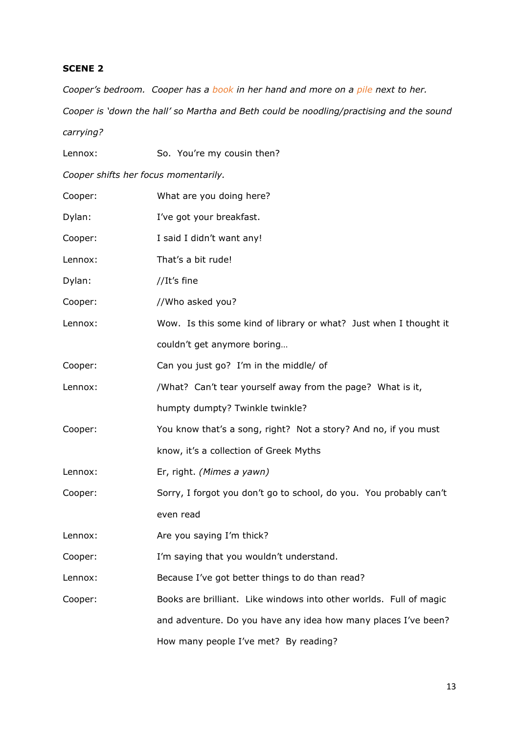**SCENE 2**

*Cooper's bedroom. Cooper has a book in her hand and more on a pile next to her.*

*Cooper is 'down the hall' so Martha and Beth could be noodling/practising and the sound carrying?*

Lennox: So. You're my cousin then?

*Cooper shifts her focus momentarily.*

Cooper: What are you doing here?

Dylan: I've got your breakfast.

Cooper: I said I didn't want any!

Lennox: That's a bit rude!

Dylan: //It's fine

Cooper: //Who asked you?

Lennox: Wow. Is this some kind of library or what? Just when I thought it couldn't get anymore boring…

Cooper: Can you just go? I'm in the middle/ of

Lennox: /What? Can't tear yourself away from the page? What is it, humpty dumpty? Twinkle twinkle?

Cooper: You know that's a song, right? Not a story? And no, if you must know, it's a collection of Greek Myths

Lennox: Er, right. *(Mimes a yawn)*

Cooper: Sorry, I forgot you don't go to school, do you. You probably can't even read

Lennox: Are you saying I'm thick?

Cooper: I'm saying that you wouldn't understand.

Lennox: Because I've got better things to do than read?

Cooper: Books are brilliant. Like windows into other worlds. Full of magic and adventure. Do you have any idea how many places I've been? How many people I've met? By reading?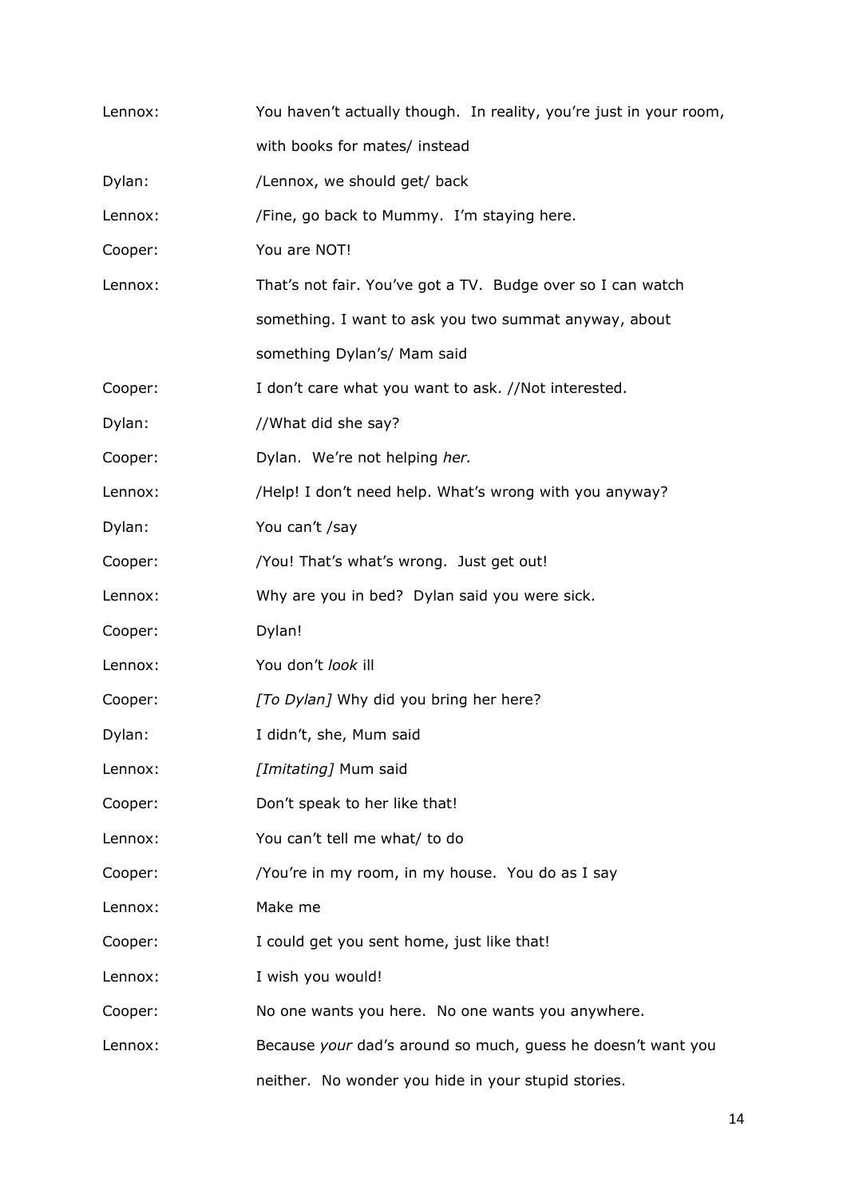Lennox: You haven't actually though. In reality, you're just in your room, with books for mates/ instead

Dylan: /Lennox, we should get/ back

Lennox: /Fine, go back to Mummy. I'm staying here.

Cooper: You are NOT!

Lennox: That's not fair. You've got a TV. Budge over so I can watch something. I want to ask you two summat anyway, about something Dylan's/ Mam said

Cooper: I don't care what you want to ask. //Not interested.

Dylan: //What did she say?

Cooper: Dylan. We're not helping *her.*

Lennox: /Help! I don't need help. What's wrong with you anyway?

Dylan: You can't /say

Cooper: /You! That's what's wrong. Just get out!

Lennox: Why are you in bed? Dylan said you were sick.

Cooper: Dylan!

Lennox: You don't *look* ill

Cooper: *[To Dylan]* Why did you bring her here?

Dylan: I didn't, she, Mum said

Lennox: *[Imitating]* Mum said

Cooper: Don't speak to her like that!

Lennox: You can't tell me what/ to do

Cooper: /You're in my room, in my house. You do as I say

Lennox: Make me

Cooper: I could get you sent home, just like that!

Lennox: I wish you would!

Cooper: No one wants you here. No one wants you anywhere.

Lennox: Because *your* dad's around so much, guess he doesn't want you neither. No wonder you hide in your stupid stories.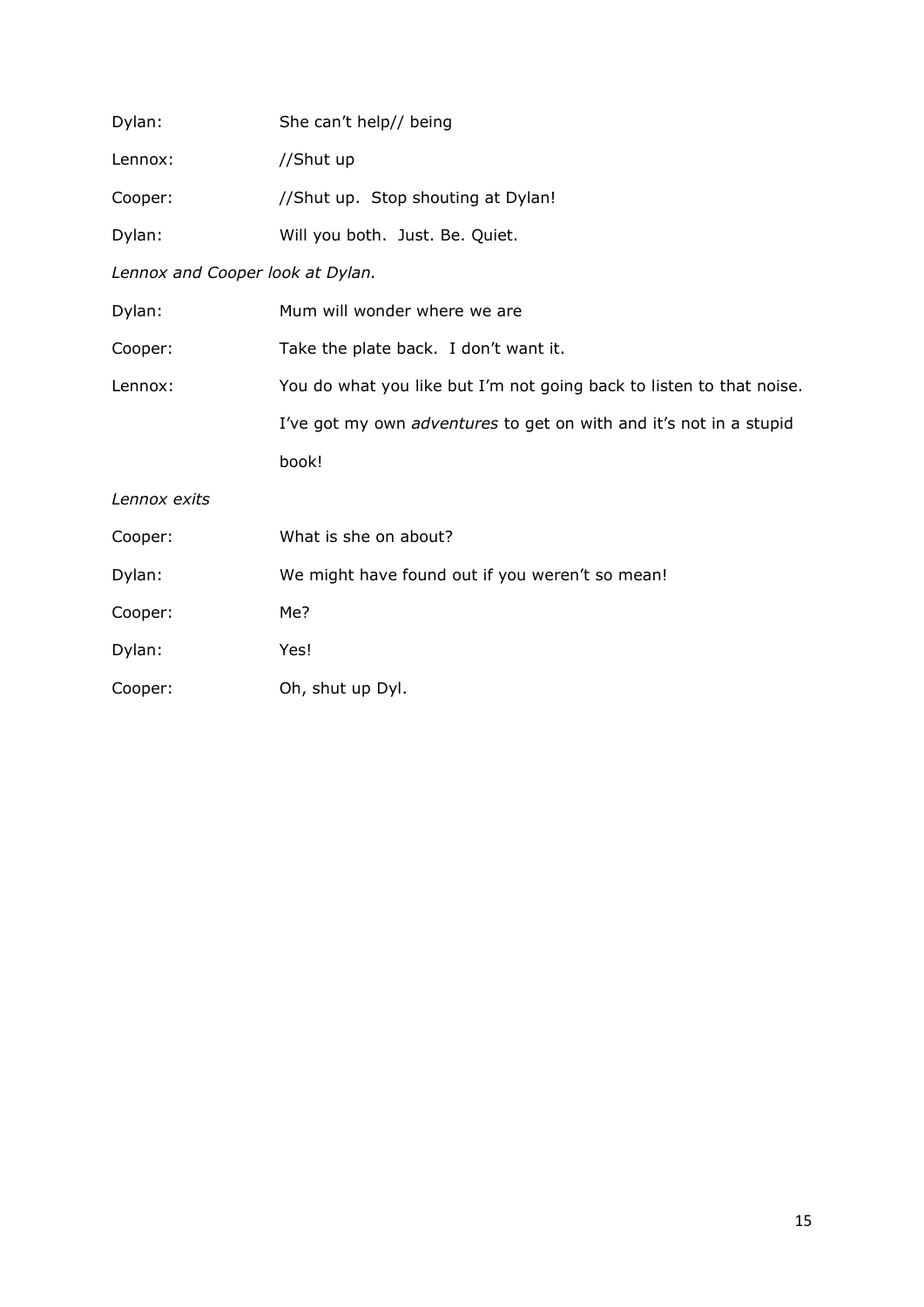Dylan: She can't help// being

Lennox: //Shut up

Cooper: //Shut up. Stop shouting at Dylan!

Dylan: Will you both. Just. Be. Quiet.

*Lennox and Cooper look at Dylan.*

Dylan: Mum will wonder where we are

Cooper: Take the plate back. I don't want it.

Lennox: You do what you like but I'm not going back to listen to that noise. I've got my own *adventures* to get on with and it's not in a stupid book!

*Lennox exits*

Cooper: What is she on about?

Dylan: We might have found out if you weren't so mean!

Cooper: Me?

Dylan: Yes!

Cooper: Oh, shut up Dyl.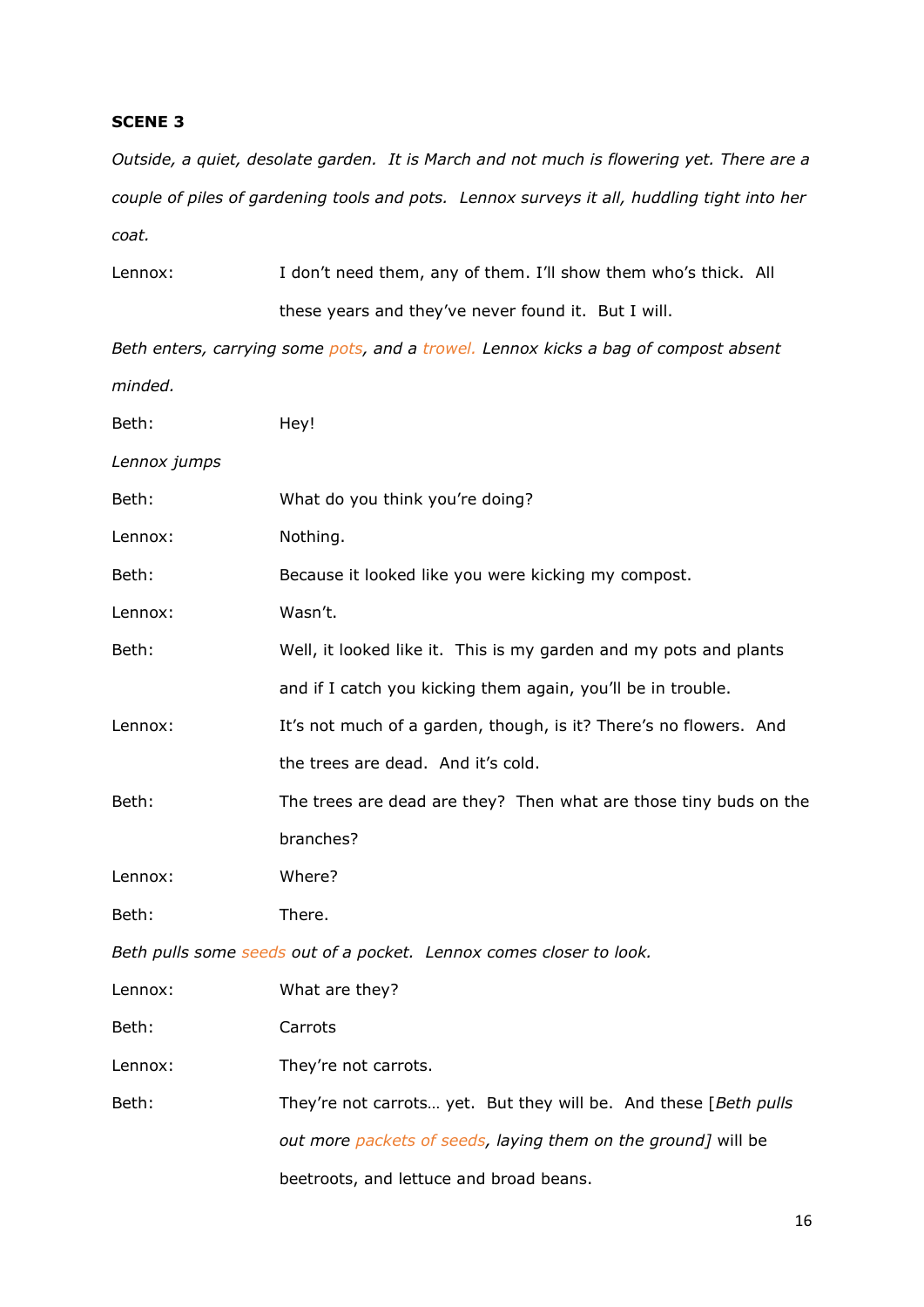**SCENE 3**

*Outside, a quiet, desolate garden. It is March and not much is flowering yet. There are a couple of piles of gardening tools and pots. Lennox surveys it all, huddling tight into her coat.*

Lennox: I don't need them, any of them. I'll show them who's thick. All these years and they've never found it. But I will.

*Beth enters, carrying some pots, and a trowel. Lennox kicks a bag of compost absent minded.*

Beth: Hey!

*Lennox jumps*

Beth: What do you think you're doing?

Lennox: Nothing.

Beth: Because it looked like you were kicking my compost.

Lennox: Wasn't.

Beth: Well, it looked like it. This is my garden and my pots and plants and if I catch you kicking them again, you'll be in trouble.

Lennox: It's not much of a garden, though, is it? There's no flowers. And the trees are dead. And it's cold.

Beth: The trees are dead are they? Then what are those tiny buds on the branches?

Lennox: Where?

Beth: There.

*Beth pulls some seeds out of a pocket. Lennox comes closer to look.*

Lennox: What are they?

Beth: Carrots

Lennox: They're not carrots.

Beth: They're not carrots… yet. But they will be. And these [*Beth pulls out more packets of seeds, laying them on the ground]* will be beetroots, and lettuce and broad beans.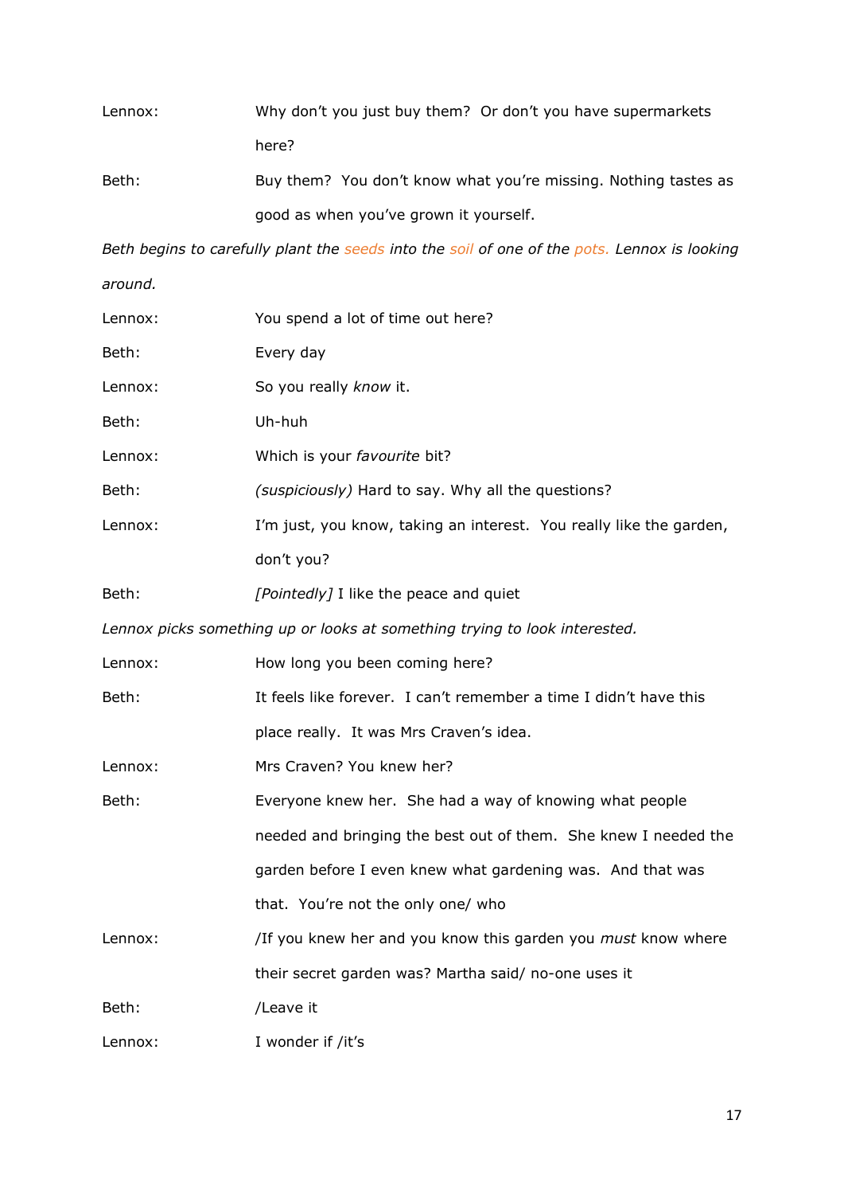Lennox: Why don't you just buy them? Or don't you have supermarkets here?

Beth: Buy them? You don't know what you're missing. Nothing tastes as good as when you've grown it yourself.

*Beth begins to carefully plant the seeds into the soil of one of the pots. Lennox is looking around.*

Lennox: You spend a lot of time out here?

Beth: Every day

Lennox: So you really *know* it.

Beth: Uh-huh

Lennox: Which is your *favourite* bit?

Beth: *(suspiciously)* Hard to say. Why all the questions?

Lennox: I'm just, you know, taking an interest. You really like the garden, don't you?

Beth: *[Pointedly]* I like the peace and quiet

*Lennox picks something up or looks at something trying to look interested.*

Lennox: How long you been coming here?

Beth: It feels like forever. I can't remember a time I didn't have this place really. It was Mrs Craven's idea.

Lennox: Mrs Craven? You knew her?

Beth: Everyone knew her. She had a way of knowing what people needed and bringing the best out of them. She knew I needed the garden before I even knew what gardening was. And that was that. You're not the only one/ who

Lennox: /If you knew her and you know this garden you *must* know where their secret garden was? Martha said/ no-one uses it

Beth: /Leave it

Lennox: I wonder if /it's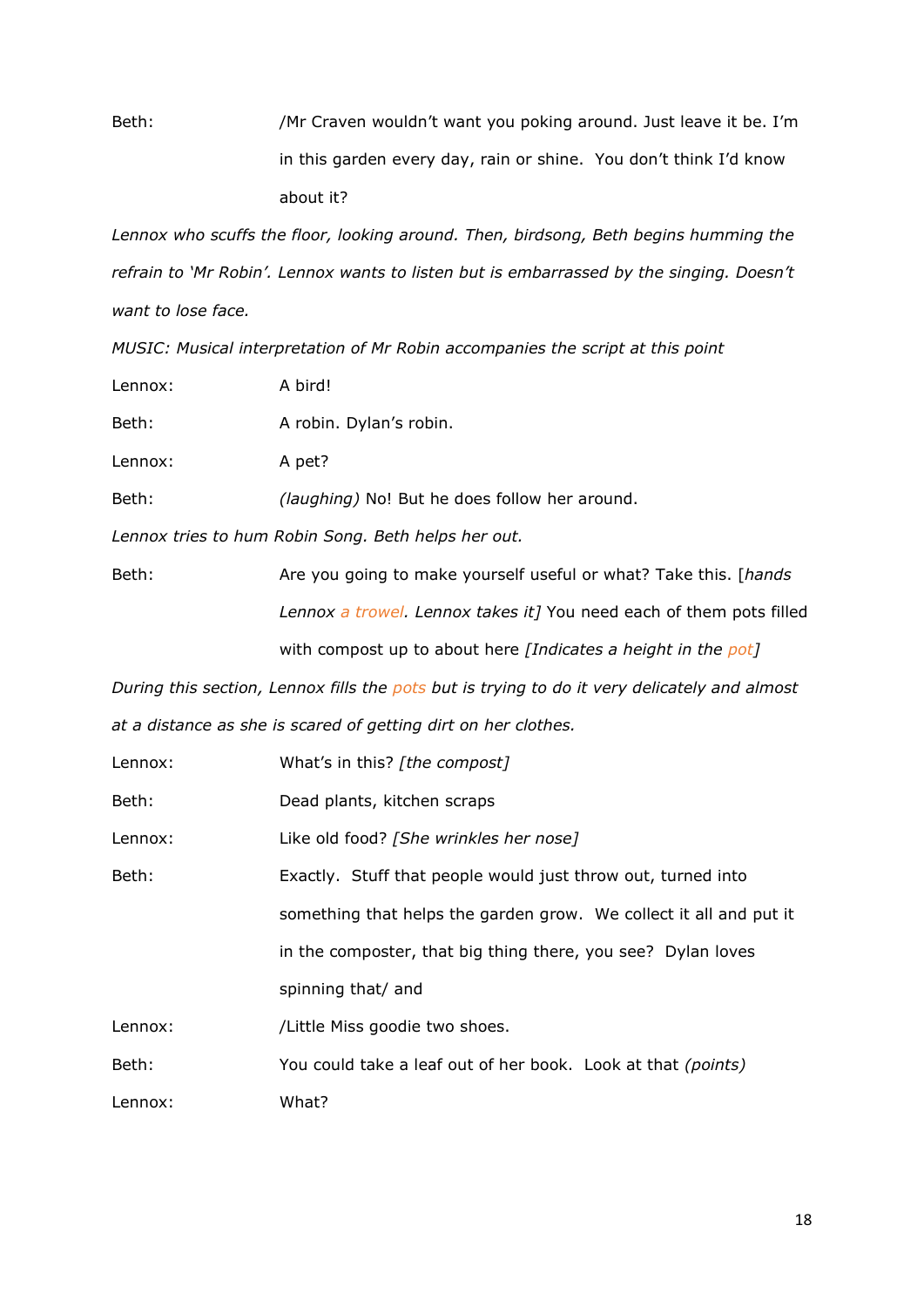Beth: /Mr Craven wouldn't want you poking around. Just leave it be. I'm in this garden every day, rain or shine. You don't think I'd know about it?

*Lennox who scuffs the floor, looking around. Then, birdsong, Beth begins humming the refrain to 'Mr Robin'. Lennox wants to listen but is embarrassed by the singing. Doesn't want to lose face.*

*MUSIC: Musical interpretation of Mr Robin accompanies the script at this point*

Lennox: A bird!

Beth: A robin. Dylan's robin.

Lennox: A pet?

Beth: *(laughing)* No! But he does follow her around.

*Lennox tries to hum Robin Song. Beth helps her out.*

Beth: Are you going to make yourself useful or what? Take this. [*hands Lennox a trowel. Lennox takes it]* You need each of them pots filled with compost up to about here *[Indicates a height in the pot]*

*During this section, Lennox fills the pots but is trying to do it very delicately and almost at a distance as she is scared of getting dirt on her clothes.*

Lennox: What's in this? *[the compost]*

Beth: Dead plants, kitchen scraps

Lennox: Like old food? *[She wrinkles her nose]*

Beth: Exactly. Stuff that people would just throw out, turned into something that helps the garden grow. We collect it all and put it in the composter, that big thing there, you see? Dylan loves spinning that/ and

Lennox: /Little Miss goodie two shoes.

Beth: You could take a leaf out of her book. Look at that *(points)*

Lennox: What?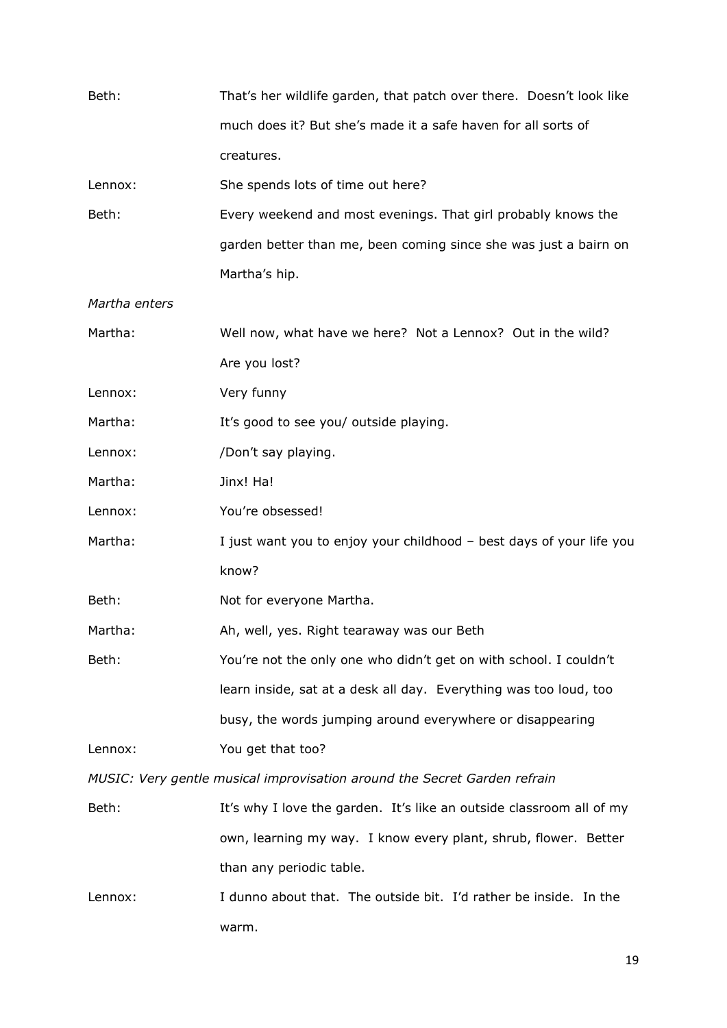Beth: That's her wildlife garden, that patch over there. Doesn't look like much does it? But she's made it a safe haven for all sorts of creatures.

Lennox: She spends lots of time out here?

Beth: Every weekend and most evenings. That girl probably knows the garden better than me, been coming since she was just a bairn on Martha's hip.

*Martha enters*

Martha: Well now, what have we here? Not a Lennox? Out in the wild? Are you lost?

Lennox: Very funny

Martha: It's good to see you/ outside playing.

Lennox: /Don't say playing.

Martha: Jinx! Ha!

Lennox: You're obsessed!

Martha: I just want you to enjoy your childhood – best days of your life you know?

Beth: Not for everyone Martha.

Martha: Ah, well, yes. Right tearaway was our Beth

Beth: You're not the only one who didn't get on with school. I couldn't learn inside, sat at a desk all day. Everything was too loud, too busy, the words jumping around everywhere or disappearing

Lennox: You get that too?

*MUSIC: Very gentle musical improvisation around the Secret Garden refrain*

Beth: It's why I love the garden. It's like an outside classroom all of my own, learning my way. I know every plant, shrub, flower. Better than any periodic table.

Lennox: I dunno about that. The outside bit. I'd rather be inside. In the warm.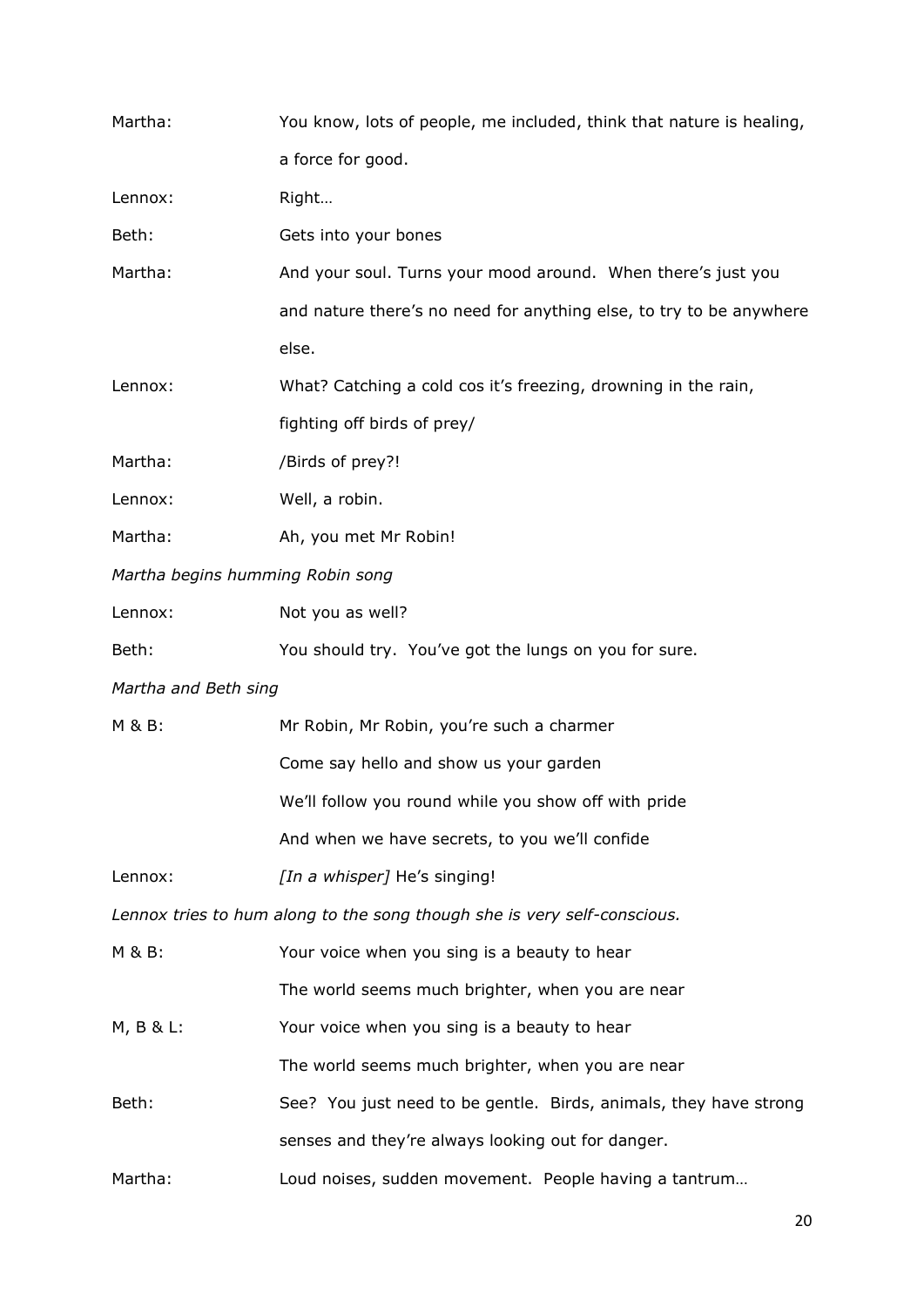Martha: You know, lots of people, me included, think that nature is healing, a force for good.

Lennox: Right…

Beth: Gets into your bones

Martha: And your soul. Turns your mood around. When there's just you and nature there's no need for anything else, to try to be anywhere else.

Lennox: What? Catching a cold cos it's freezing, drowning in the rain, fighting off birds of prey/

Martha: /Birds of prey?!

Lennox: Well, a robin.

Martha: Ah, you met Mr Robin!

*Martha begins humming Robin song*

Lennox: Not you as well?

Beth: You should try. You've got the lungs on you for sure.

*Martha and Beth sing*

M & B: Mr Robin, Mr Robin, you're such a charmer
Come say hello and show us your garden
We'll follow you round while you show off with pride
And when we have secrets, to you we'll confide

Lennox: *[In a whisper]* He's singing!

*Lennox tries to hum along to the song though she is very self-conscious.*

M & B: Your voice when you sing is a beauty to hear
The world seems much brighter, when you are near

M, B & L: Your voice when you sing is a beauty to hear
The world seems much brighter, when you are near

Beth: See? You just need to be gentle. Birds, animals, they have strong senses and they're always looking out for danger.

Martha: Loud noises, sudden movement. People having a tantrum…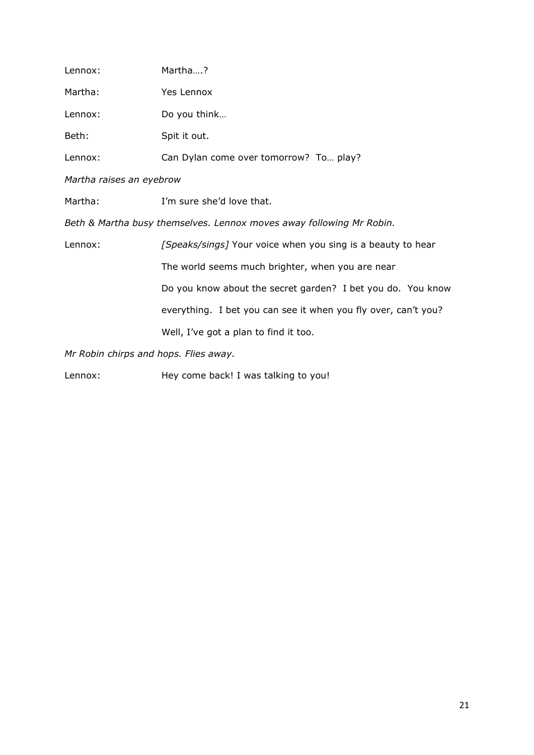Lennox: Martha….?

Martha: Yes Lennox

Lennox: Do you think…

Beth: Spit it out.

Lennox: Can Dylan come over tomorrow? To… play?

*Martha raises an eyebrow*

Martha: I'm sure she'd love that.

*Beth & Martha busy themselves. Lennox moves away following Mr Robin.*

Lennox: *[Speaks/sings]* Your voice when you sing is a beauty to hear
The world seems much brighter, when you are near
Do you know about the secret garden? I bet you do. You know everything. I bet you can see it when you fly over, can't you? Well, I've got a plan to find it too.

*Mr Robin chirps and hops. Flies away.*

Lennox: Hey come back! I was talking to you!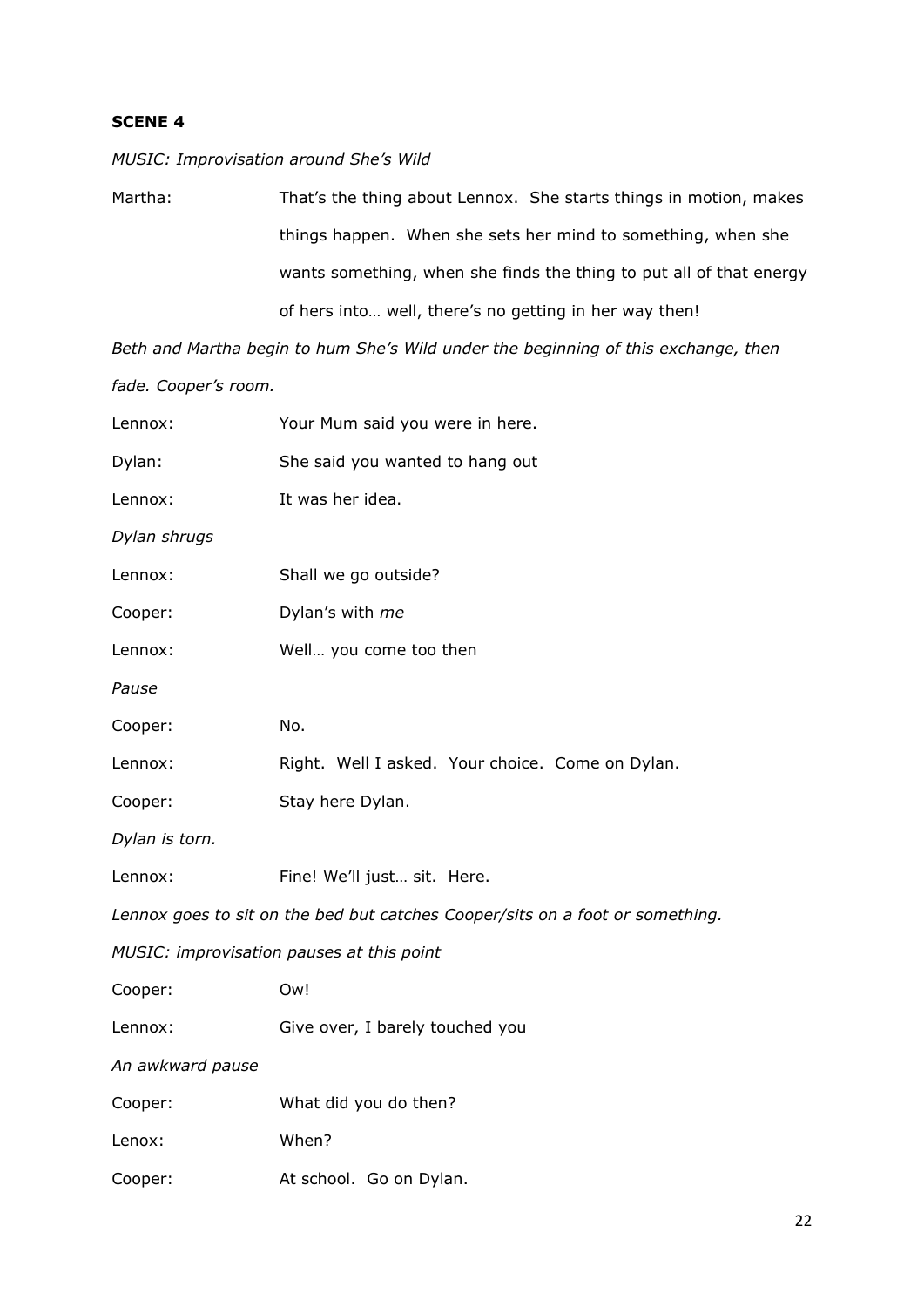**SCENE 4**

*MUSIC: Improvisation around She's Wild*

Martha: That's the thing about Lennox. She starts things in motion, makes things happen. When she sets her mind to something, when she wants something, when she finds the thing to put all of that energy of hers into… well, there's no getting in her way then!

*Beth and Martha begin to hum She's Wild under the beginning of this exchange, then fade. Cooper's room.*

Lennox: Your Mum said you were in here.

Dylan: She said you wanted to hang out

Lennox: It was her idea.

*Dylan shrugs*

Lennox: Shall we go outside?

Cooper: Dylan's with *me*

Lennox: Well… you come too then

*Pause*

Cooper: No.

Lennox: Right. Well I asked. Your choice. Come on Dylan.

Cooper: Stay here Dylan.

*Dylan is torn.*

Lennox: Fine! We'll just… sit. Here.

*Lennox goes to sit on the bed but catches Cooper/sits on a foot or something.*

*MUSIC: improvisation pauses at this point*

Cooper: Ow!

Lennox: Give over, I barely touched you

*An awkward pause*

Cooper: What did you do then?

Lenox: When?

Cooper: At school. Go on Dylan.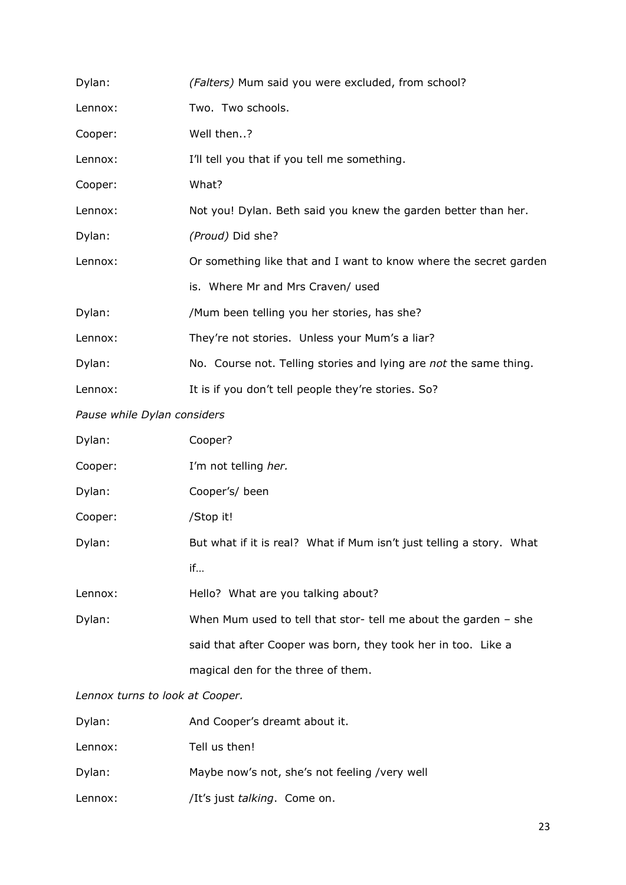Dylan: *(Falters)* Mum said you were excluded, from school?

Lennox: Two. Two schools.

Cooper: Well then..?

Lennox: I'll tell you that if you tell me something.

Cooper: What?

Lennox: Not you! Dylan. Beth said you knew the garden better than her.

Dylan: *(Proud)* Did she?

Lennox: Or something like that and I want to know where the secret garden is. Where Mr and Mrs Craven/ used

Dylan: /Mum been telling you her stories, has she?

Lennox: They're not stories. Unless your Mum's a liar?

Dylan: No. Course not. Telling stories and lying are *not* the same thing.

Lennox: It is if you don't tell people they're stories. So?

*Pause while Dylan considers*

Dylan: Cooper?

Cooper: I'm not telling *her.*

Dylan: Cooper's/ been

Cooper: /Stop it!

Dylan: But what if it is real? What if Mum isn't just telling a story. What if…

Lennox: Hello? What are you talking about?

Dylan: When Mum used to tell that stor- tell me about the garden – she said that after Cooper was born, they took her in too. Like a magical den for the three of them.

*Lennox turns to look at Cooper.*

Dylan: And Cooper's dreamt about it.

Lennox: Tell us then!

Dylan: Maybe now's not, she's not feeling /very well

Lennox: /It's just *talking*. Come on.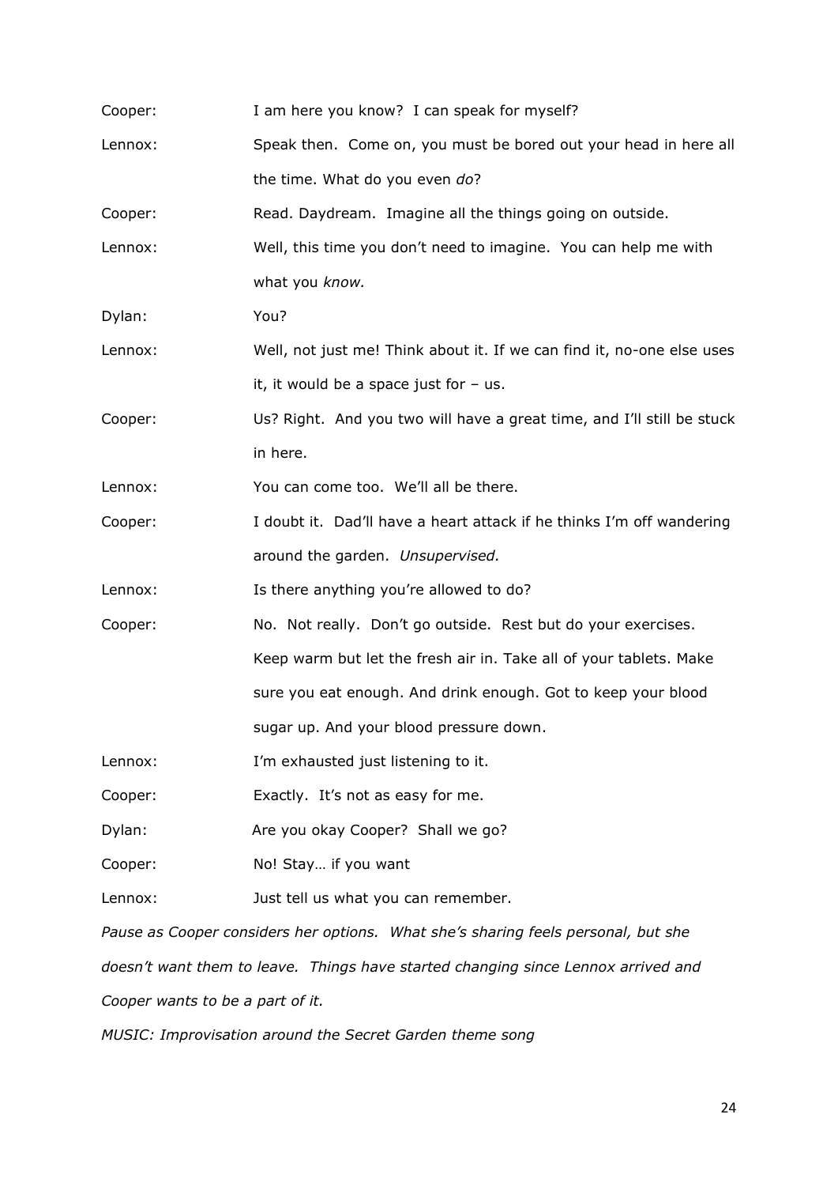Cooper: I am here you know? I can speak for myself?

Lennox: Speak then. Come on, you must be bored out your head in here all the time. What do you even *do*?

Cooper: Read. Daydream. Imagine all the things going on outside.

Lennox: Well, this time you don't need to imagine. You can help me with what you *know.*

Dylan: You?

Lennox: Well, not just me! Think about it. If we can find it, no-one else uses it, it would be a space just for – us.

Cooper: Us? Right. And you two will have a great time, and I'll still be stuck in here.

Lennox: You can come too. We'll all be there.

Cooper: I doubt it. Dad'll have a heart attack if he thinks I'm off wandering around the garden. *Unsupervised.*

Lennox: Is there anything you're allowed to do?

Cooper: No. Not really. Don't go outside. Rest but do your exercises. Keep warm but let the fresh air in. Take all of your tablets. Make sure you eat enough. And drink enough. Got to keep your blood sugar up. And your blood pressure down.

Lennox: I'm exhausted just listening to it.

Cooper: Exactly. It's not as easy for me.

Dylan: Are you okay Cooper? Shall we go?

Cooper: No! Stay… if you want

Lennox: Just tell us what you can remember.

*Pause as Cooper considers her options. What she's sharing feels personal, but she doesn't want them to leave. Things have started changing since Lennox arrived and Cooper wants to be a part of it.*

*MUSIC: Improvisation around the Secret Garden theme song*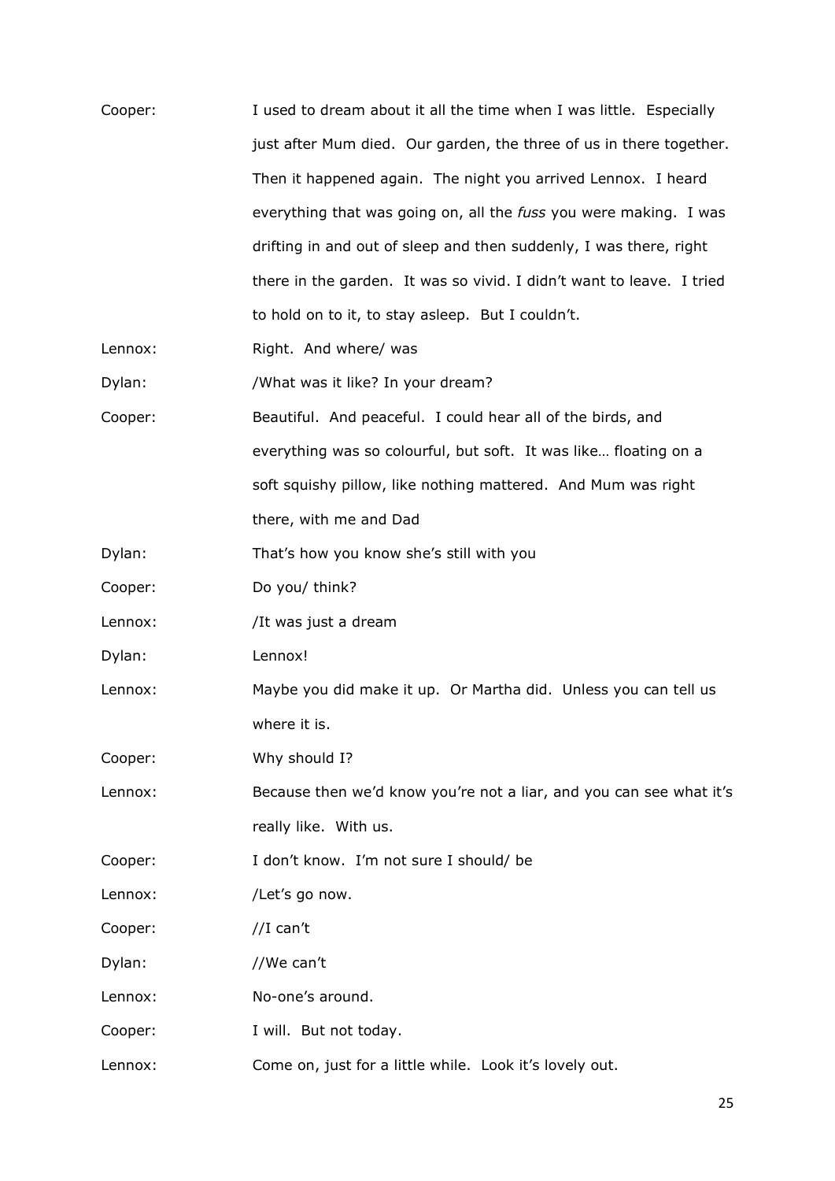Cooper: I used to dream about it all the time when I was little. Especially just after Mum died. Our garden, the three of us in there together. Then it happened again. The night you arrived Lennox. I heard everything that was going on, all the *fuss* you were making. I was drifting in and out of sleep and then suddenly, I was there, right there in the garden. It was so vivid. I didn't want to leave. I tried to hold on to it, to stay asleep. But I couldn't.

Lennox: Right. And where/ was

Dylan: /What was it like? In your dream?

Cooper: Beautiful. And peaceful. I could hear all of the birds, and everything was so colourful, but soft. It was like… floating on a soft squishy pillow, like nothing mattered. And Mum was right there, with me and Dad

Dylan: That's how you know she's still with you

Cooper: Do you/ think?

Lennox: /It was just a dream

Dylan: Lennox!

Lennox: Maybe you did make it up. Or Martha did. Unless you can tell us where it is.

Cooper: Why should I?

Lennox: Because then we'd know you're not a liar, and you can see what it's really like. With us.

Cooper: I don't know. I'm not sure I should/ be

Lennox: /Let's go now.

Cooper: //I can't

Dylan: //We can't

Lennox: No-one's around.

Cooper: I will. But not today.

Lennox: Come on, just for a little while. Look it's lovely out.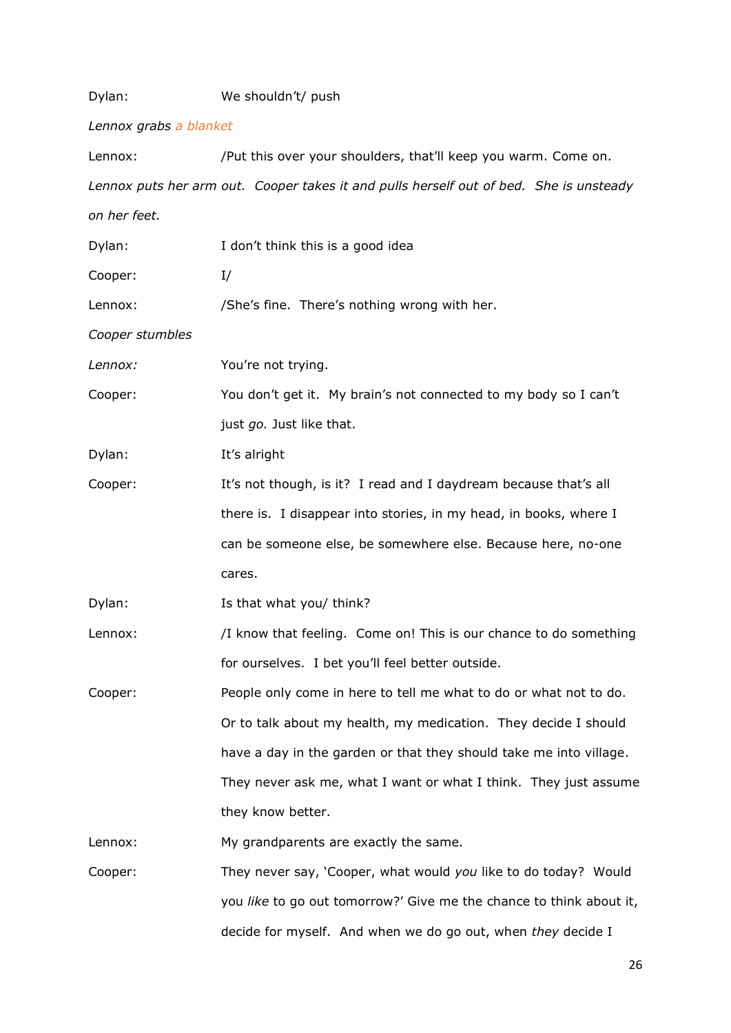Dylan: We shouldn't/ push

*Lennox grabs a blanket*

Lennox: /Put this over your shoulders, that'll keep you warm. Come on.

*Lennox puts her arm out. Cooper takes it and pulls herself out of bed. She is unsteady on her feet.*

Dylan: I don't think this is a good idea

Cooper: I/

Lennox: /She's fine. There's nothing wrong with her.

*Cooper stumbles*

*Lennox:* You're not trying.

Cooper: You don't get it. My brain's not connected to my body so I can't just *go.* Just like that.

Dylan: It's alright

Cooper: It's not though, is it? I read and I daydream because that's all there is. I disappear into stories, in my head, in books, where I can be someone else, be somewhere else. Because here, no-one cares.

Dylan: Is that what you/ think?

Lennox: /I know that feeling. Come on! This is our chance to do something for ourselves. I bet you'll feel better outside.

Cooper: People only come in here to tell me what to do or what not to do. Or to talk about my health, my medication. They decide I should have a day in the garden or that they should take me into village. They never ask me, what I want or what I think. They just assume they know better.

Lennox: My grandparents are exactly the same.

Cooper: They never say, 'Cooper, what would *you* like to do today? Would you *like* to go out tomorrow?' Give me the chance to think about it, decide for myself. And when we do go out, when *they* decide I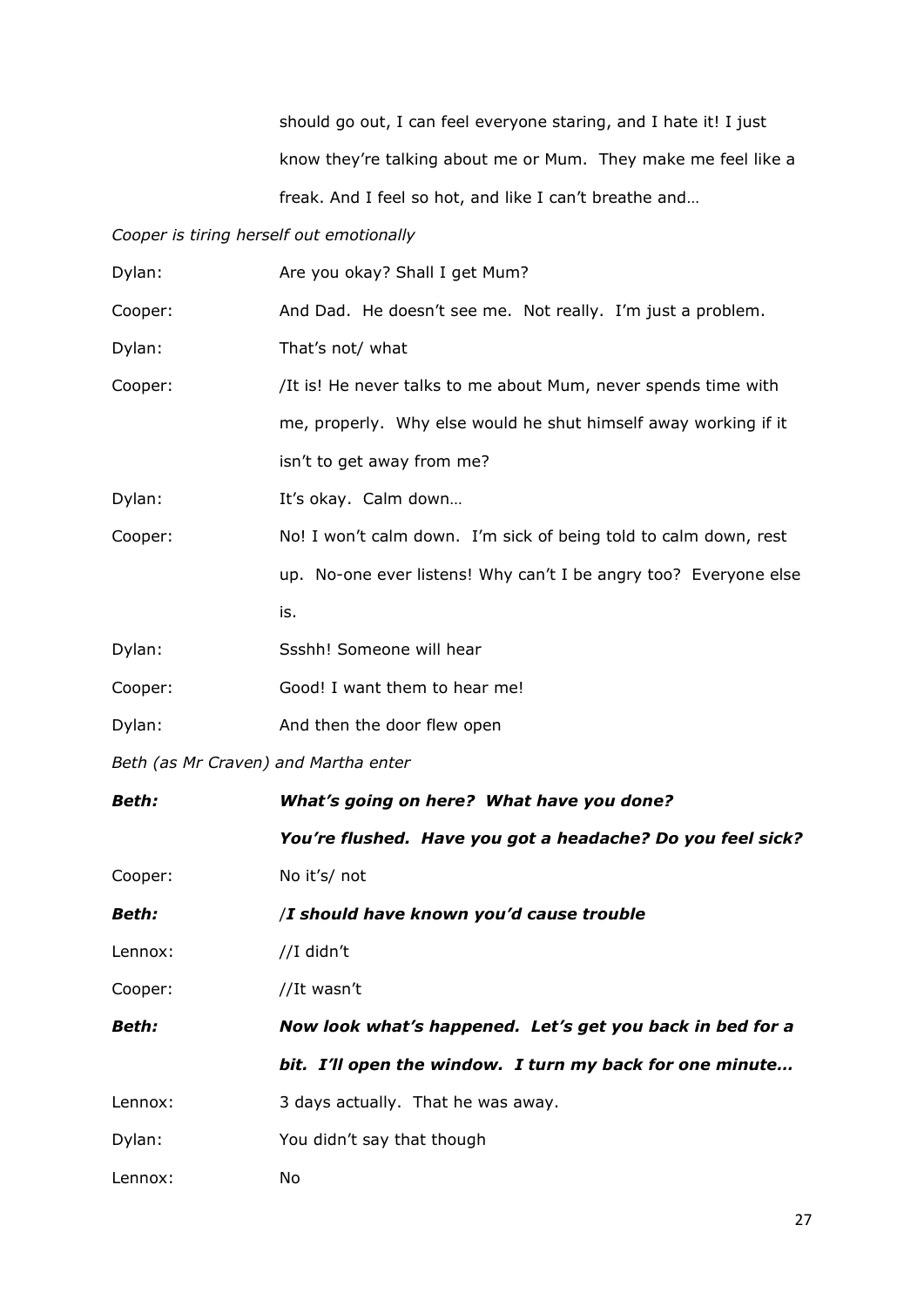should go out, I can feel everyone staring, and I hate it! I just know they're talking about me or Mum. They make me feel like a freak. And I feel so hot, and like I can't breathe and…

*Cooper is tiring herself out emotionally*

Dylan: Are you okay? Shall I get Mum?

Cooper: And Dad. He doesn't see me. Not really. I'm just a problem.

Dylan: That's not/ what

Cooper: /It is! He never talks to me about Mum, never spends time with me, properly. Why else would he shut himself away working if it isn't to get away from me?

Dylan: It's okay. Calm down…

Cooper: No! I won't calm down. I'm sick of being told to calm down, rest up. No-one ever listens! Why can't I be angry too? Everyone else is.

Dylan: Ssshh! Someone will hear

Cooper: Good! I want them to hear me!

Dylan: And then the door flew open

*Beth (as Mr Craven) and Martha enter*

***Beth:*** ***What's going on here? What have you done? You're flushed. Have you got a headache? Do you feel sick?***

Cooper: No it's/ not

***Beth:*** /***I should have known you'd cause trouble***

Lennox: //I didn't

Cooper: //It wasn't

***Beth:*** ***Now look what's happened. Let's get you back in bed for a bit. I'll open the window. I turn my back for one minute…***

Lennox: 3 days actually. That he was away.

Dylan: You didn't say that though

Lennox: No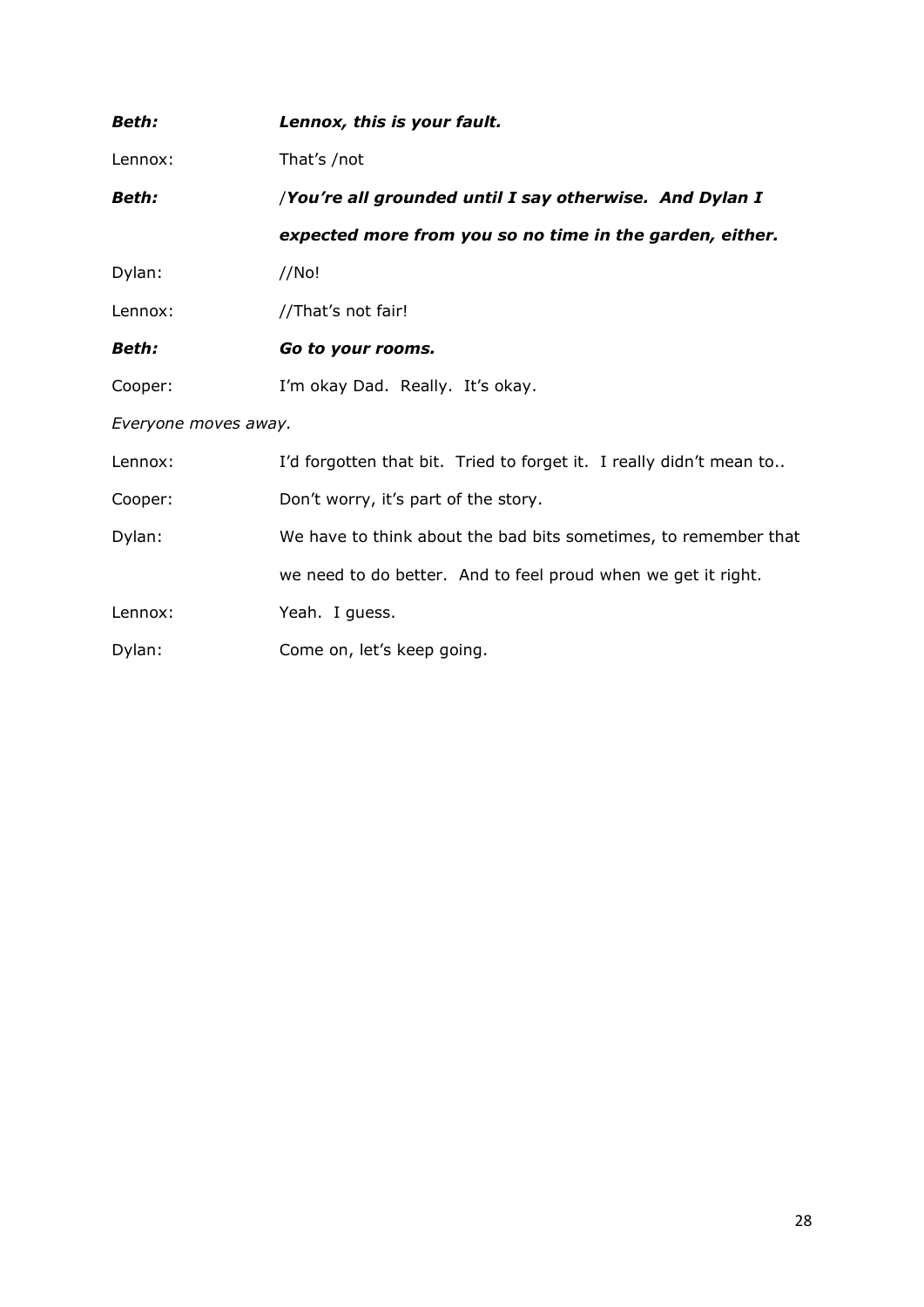***Beth:*** ***Lennox, this is your fault.***

Lennox: That's /not

***Beth:*** /***You're all grounded until I say otherwise. And Dylan I expected more from you so no time in the garden, either.***

Dylan: //No!

Lennox: //That's not fair!

***Beth:*** ***Go to your rooms.***

Cooper: I'm okay Dad. Really. It's okay.

*Everyone moves away.*

Lennox: I'd forgotten that bit. Tried to forget it. I really didn't mean to..

Cooper: Don't worry, it's part of the story.

Dylan: We have to think about the bad bits sometimes, to remember that we need to do better. And to feel proud when we get it right.

Lennox: Yeah. I guess.

Dylan: Come on, let's keep going.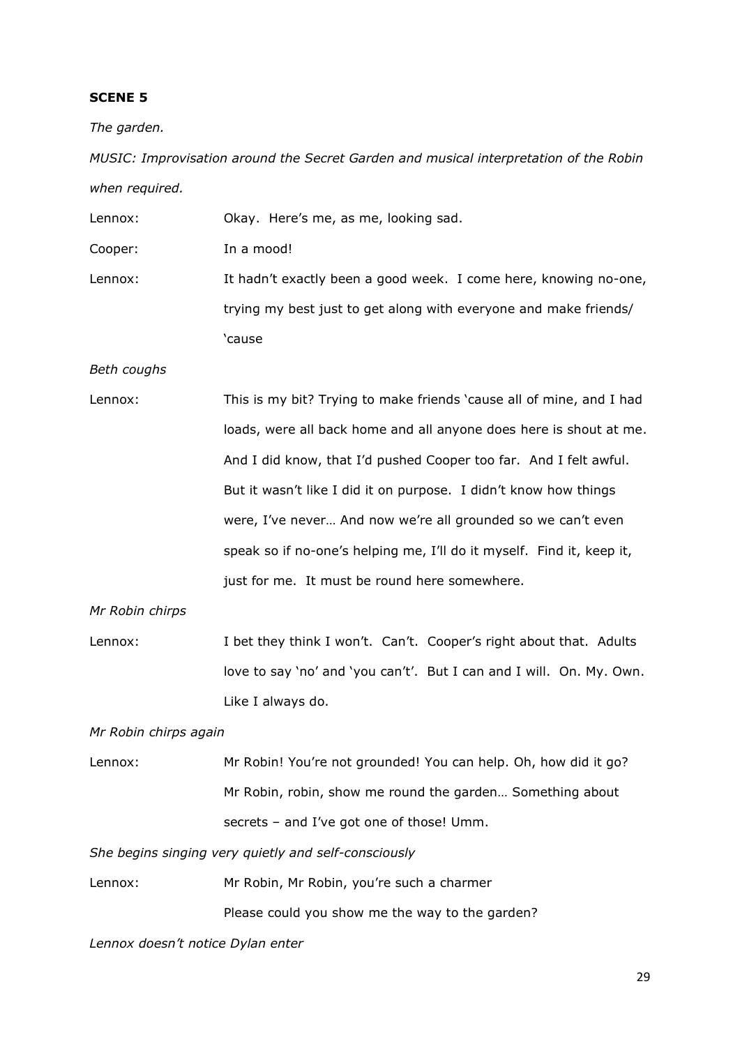**SCENE 5**

*The garden.*

*MUSIC: Improvisation around the Secret Garden and musical interpretation of the Robin when required.*

Lennox: Okay. Here's me, as me, looking sad.

Cooper: In a mood!

Lennox: It hadn't exactly been a good week. I come here, knowing no-one, trying my best just to get along with everyone and make friends/ 'cause

*Beth coughs*

Lennox: This is my bit? Trying to make friends 'cause all of mine, and I had loads, were all back home and all anyone does here is shout at me. And I did know, that I'd pushed Cooper too far. And I felt awful. But it wasn't like I did it on purpose. I didn't know how things were, I've never… And now we're all grounded so we can't even speak so if no-one's helping me, I'll do it myself. Find it, keep it, just for me. It must be round here somewhere.

*Mr Robin chirps*

Lennox: I bet they think I won't. Can't. Cooper's right about that. Adults love to say 'no' and 'you can't'. But I can and I will. On. My. Own. Like I always do.

*Mr Robin chirps again*

Lennox: Mr Robin! You're not grounded! You can help. Oh, how did it go? Mr Robin, robin, show me round the garden… Something about secrets – and I've got one of those! Umm.

*She begins singing very quietly and self-consciously*

Lennox: Mr Robin, Mr Robin, you're such a charmer
Please could you show me the way to the garden?

*Lennox doesn't notice Dylan enter*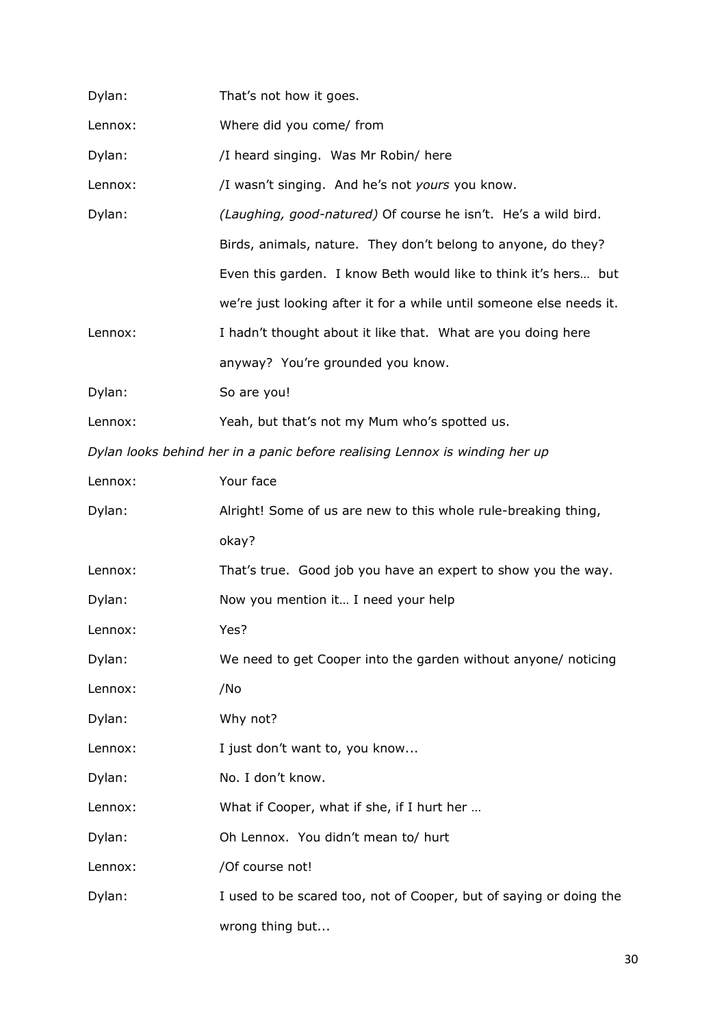Dylan: That's not how it goes.

Lennox: Where did you come/ from

Dylan: /I heard singing. Was Mr Robin/ here

Lennox: /I wasn't singing. And he's not *yours* you know.

Dylan: *(Laughing, good-natured)* Of course he isn't. He's a wild bird. Birds, animals, nature. They don't belong to anyone, do they? Even this garden. I know Beth would like to think it's hers… but we're just looking after it for a while until someone else needs it.

Lennox: I hadn't thought about it like that. What are you doing here anyway? You're grounded you know.

Dylan: So are you!

Lennox: Yeah, but that's not my Mum who's spotted us.

*Dylan looks behind her in a panic before realising Lennox is winding her up*

Lennox: Your face

Dylan: Alright! Some of us are new to this whole rule-breaking thing, okay?

Lennox: That's true. Good job you have an expert to show you the way.

Dylan: Now you mention it… I need your help

Lennox: Yes?

Dylan: We need to get Cooper into the garden without anyone/ noticing

Lennox: /No

Dylan: Why not?

Lennox: I just don't want to, you know...

Dylan: No. I don't know.

Lennox: What if Cooper, what if she, if I hurt her …

Dylan: Oh Lennox. You didn't mean to/ hurt

Lennox: /Of course not!

Dylan: I used to be scared too, not of Cooper, but of saying or doing the wrong thing but...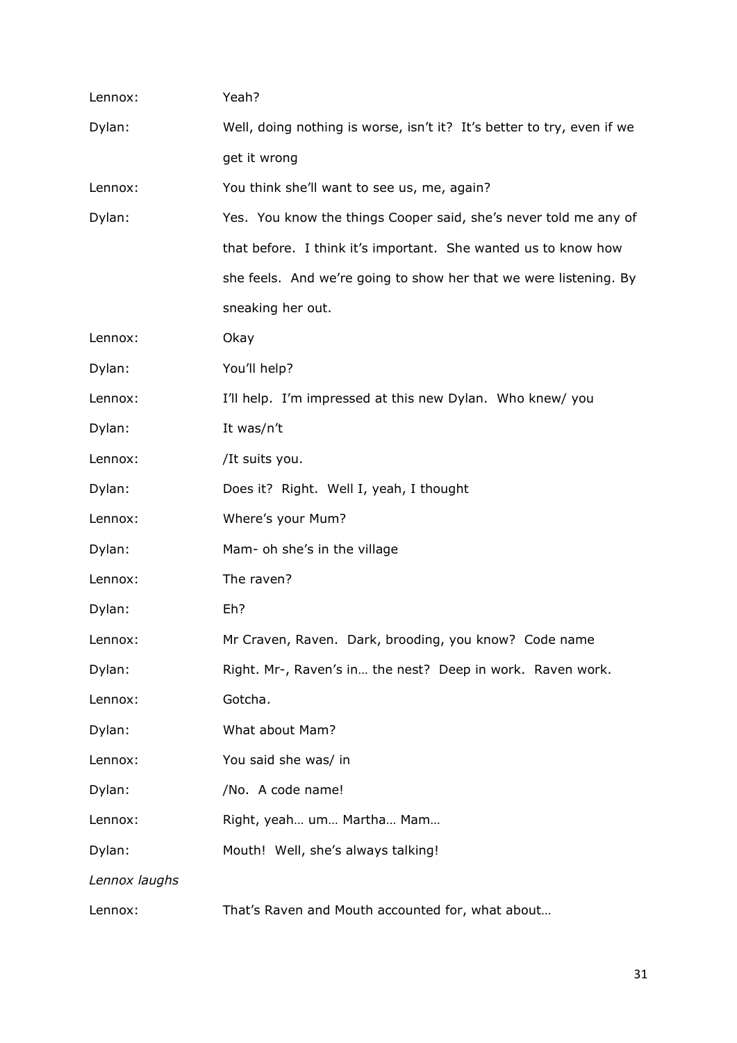Lennox: Yeah?

Dylan: Well, doing nothing is worse, isn't it? It's better to try, even if we get it wrong

Lennox: You think she'll want to see us, me, again?

Dylan: Yes. You know the things Cooper said, she's never told me any of that before. I think it's important. She wanted us to know how she feels. And we're going to show her that we were listening. By sneaking her out.

Lennox: Okay

Dylan: You'll help?

Lennox: I'll help. I'm impressed at this new Dylan. Who knew/ you

Dylan: It was/n't

Lennox: /It suits you.

Dylan: Does it? Right. Well I, yeah, I thought

Lennox: Where's your Mum?

Dylan: Mam- oh she's in the village

Lennox: The raven?

Dylan: Eh?

Lennox: Mr Craven, Raven. Dark, brooding, you know? Code name

Dylan: Right. Mr-, Raven's in… the nest? Deep in work. Raven work.

Lennox: Gotcha.

Dylan: What about Mam?

Lennox: You said she was/ in

Dylan: /No. A code name!

Lennox: Right, yeah… um… Martha… Mam…

Dylan: Mouth! Well, she's always talking!

*Lennox laughs*

Lennox: That's Raven and Mouth accounted for, what about…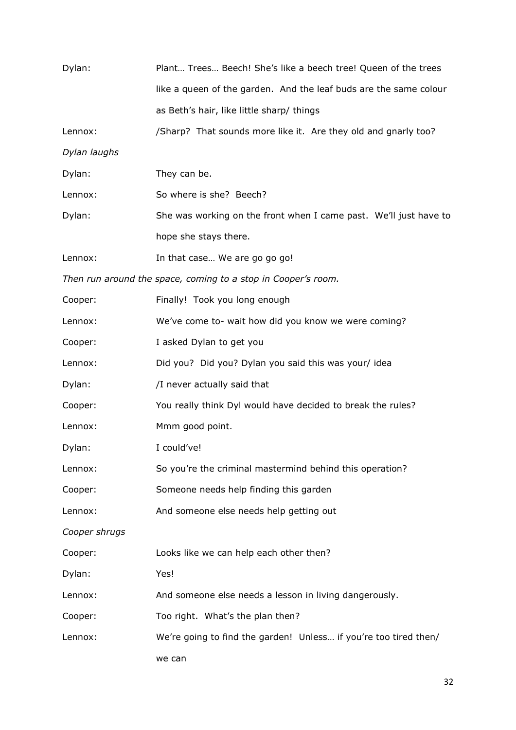Dylan: Plant… Trees… Beech! She's like a beech tree! Queen of the trees like a queen of the garden. And the leaf buds are the same colour as Beth's hair, like little sharp/ things

Lennox: /Sharp? That sounds more like it. Are they old and gnarly too?

*Dylan laughs*

Dylan: They can be.

Lennox: So where is she? Beech?

Dylan: She was working on the front when I came past. We'll just have to hope she stays there.

Lennox: In that case… We are go go go!

*Then run around the space, coming to a stop in Cooper's room.*

Cooper: Finally! Took you long enough

Lennox: We've come to- wait how did you know we were coming?

Cooper: I asked Dylan to get you

Lennox: Did you? Did you? Dylan you said this was your/ idea

Dylan: /I never actually said that

Cooper: You really think Dyl would have decided to break the rules?

Lennox: Mmm good point.

Dylan: I could've!

Lennox: So you're the criminal mastermind behind this operation?

Cooper: Someone needs help finding this garden

Lennox: And someone else needs help getting out

*Cooper shrugs*

Cooper: Looks like we can help each other then?

Dylan: Yes!

Lennox: And someone else needs a lesson in living dangerously.

Cooper: Too right. What's the plan then?

Lennox: We're going to find the garden! Unless… if you're too tired then/ we can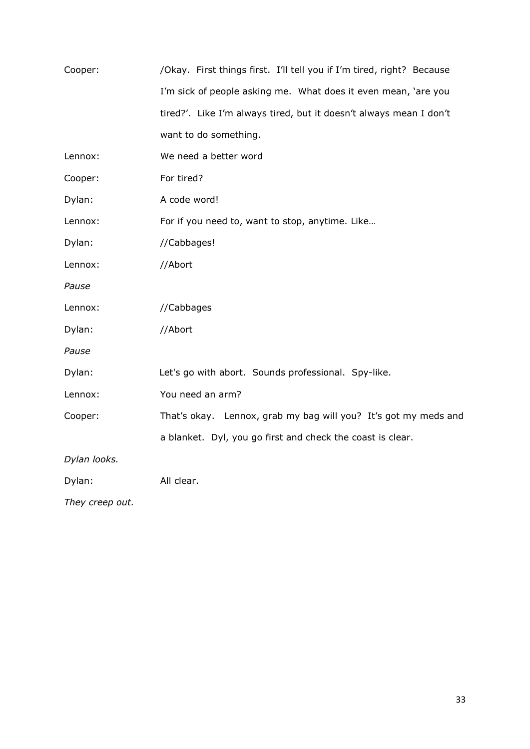Cooper: /Okay. First things first. I'll tell you if I'm tired, right? Because I'm sick of people asking me. What does it even mean, 'are you tired?'. Like I'm always tired, but it doesn't always mean I don't want to do something.

Lennox: We need a better word

Cooper: For tired?

Dylan: A code word!

Lennox: For if you need to, want to stop, anytime. Like…

Dylan: //Cabbages!

Lennox: //Abort

*Pause*

Lennox: //Cabbages

Dylan: //Abort

*Pause*

Dylan: Let's go with abort. Sounds professional. Spy-like.

Lennox: You need an arm?

Cooper: That's okay. Lennox, grab my bag will you? It's got my meds and a blanket. Dyl, you go first and check the coast is clear.

*Dylan looks.*

Dylan: All clear.

*They creep out.*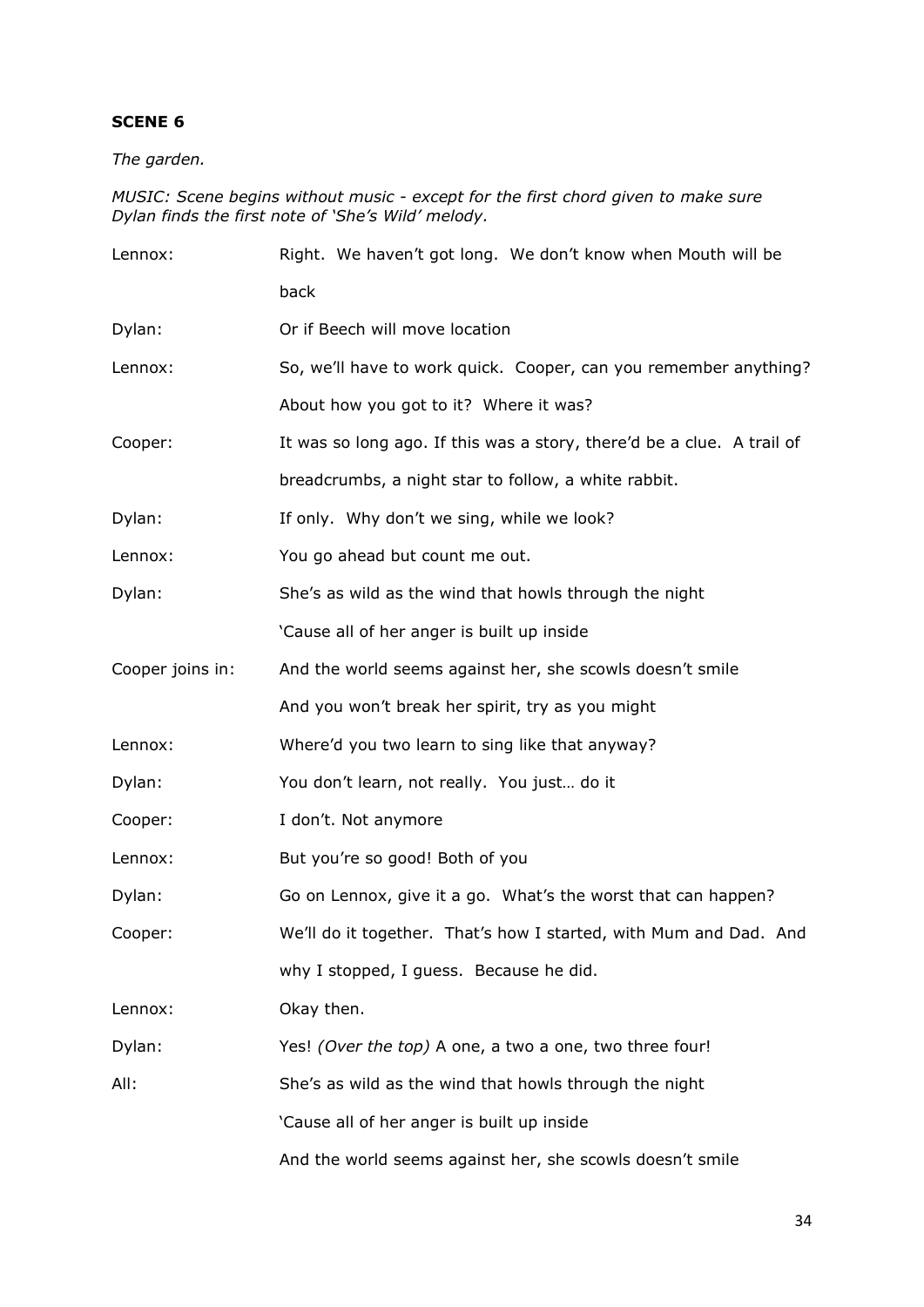**SCENE 6**

*The garden.*

*MUSIC: Scene begins without music - except for the first chord given to make sure Dylan finds the first note of 'She's Wild' melody.*

| | |
|---|---|
| Lennox: | Right. We haven't got long. We don't know when Mouth will be back |
| Dylan: | Or if Beech will move location |
| Lennox: | So, we'll have to work quick. Cooper, can you remember anything? About how you got to it? Where it was? |
| Cooper: | It was so long ago. If this was a story, there'd be a clue. A trail of breadcrumbs, a night star to follow, a white rabbit. |
| Dylan: | If only. Why don't we sing, while we look? |
| Lennox: | You go ahead but count me out. |
| Dylan: | She's as wild as the wind that howls through the night<br>'Cause all of her anger is built up inside |
| Cooper joins in: | And the world seems against her, she scowls doesn't smile<br>And you won't break her spirit, try as you might |
| Lennox: | Where'd you two learn to sing like that anyway? |
| Dylan: | You don't learn, not really. You just… do it |
| Cooper: | I don't. Not anymore |
| Lennox: | But you're so good! Both of you |
| Dylan: | Go on Lennox, give it a go. What's the worst that can happen? |
| Cooper: | We'll do it together. That's how I started, with Mum and Dad. And why I stopped, I guess. Because he did. |
| Lennox: | Okay then. |
| Dylan: | Yes! *(Over the top)* A one, a two a one, two three four! |
| All: | She's as wild as the wind that howls through the night<br>'Cause all of her anger is built up inside<br>And the world seems against her, she scowls doesn't smile |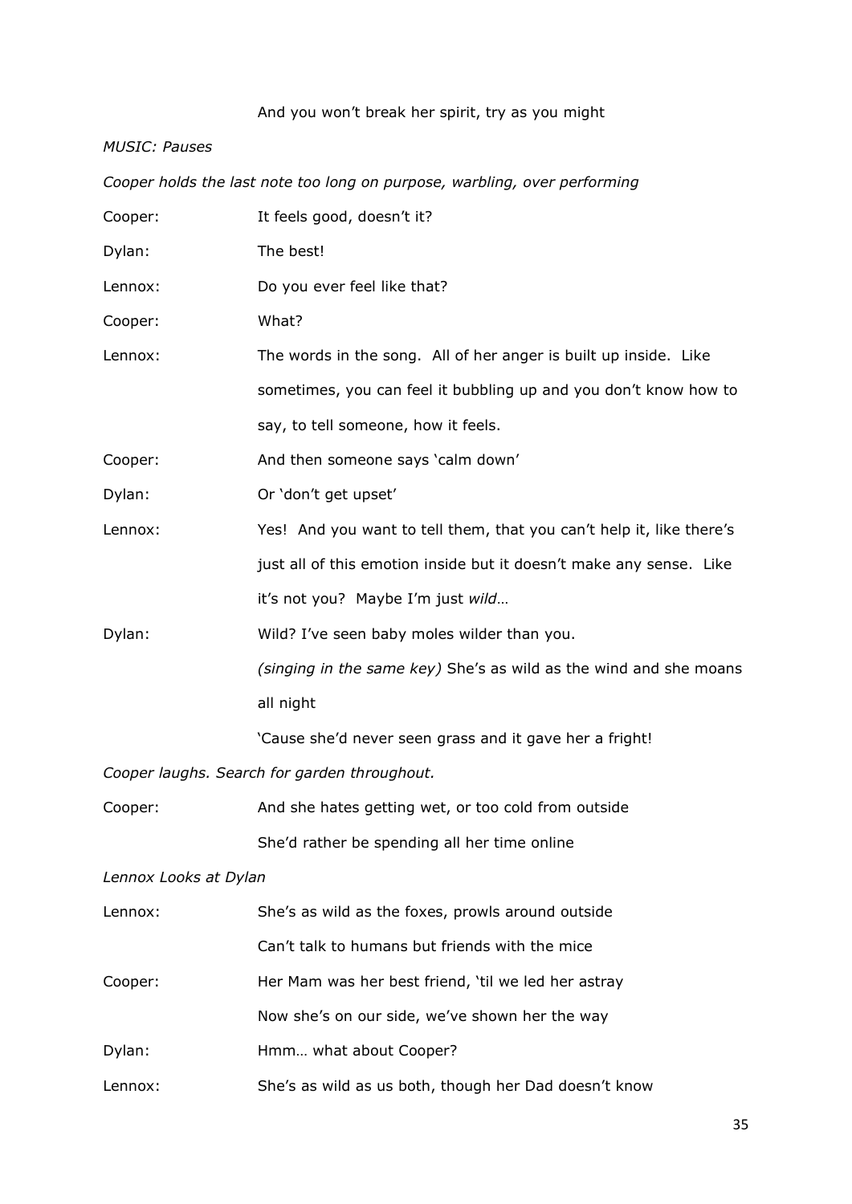And you won't break her spirit, try as you might

*MUSIC: Pauses*

*Cooper holds the last note too long on purpose, warbling, over performing*

Cooper: It feels good, doesn't it?

Dylan: The best!

Lennox: Do you ever feel like that?

Cooper: What?

Lennox: The words in the song. All of her anger is built up inside. Like sometimes, you can feel it bubbling up and you don't know how to say, to tell someone, how it feels.

Cooper: And then someone says 'calm down'

Dylan: Or 'don't get upset'

Lennox: Yes! And you want to tell them, that you can't help it, like there's just all of this emotion inside but it doesn't make any sense. Like it's not you? Maybe I'm just *wild*…

Dylan: Wild? I've seen baby moles wilder than you.
*(singing in the same key)* She's as wild as the wind and she moans all night
'Cause she'd never seen grass and it gave her a fright!

*Cooper laughs. Search for garden throughout.*

Cooper: And she hates getting wet, or too cold from outside
She'd rather be spending all her time online

*Lennox Looks at Dylan*

Lennox: She's as wild as the foxes, prowls around outside
Can't talk to humans but friends with the mice

Cooper: Her Mam was her best friend, 'til we led her astray
Now she's on our side, we've shown her the way

Dylan: Hmm… what about Cooper?

Lennox: She's as wild as us both, though her Dad doesn't know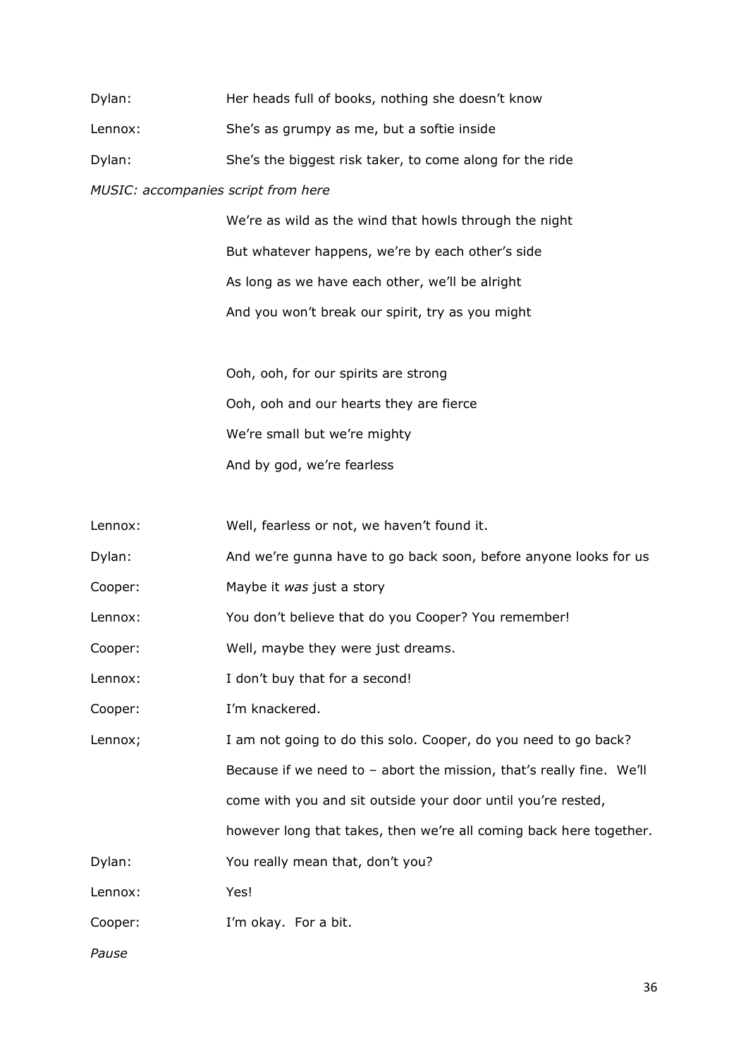Dylan: Her heads full of books, nothing she doesn't know

Lennox: She's as grumpy as me, but a softie inside

Dylan: She's the biggest risk taker, to come along for the ride

*MUSIC: accompanies script from here*

We're as wild as the wind that howls through the night
But whatever happens, we're by each other's side
As long as we have each other, we'll be alright
And you won't break our spirit, try as you might

Ooh, ooh, for our spirits are strong
Ooh, ooh and our hearts they are fierce
We're small but we're mighty
And by god, we're fearless

Lennox: Well, fearless or not, we haven't found it.

Dylan: And we're gunna have to go back soon, before anyone looks for us

Cooper: Maybe it *was* just a story

Lennox: You don't believe that do you Cooper? You remember!

Cooper: Well, maybe they were just dreams.

Lennox: I don't buy that for a second!

Cooper: I'm knackered.

Lennox; I am not going to do this solo. Cooper, do you need to go back? Because if we need to – abort the mission, that's really fine. We'll come with you and sit outside your door until you're rested, however long that takes, then we're all coming back here together.

Dylan: You really mean that, don't you?

Lennox: Yes!

Cooper: I'm okay. For a bit.

*Pause*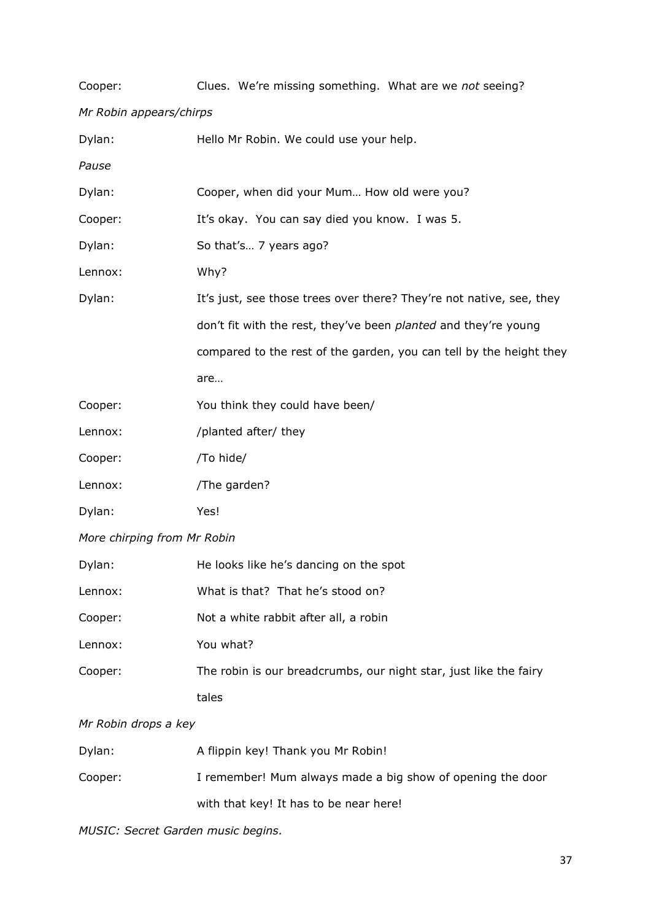Cooper: Clues. We're missing something. What are we *not* seeing?

*Mr Robin appears/chirps*

Dylan: Hello Mr Robin. We could use your help.

*Pause*

Dylan: Cooper, when did your Mum… How old were you?

Cooper: It's okay. You can say died you know. I was 5.

Dylan: So that's… 7 years ago?

Lennox: Why?

Dylan: It's just, see those trees over there? They're not native, see, they don't fit with the rest, they've been *planted* and they're young compared to the rest of the garden, you can tell by the height they are…

Cooper: You think they could have been/

Lennox: /planted after/ they

Cooper: /To hide/

Lennox: /The garden?

Dylan: Yes!

*More chirping from Mr Robin*

Dylan: He looks like he's dancing on the spot

Lennox: What is that? That he's stood on?

Cooper: Not a white rabbit after all, a robin

Lennox: You what?

Cooper: The robin is our breadcrumbs, our night star, just like the fairy tales

*Mr Robin drops a key*

Dylan: A flippin key! Thank you Mr Robin!

Cooper: I remember! Mum always made a big show of opening the door with that key! It has to be near here!

*MUSIC: Secret Garden music begins.*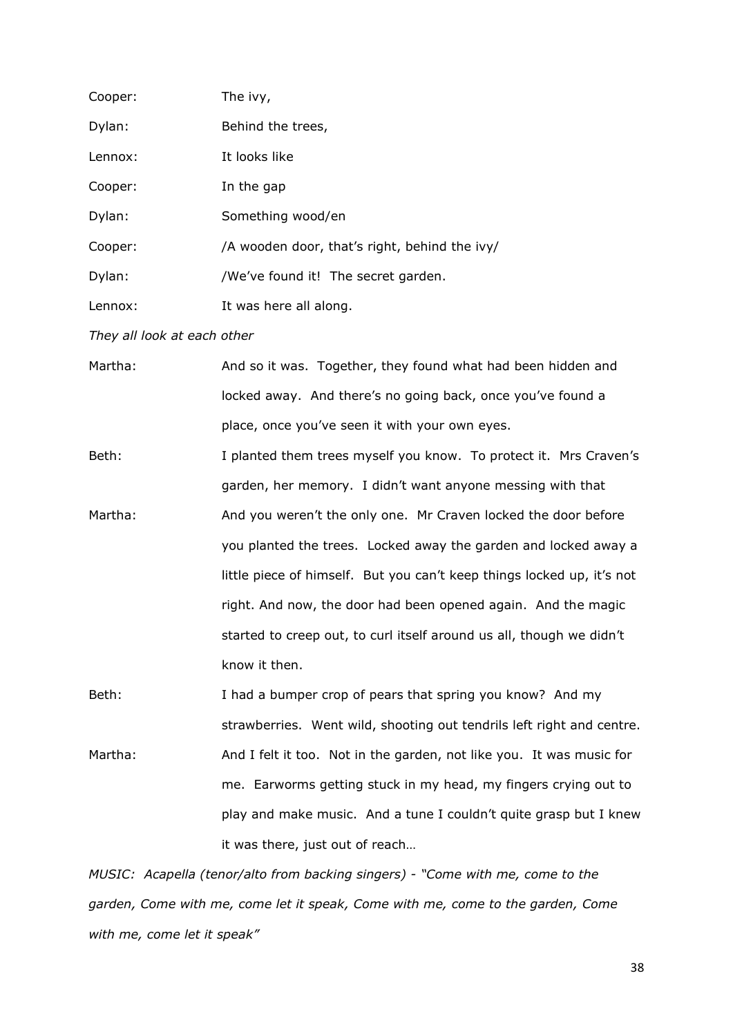Cooper: The ivy,

Dylan: Behind the trees,

Lennox: It looks like

Cooper: In the gap

Dylan: Something wood/en

Cooper: /A wooden door, that's right, behind the ivy/

Dylan: /We've found it! The secret garden.

Lennox: It was here all along.

*They all look at each other*

Martha: And so it was. Together, they found what had been hidden and locked away. And there's no going back, once you've found a place, once you've seen it with your own eyes.

Beth: I planted them trees myself you know. To protect it. Mrs Craven's garden, her memory. I didn't want anyone messing with that

Martha: And you weren't the only one. Mr Craven locked the door before you planted the trees. Locked away the garden and locked away a little piece of himself. But you can't keep things locked up, it's not right. And now, the door had been opened again. And the magic started to creep out, to curl itself around us all, though we didn't know it then.

Beth: I had a bumper crop of pears that spring you know? And my strawberries. Went wild, shooting out tendrils left right and centre.

Martha: And I felt it too. Not in the garden, not like you. It was music for me. Earworms getting stuck in my head, my fingers crying out to play and make music. And a tune I couldn't quite grasp but I knew it was there, just out of reach…

*MUSIC: Acapella (tenor/alto from backing singers) - "Come with me, come to the garden, Come with me, come let it speak, Come with me, come to the garden, Come with me, come let it speak"*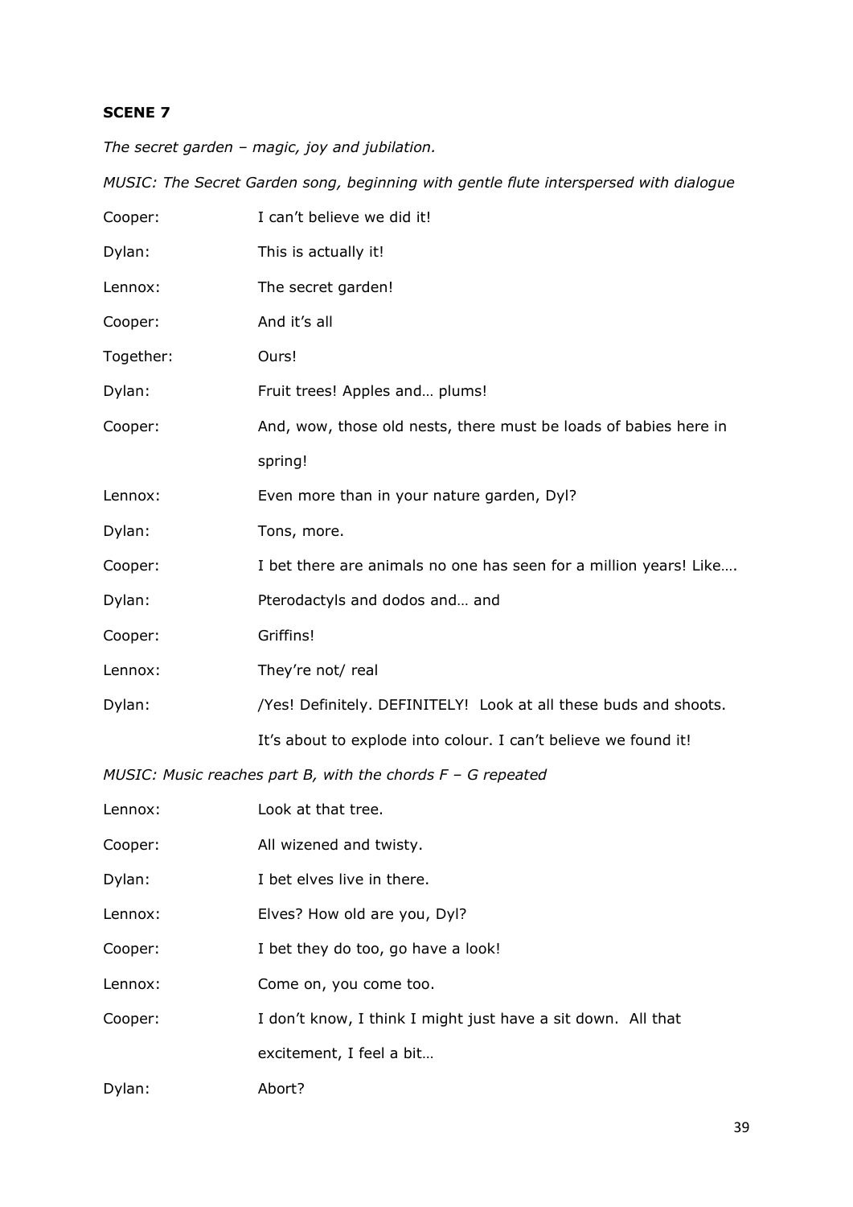**SCENE 7**

*The secret garden – magic, joy and jubilation.*

*MUSIC: The Secret Garden song, beginning with gentle flute interspersed with dialogue*

Cooper: I can't believe we did it!

Dylan: This is actually it!

Lennox: The secret garden!

Cooper: And it's all

Together: Ours!

Dylan: Fruit trees! Apples and… plums!

Cooper: And, wow, those old nests, there must be loads of babies here in spring!

Lennox: Even more than in your nature garden, Dyl?

Dylan: Tons, more.

Cooper: I bet there are animals no one has seen for a million years! Like….

Dylan: Pterodactyls and dodos and… and

Cooper: Griffins!

Lennox: They're not/ real

Dylan: /Yes! Definitely. DEFINITELY! Look at all these buds and shoots. It's about to explode into colour. I can't believe we found it!

*MUSIC: Music reaches part B, with the chords F – G repeated*

Lennox: Look at that tree.

Cooper: All wizened and twisty.

Dylan: I bet elves live in there.

Lennox: Elves? How old are you, Dyl?

Cooper: I bet they do too, go have a look!

Lennox: Come on, you come too.

Cooper: I don't know, I think I might just have a sit down. All that excitement, I feel a bit…

Dylan: Abort?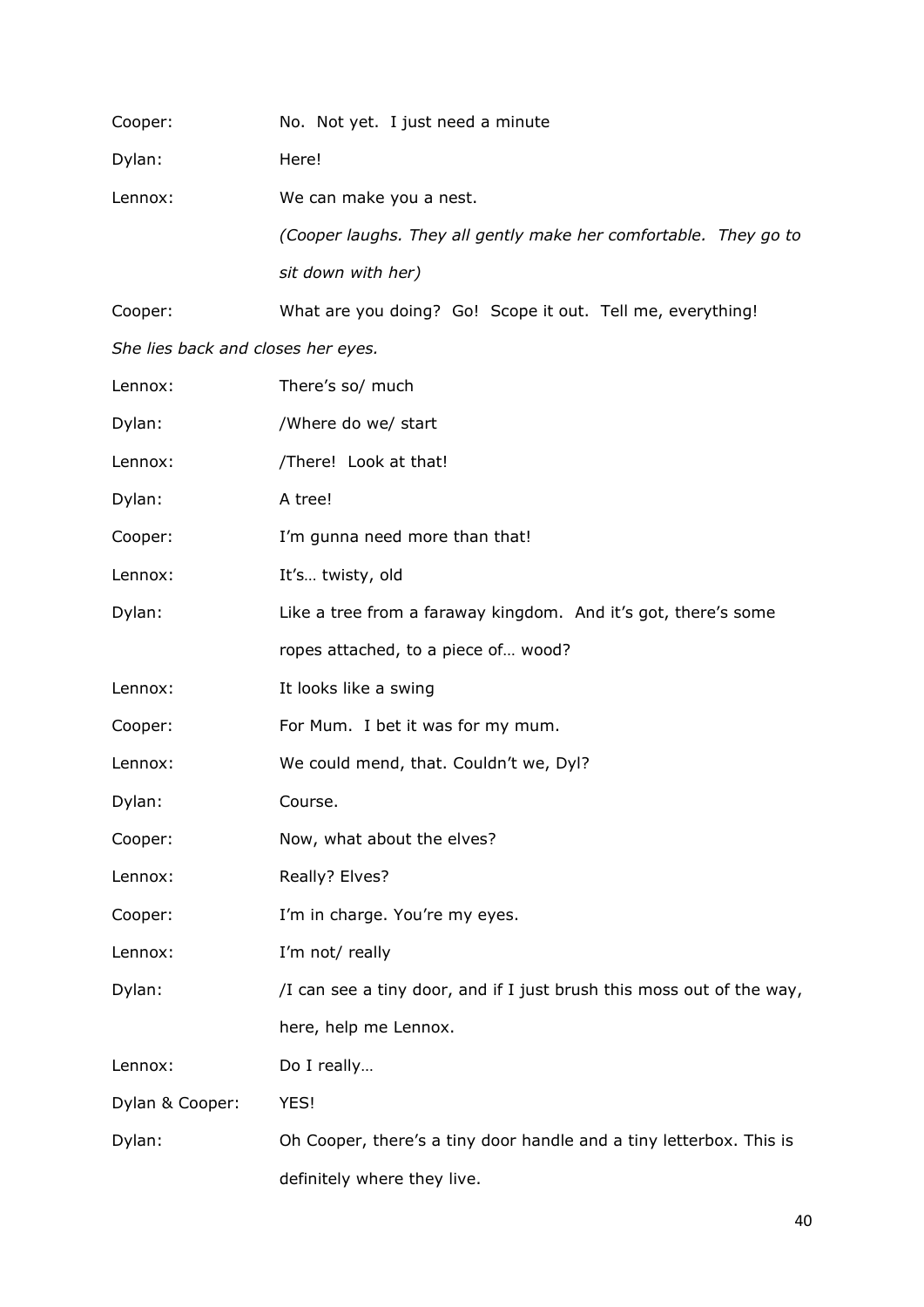Cooper: No. Not yet. I just need a minute

Dylan: Here!

Lennox: We can make you a nest.

*(Cooper laughs. They all gently make her comfortable. They go to sit down with her)*

Cooper: What are you doing? Go! Scope it out. Tell me, everything!

*She lies back and closes her eyes.*

Lennox: There's so/ much

Dylan: /Where do we/ start

Lennox: /There! Look at that!

Dylan: A tree!

Cooper: I'm gunna need more than that!

Lennox: It's… twisty, old

Dylan: Like a tree from a faraway kingdom. And it's got, there's some ropes attached, to a piece of… wood?

Lennox: It looks like a swing

Cooper: For Mum. I bet it was for my mum.

Lennox: We could mend, that. Couldn't we, Dyl?

Dylan: Course.

Cooper: Now, what about the elves?

Lennox: Really? Elves?

Cooper: I'm in charge. You're my eyes.

Lennox: I'm not/ really

Dylan: /I can see a tiny door, and if I just brush this moss out of the way, here, help me Lennox.

Lennox: Do I really…

Dylan & Cooper: YES!

Dylan: Oh Cooper, there's a tiny door handle and a tiny letterbox. This is definitely where they live.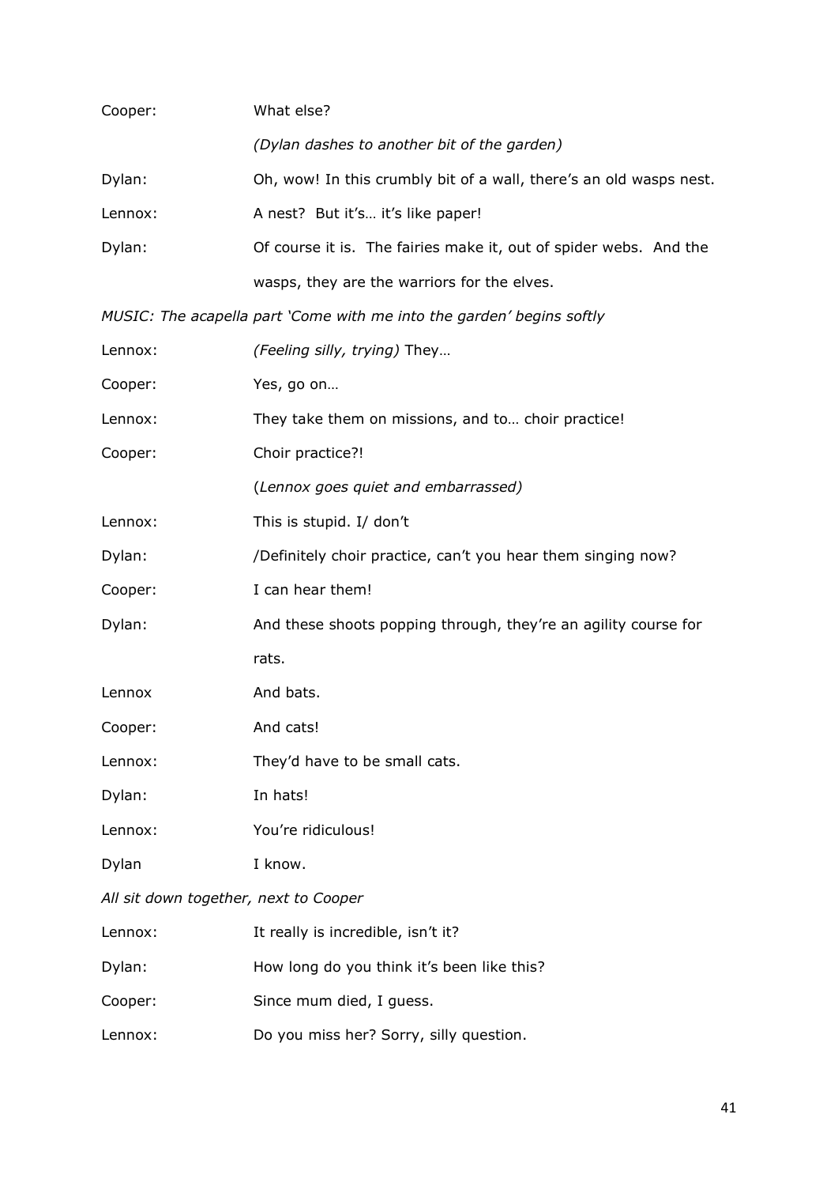Cooper: What else?

*(Dylan dashes to another bit of the garden)*

Dylan: Oh, wow! In this crumbly bit of a wall, there's an old wasps nest.

Lennox: A nest? But it's… it's like paper!

Dylan: Of course it is. The fairies make it, out of spider webs. And the wasps, they are the warriors for the elves.

*MUSIC: The acapella part 'Come with me into the garden' begins softly*

Lennox: *(Feeling silly, trying)* They…

Cooper: Yes, go on…

Lennox: They take them on missions, and to… choir practice!

Cooper: Choir practice?!

(*Lennox goes quiet and embarrassed)*

Lennox: This is stupid. I/ don't

Dylan: /Definitely choir practice, can't you hear them singing now?

Cooper: I can hear them!

Dylan: And these shoots popping through, they're an agility course for rats.

Lennox And bats.

Cooper: And cats!

Lennox: They'd have to be small cats.

Dylan: In hats!

Lennox: You're ridiculous!

Dylan I know.

*All sit down together, next to Cooper*

Lennox: It really is incredible, isn't it?

Dylan: How long do you think it's been like this?

Cooper: Since mum died, I guess.

Lennox: Do you miss her? Sorry, silly question.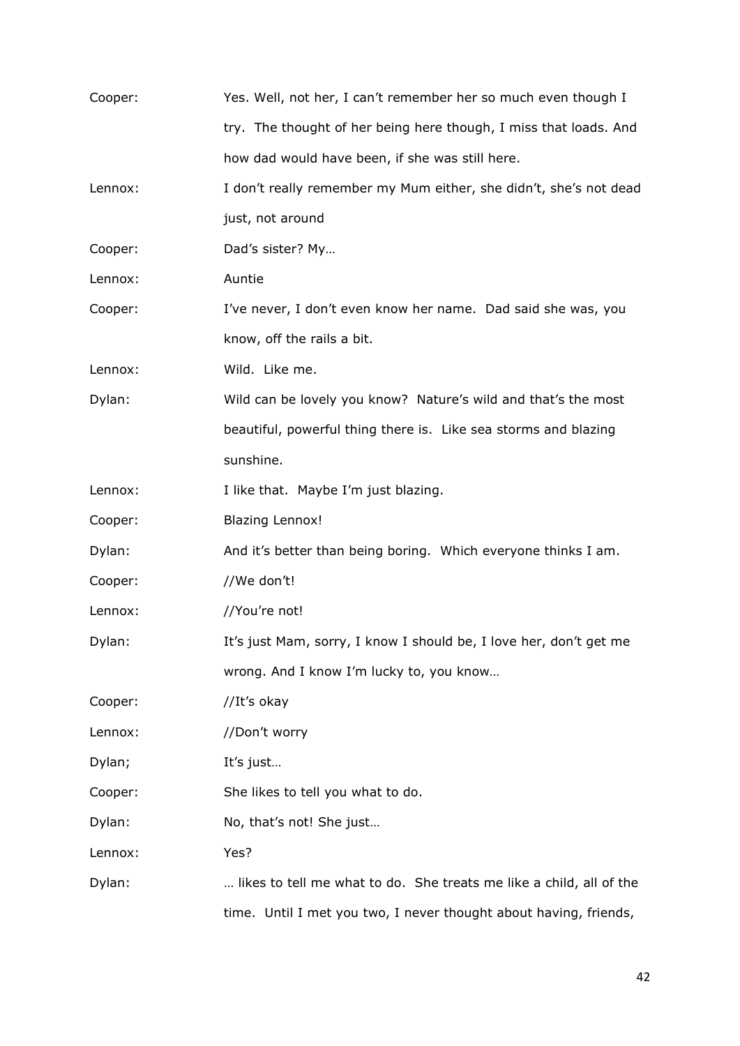Cooper: Yes. Well, not her, I can't remember her so much even though I try. The thought of her being here though, I miss that loads. And how dad would have been, if she was still here.

Lennox: I don't really remember my Mum either, she didn't, she's not dead just, not around

Cooper: Dad's sister? My…

Lennox: Auntie

Cooper: I've never, I don't even know her name. Dad said she was, you know, off the rails a bit.

Lennox: Wild. Like me.

Dylan: Wild can be lovely you know? Nature's wild and that's the most beautiful, powerful thing there is. Like sea storms and blazing sunshine.

Lennox: I like that. Maybe I'm just blazing.

Cooper: Blazing Lennox!

Dylan: And it's better than being boring. Which everyone thinks I am.

Cooper: //We don't!

Lennox: //You're not!

Dylan: It's just Mam, sorry, I know I should be, I love her, don't get me wrong. And I know I'm lucky to, you know…

Cooper: //It's okay

Lennox: //Don't worry

Dylan; It's just…

Cooper: She likes to tell you what to do.

Dylan: No, that's not! She just…

Lennox: Yes?

Dylan: … likes to tell me what to do. She treats me like a child, all of the time. Until I met you two, I never thought about having, friends,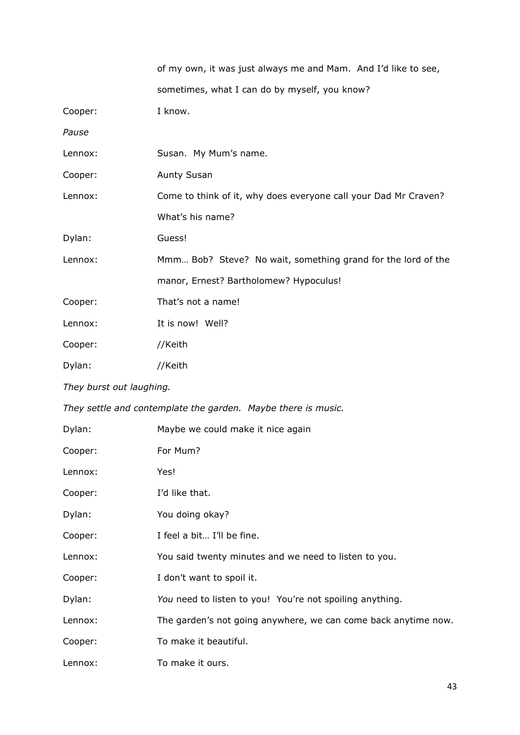of my own, it was just always me and Mam. And I'd like to see, sometimes, what I can do by myself, you know?

Cooper: I know.

*Pause*

Lennox: Susan. My Mum's name.

Cooper: Aunty Susan

Lennox: Come to think of it, why does everyone call your Dad Mr Craven? What's his name?

Dylan: Guess!

Lennox: Mmm… Bob? Steve? No wait, something grand for the lord of the manor, Ernest? Bartholomew? Hypoculus!

Cooper: That's not a name!

Lennox: It is now! Well?

Cooper: //Keith

Dylan: //Keith

*They burst out laughing.*

*They settle and contemplate the garden. Maybe there is music.*

Dylan: Maybe we could make it nice again

Cooper: For Mum?

Lennox: Yes!

Cooper: I'd like that.

Dylan: You doing okay?

Cooper: I feel a bit… I'll be fine.

Lennox: You said twenty minutes and we need to listen to you.

Cooper: I don't want to spoil it.

Dylan: *You* need to listen to you! You're not spoiling anything.

Lennox: The garden's not going anywhere, we can come back anytime now.

Cooper: To make it beautiful.

Lennox: To make it ours.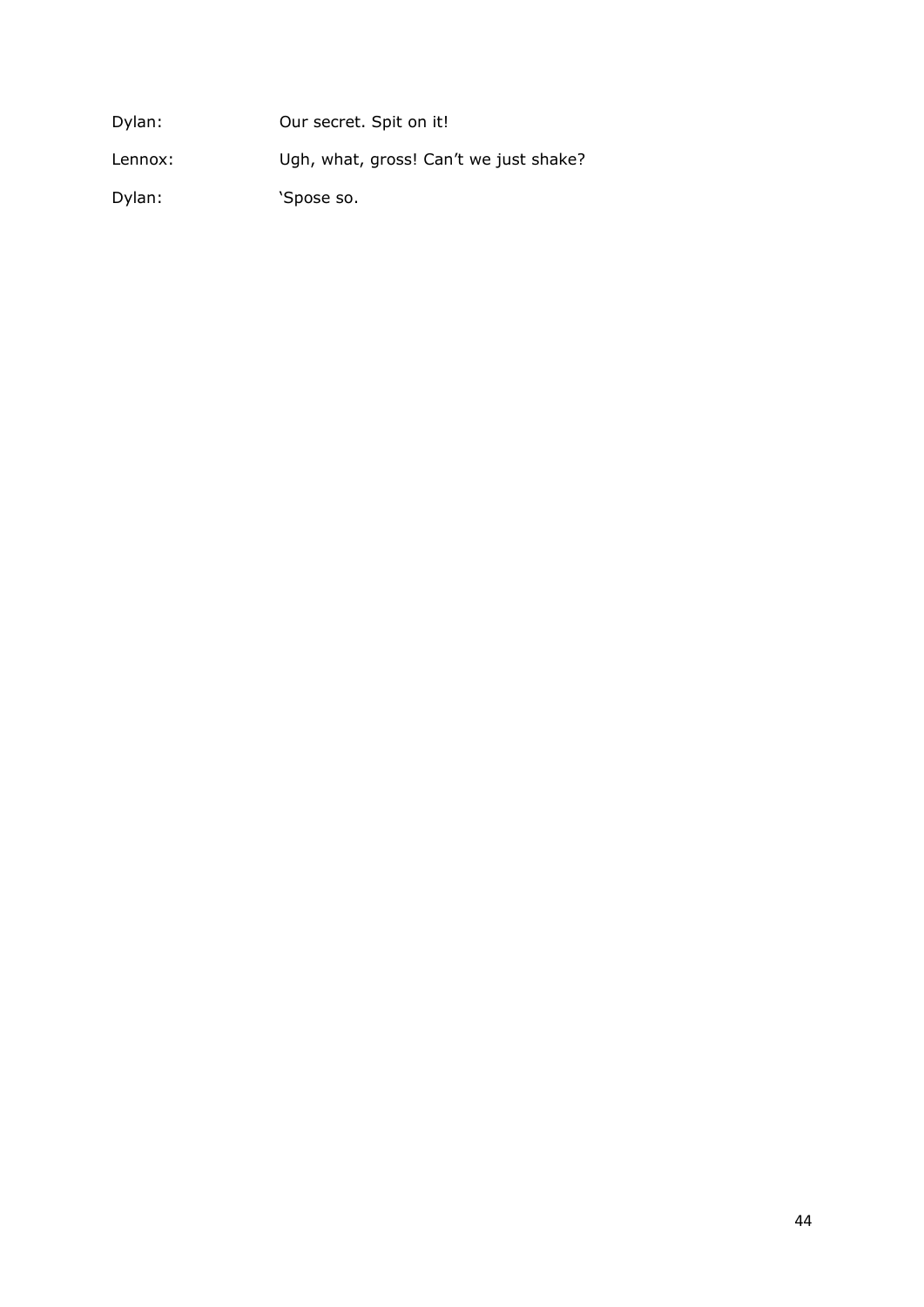Dylan: Our secret. Spit on it!

Lennox: Ugh, what, gross! Can’t we just shake?

Dylan: ‘Spose so.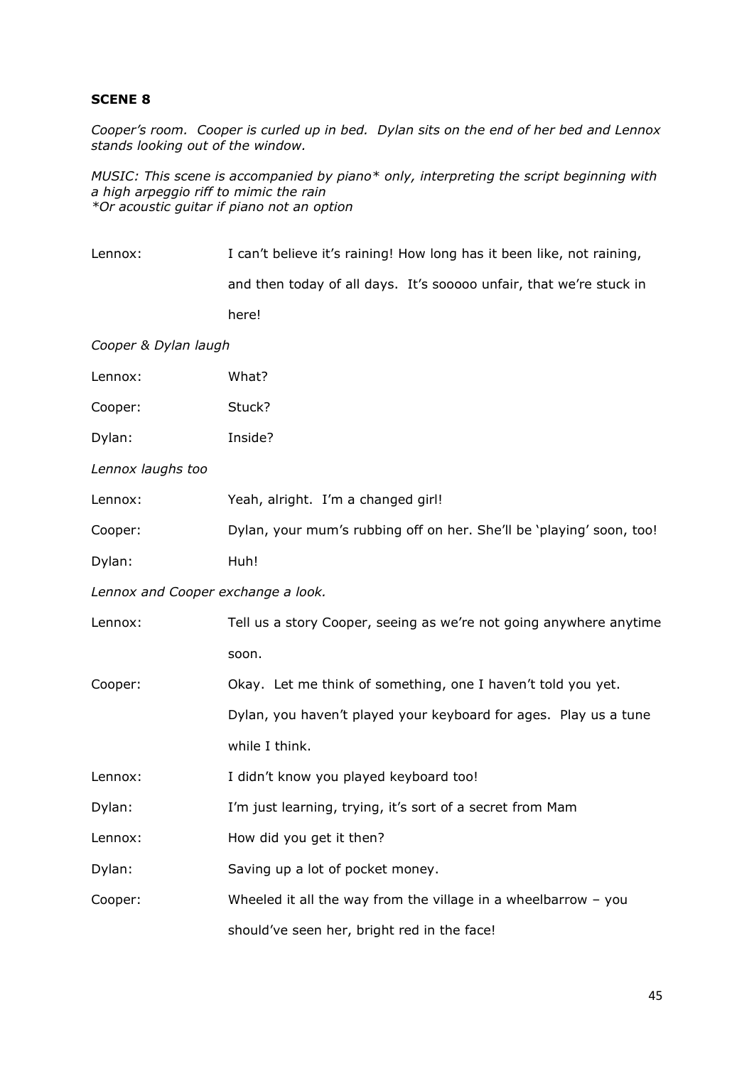**SCENE 8**

*Cooper's room. Cooper is curled up in bed. Dylan sits on the end of her bed and Lennox stands looking out of the window.*

*MUSIC: This scene is accompanied by piano* only, interpreting the script beginning with a high arpeggio riff to mimic the rain*
**Or acoustic guitar if piano not an option*

Lennox: I can't believe it's raining! How long has it been like, not raining, and then today of all days. It's sooooo unfair, that we're stuck in here!

*Cooper & Dylan laugh*

Lennox: What?

Cooper: Stuck?

Dylan: Inside?

*Lennox laughs too*

Lennox: Yeah, alright. I'm a changed girl!

Cooper: Dylan, your mum's rubbing off on her. She'll be 'playing' soon, too!

Dylan: Huh!

*Lennox and Cooper exchange a look.*

Lennox: Tell us a story Cooper, seeing as we're not going anywhere anytime soon.

Cooper: Okay. Let me think of something, one I haven't told you yet. Dylan, you haven't played your keyboard for ages. Play us a tune while I think.

Lennox: I didn't know you played keyboard too!

Dylan: I'm just learning, trying, it's sort of a secret from Mam

Lennox: How did you get it then?

Dylan: Saving up a lot of pocket money.

Cooper: Wheeled it all the way from the village in a wheelbarrow – you should've seen her, bright red in the face!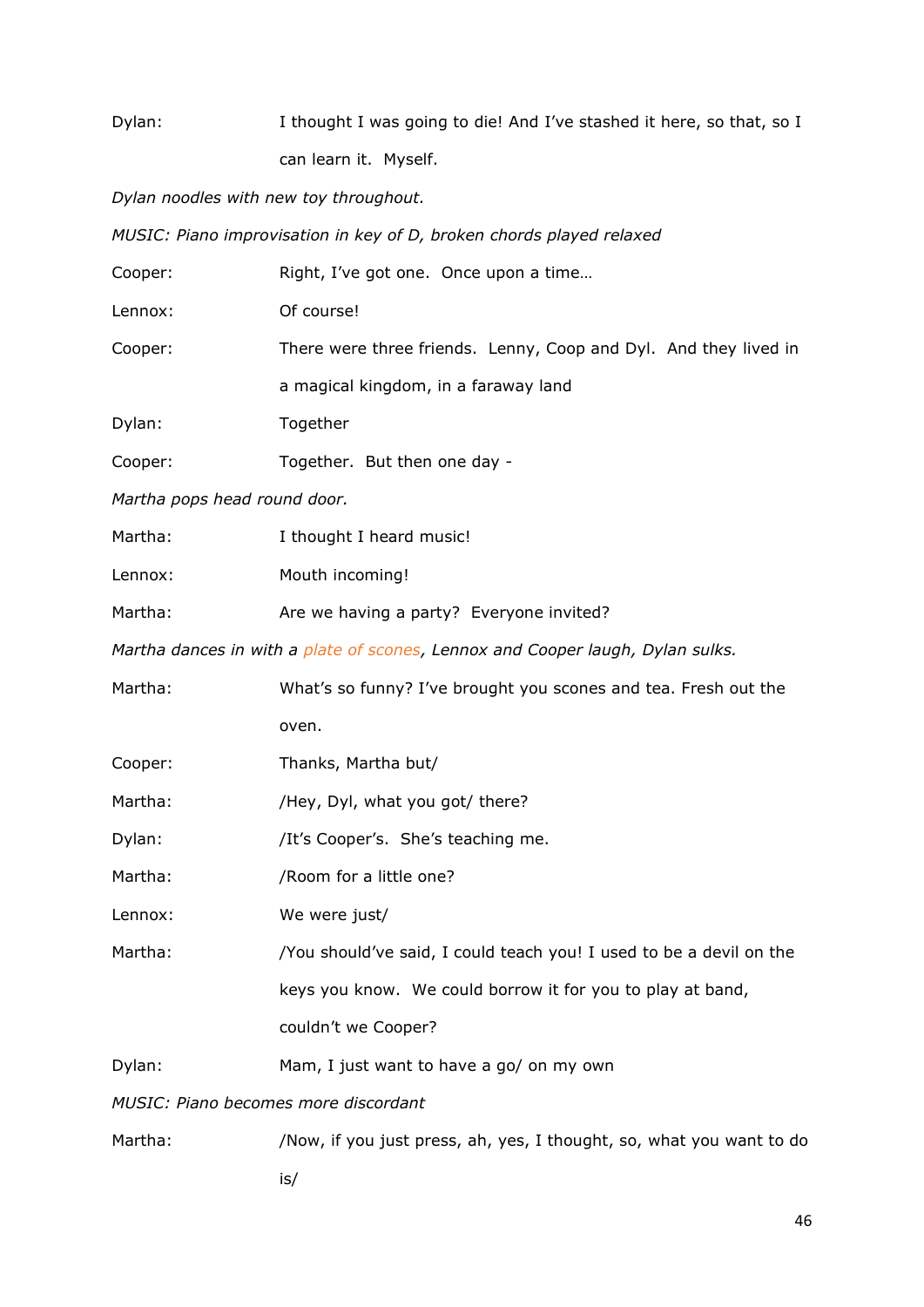Dylan: I thought I was going to die! And I've stashed it here, so that, so I can learn it. Myself.

*Dylan noodles with new toy throughout.*

*MUSIC: Piano improvisation in key of D, broken chords played relaxed*

Cooper: Right, I've got one. Once upon a time…

Lennox: Of course!

Cooper: There were three friends. Lenny, Coop and Dyl. And they lived in a magical kingdom, in a faraway land

Dylan: Together

Cooper: Together. But then one day -

*Martha pops head round door.*

Martha: I thought I heard music!

Lennox: Mouth incoming!

Martha: Are we having a party? Everyone invited?

*Martha dances in with a plate of scones, Lennox and Cooper laugh, Dylan sulks.*

Martha: What's so funny? I've brought you scones and tea. Fresh out the oven.

Cooper: Thanks, Martha but/

Martha: /Hey, Dyl, what you got/ there?

Dylan: /It's Cooper's. She's teaching me.

Martha: /Room for a little one?

Lennox: We were just/

Martha: /You should've said, I could teach you! I used to be a devil on the keys you know. We could borrow it for you to play at band, couldn't we Cooper?

Dylan: Mam, I just want to have a go/ on my own

*MUSIC: Piano becomes more discordant*

Martha: /Now, if you just press, ah, yes, I thought, so, what you want to do is/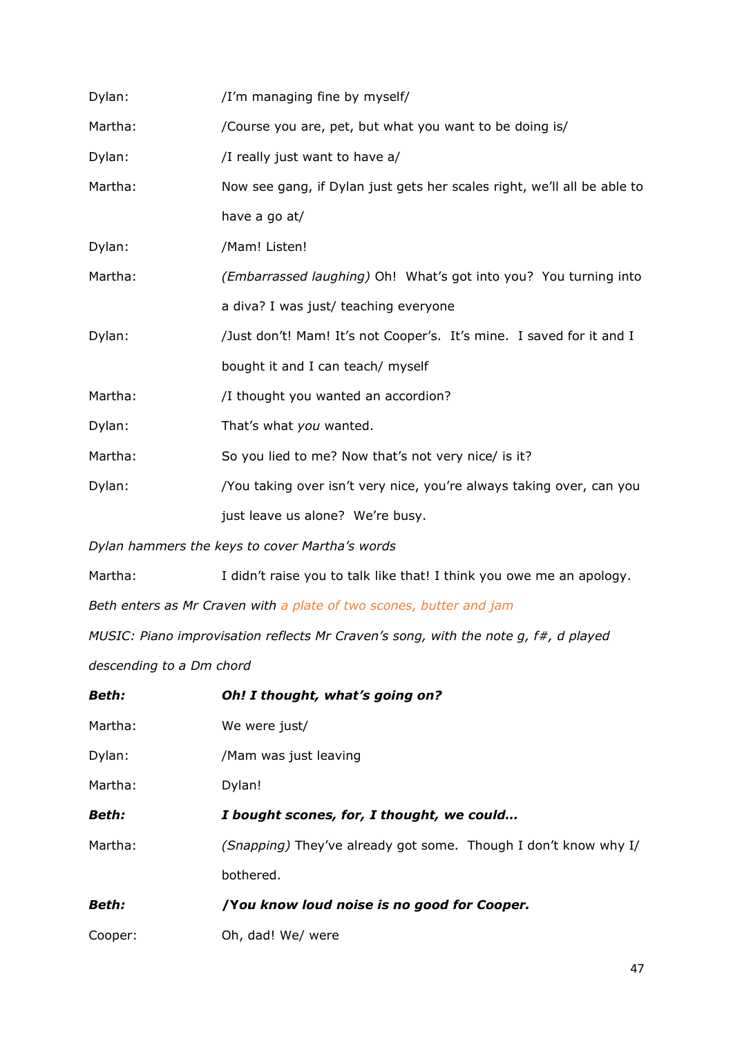Dylan: /I'm managing fine by myself/

Martha: /Course you are, pet, but what you want to be doing is/

Dylan: /I really just want to have a/

Martha: Now see gang, if Dylan just gets her scales right, we'll all be able to have a go at/

Dylan: /Mam! Listen!

Martha: *(Embarrassed laughing)* Oh! What's got into you? You turning into a diva? I was just/ teaching everyone

Dylan: /Just don't! Mam! It's not Cooper's. It's mine. I saved for it and I bought it and I can teach/ myself

Martha: /I thought you wanted an accordion?

Dylan: That's what *you* wanted.

Martha: So you lied to me? Now that's not very nice/ is it?

Dylan: /You taking over isn't very nice, you're always taking over, can you just leave us alone? We're busy.

*Dylan hammers the keys to cover Martha's words*

Martha: I didn't raise you to talk like that! I think you owe me an apology.

*Beth enters as Mr Craven with a plate of two scones, butter and jam*

*MUSIC: Piano improvisation reflects Mr Craven's song, with the note g, f#, d played descending to a Dm chord*

***Beth:*** ***Oh! I thought, what's going on?***

Martha: We were just/

Dylan: /Mam was just leaving

Martha: Dylan!

***Beth:*** ***I bought scones, for, I thought, we could…***

Martha: *(Snapping)* They've already got some. Though I don't know why I/ bothered.

***Beth:*** ***/You know loud noise is no good for Cooper.***

Cooper: Oh, dad! We/ were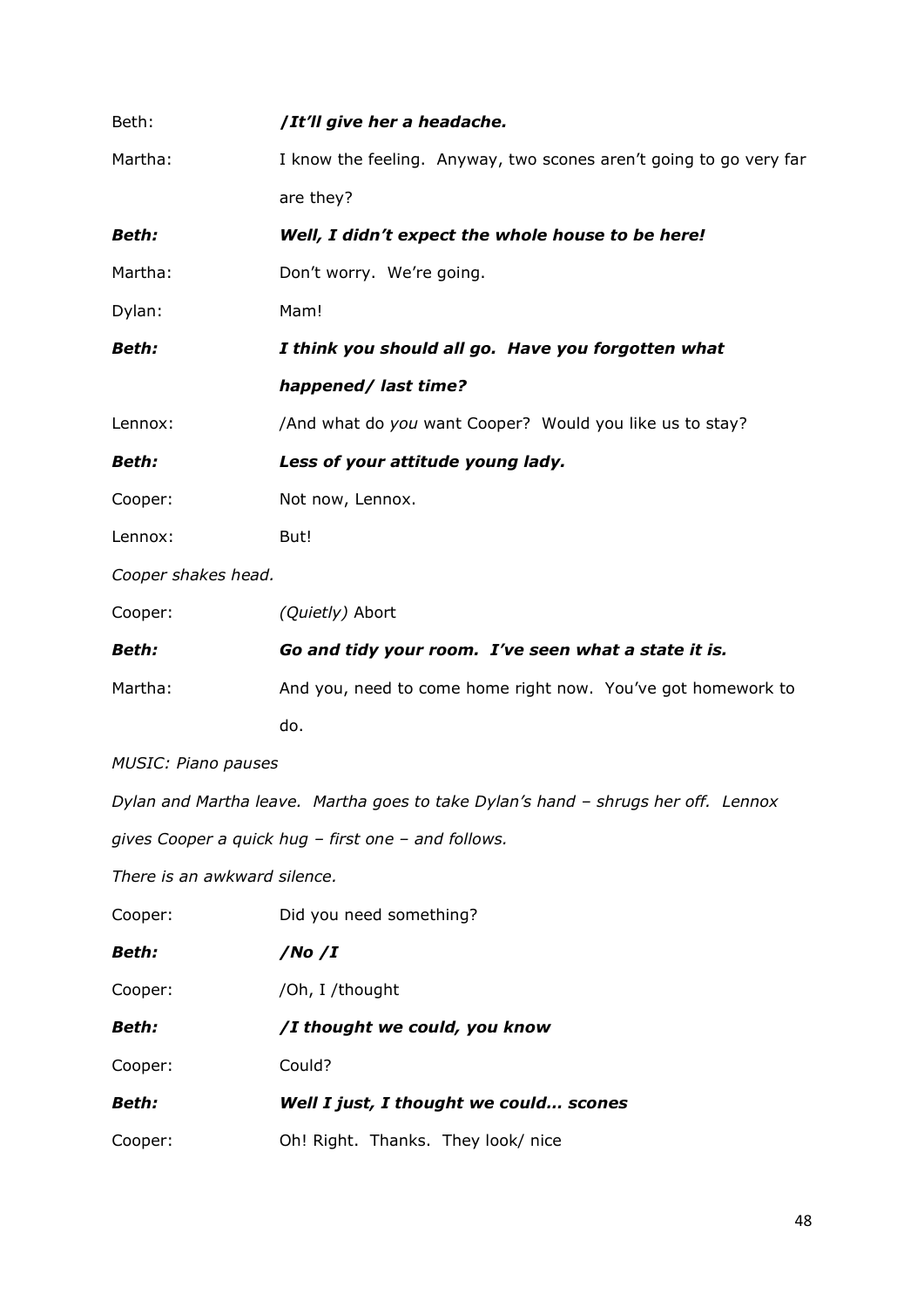Beth: ***/It'll give her a headache.***

Martha: I know the feeling. Anyway, two scones aren't going to go very far are they?

***Beth:*** ***Well, I didn't expect the whole house to be here!***

Martha: Don't worry. We're going.

Dylan: Mam!

***Beth:*** ***I think you should all go. Have you forgotten what happened/ last time?***

Lennox: /And what do *you* want Cooper? Would you like us to stay?

***Beth:*** ***Less of your attitude young lady.***

Cooper: Not now, Lennox.

Lennox: But!

*Cooper shakes head.*

Cooper: *(Quietly)* Abort

***Beth:*** ***Go and tidy your room. I've seen what a state it is.***

Martha: And you, need to come home right now. You've got homework to do.

*MUSIC: Piano pauses*

*Dylan and Martha leave. Martha goes to take Dylan's hand – shrugs her off. Lennox gives Cooper a quick hug – first one – and follows.*

*There is an awkward silence.*

Cooper: Did you need something?

***Beth:*** ***/No /I***

Cooper: /Oh, I /thought

***Beth:*** ***/I thought we could, you know***

Cooper: Could?

***Beth:*** ***Well I just, I thought we could… scones***

Cooper: Oh! Right. Thanks. They look/ nice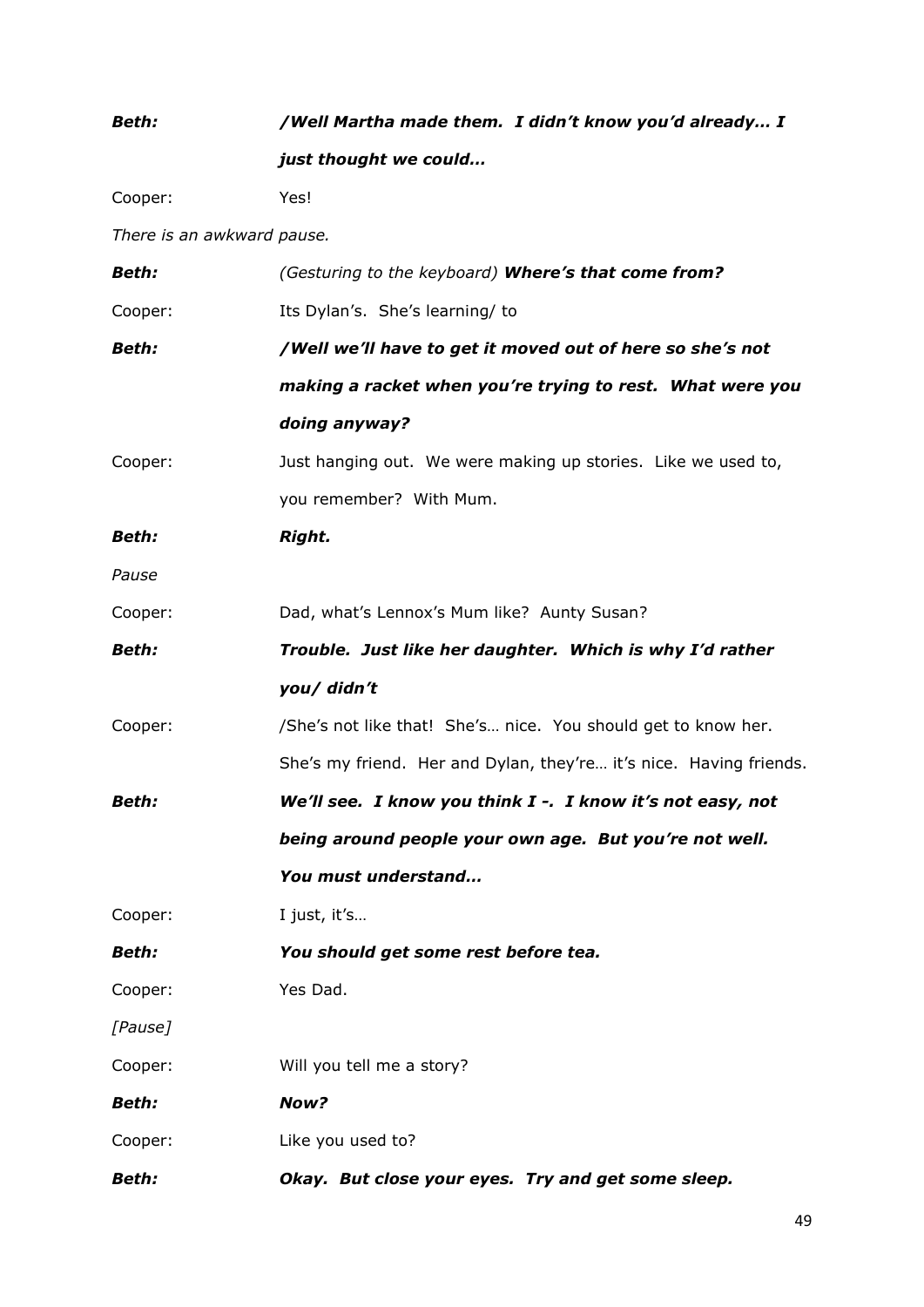***Beth:*** ***/Well Martha made them. I didn't know you'd already… I just thought we could…***

Cooper: Yes!

*There is an awkward pause.*

***Beth:*** *(Gesturing to the keyboard)* ***Where's that come from?***

Cooper: Its Dylan's. She's learning/ to

***Beth:*** ***/Well we'll have to get it moved out of here so she's not making a racket when you're trying to rest. What were you doing anyway?***

Cooper: Just hanging out. We were making up stories. Like we used to, you remember? With Mum.

***Beth:*** ***Right.***

*Pause*

Cooper: Dad, what's Lennox's Mum like? Aunty Susan?

***Beth:*** ***Trouble. Just like her daughter. Which is why I'd rather you/ didn't***

Cooper: /She's not like that! She's… nice. You should get to know her. She's my friend. Her and Dylan, they're… it's nice. Having friends.

***Beth:*** ***We'll see. I know you think I -. I know it's not easy, not being around people your own age. But you're not well. You must understand…***

Cooper: I just, it's…

***Beth:*** ***You should get some rest before tea.***

Cooper: Yes Dad.

*[Pause]*

Cooper: Will you tell me a story?

***Beth:*** ***Now?***

Cooper: Like you used to?

***Beth:*** ***Okay. But close your eyes. Try and get some sleep.***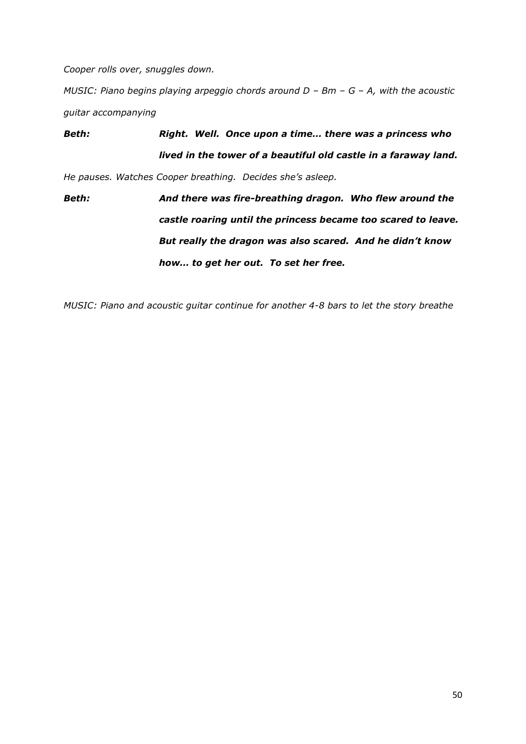*Cooper rolls over, snuggles down.*

*MUSIC: Piano begins playing arpeggio chords around D – Bm – G – A, with the acoustic guitar accompanying*

***Beth:*** ***Right. Well. Once upon a time… there was a princess who lived in the tower of a beautiful old castle in a faraway land.***

*He pauses. Watches Cooper breathing. Decides she's asleep.*

***Beth:*** ***And there was fire-breathing dragon. Who flew around the castle roaring until the princess became too scared to leave. But really the dragon was also scared. And he didn't know how… to get her out. To set her free.***

*MUSIC: Piano and acoustic guitar continue for another 4-8 bars to let the story breathe*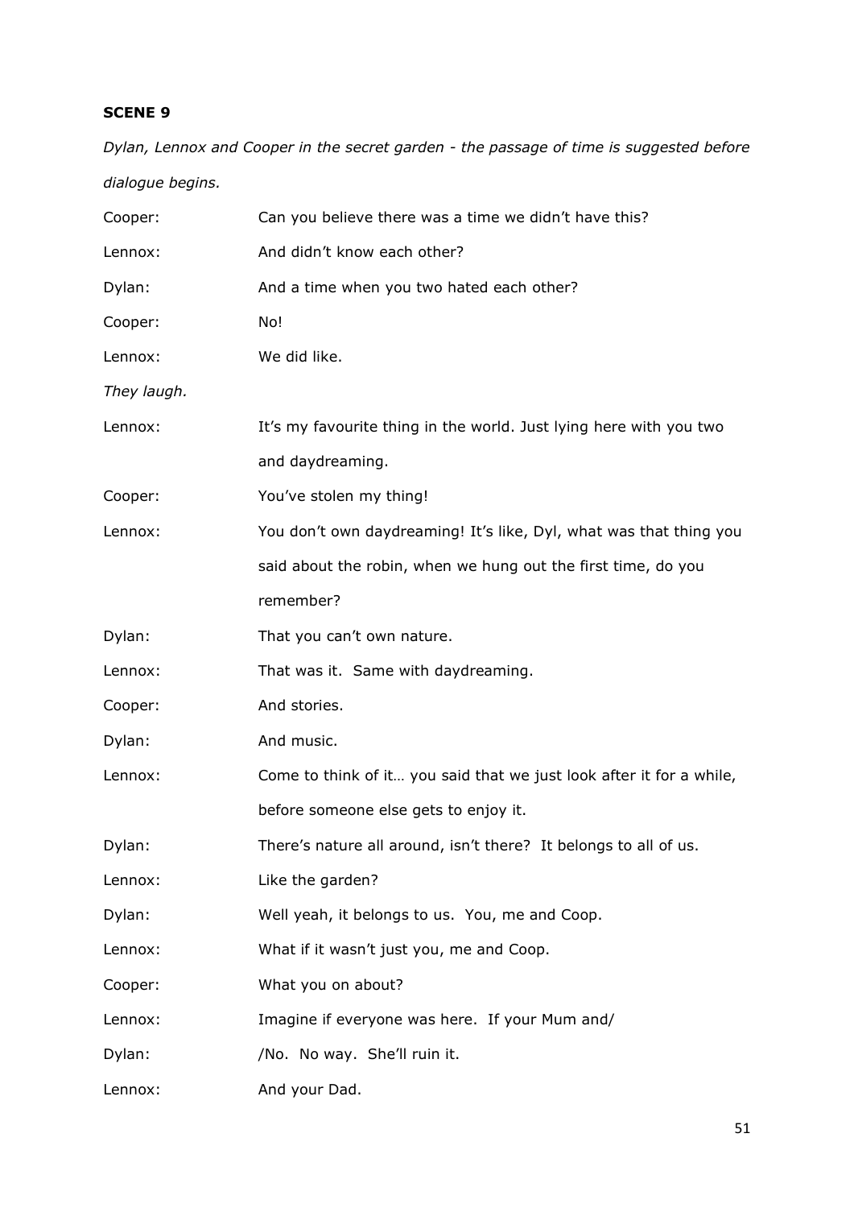**SCENE 9**

*Dylan, Lennox and Cooper in the secret garden - the passage of time is suggested before dialogue begins.*

Cooper: Can you believe there was a time we didn't have this?

Lennox: And didn't know each other?

Dylan: And a time when you two hated each other?

Cooper: No!

Lennox: We did like.

*They laugh.*

Lennox: It's my favourite thing in the world. Just lying here with you two and daydreaming.

Cooper: You've stolen my thing!

Lennox: You don't own daydreaming! It's like, Dyl, what was that thing you said about the robin, when we hung out the first time, do you remember?

Dylan: That you can't own nature.

Lennox: That was it. Same with daydreaming.

Cooper: And stories.

Dylan: And music.

Lennox: Come to think of it… you said that we just look after it for a while, before someone else gets to enjoy it.

Dylan: There's nature all around, isn't there? It belongs to all of us.

Lennox: Like the garden?

Dylan: Well yeah, it belongs to us. You, me and Coop.

Lennox: What if it wasn't just you, me and Coop.

Cooper: What you on about?

Lennox: Imagine if everyone was here. If your Mum and/

Dylan: /No. No way. She'll ruin it.

Lennox: And your Dad.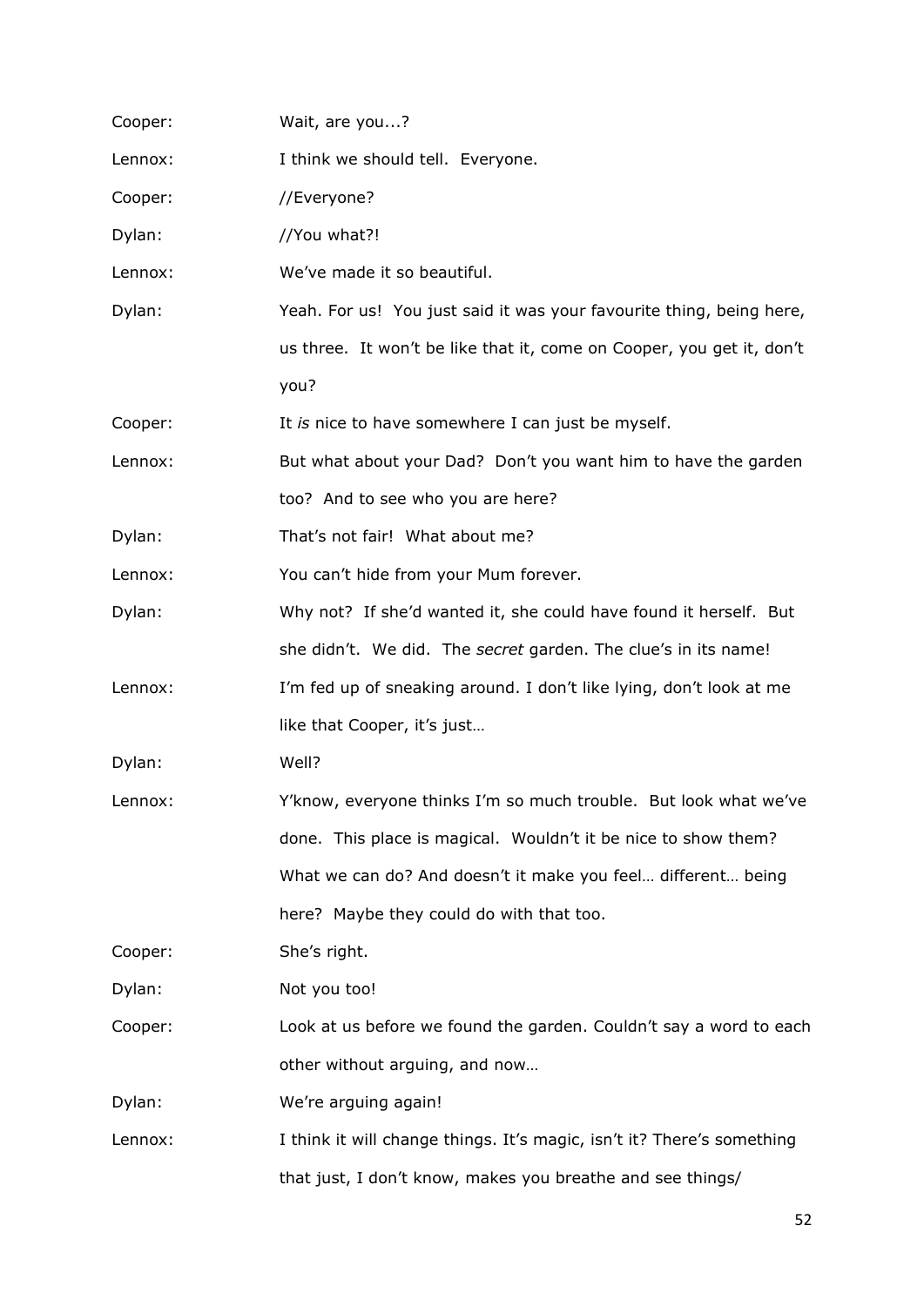Cooper: Wait, are you...?

Lennox: I think we should tell. Everyone.

Cooper: //Everyone?

Dylan: //You what?!

Lennox: We've made it so beautiful.

Dylan: Yeah. For us! You just said it was your favourite thing, being here, us three. It won't be like that it, come on Cooper, you get it, don't you?

Cooper: It *is* nice to have somewhere I can just be myself.

Lennox: But what about your Dad? Don't you want him to have the garden too? And to see who you are here?

Dylan: That's not fair! What about me?

Lennox: You can't hide from your Mum forever.

Dylan: Why not? If she'd wanted it, she could have found it herself. But she didn't. We did. The *secret* garden. The clue's in its name!

Lennox: I'm fed up of sneaking around. I don't like lying, don't look at me like that Cooper, it's just…

Dylan: Well?

Lennox: Y'know, everyone thinks I'm so much trouble. But look what we've done. This place is magical. Wouldn't it be nice to show them? What we can do? And doesn't it make you feel… different… being here? Maybe they could do with that too.

Cooper: She's right.

Dylan: Not you too!

Cooper: Look at us before we found the garden. Couldn't say a word to each other without arguing, and now…

Dylan: We're arguing again!

Lennox: I think it will change things. It's magic, isn't it? There's something that just, I don't know, makes you breathe and see things/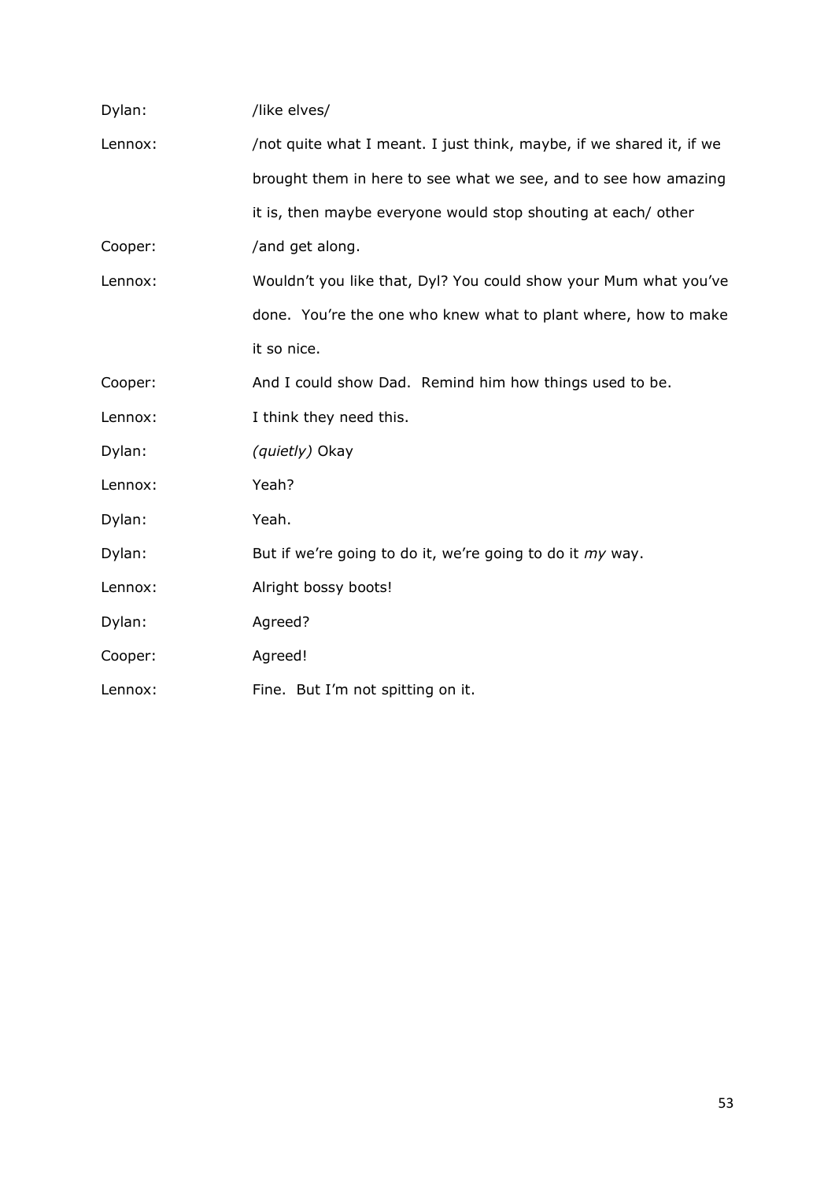Dylan: /like elves/

Lennox: /not quite what I meant. I just think, maybe, if we shared it, if we brought them in here to see what we see, and to see how amazing it is, then maybe everyone would stop shouting at each/ other

Cooper: /and get along.

Lennox: Wouldn't you like that, Dyl? You could show your Mum what you've done. You're the one who knew what to plant where, how to make it so nice.

Cooper: And I could show Dad. Remind him how things used to be.

Lennox: I think they need this.

Dylan: *(quietly)* Okay

Lennox: Yeah?

Dylan: Yeah.

Dylan: But if we're going to do it, we're going to do it *my* way.

Lennox: Alright bossy boots!

Dylan: Agreed?

Cooper: Agreed!

Lennox: Fine. But I'm not spitting on it.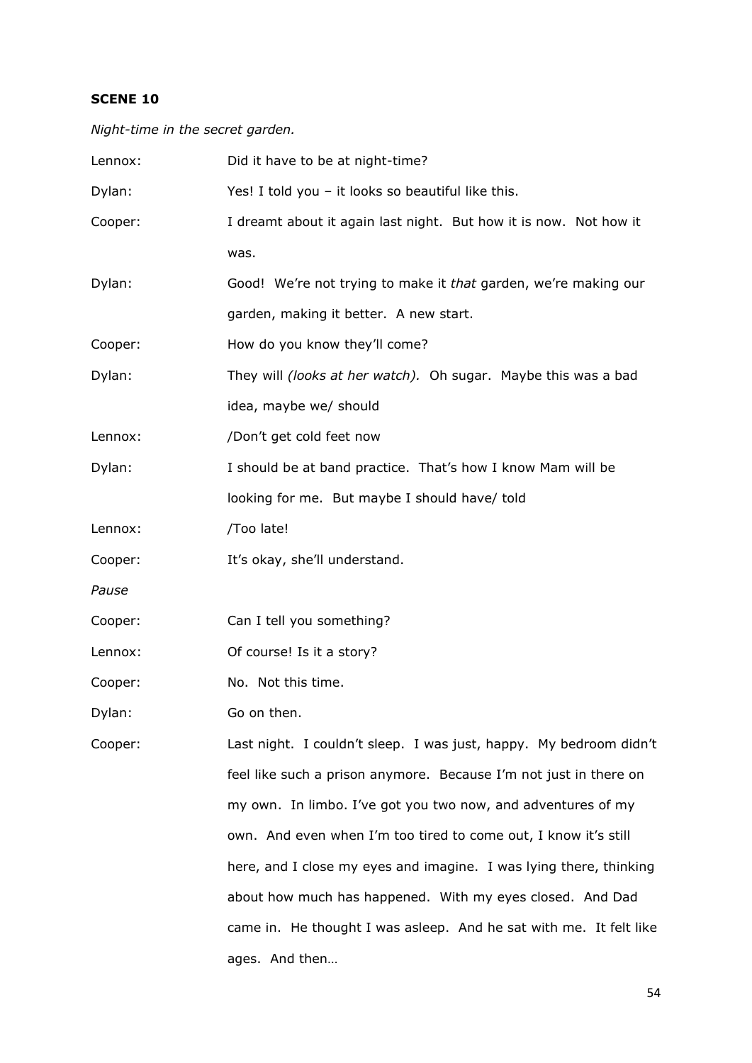**SCENE 10**

*Night-time in the secret garden.*

Lennox: Did it have to be at night-time?

Dylan: Yes! I told you – it looks so beautiful like this.

Cooper: I dreamt about it again last night. But how it is now. Not how it was.

Dylan: Good! We're not trying to make it *that* garden, we're making our garden, making it better. A new start.

Cooper: How do you know they'll come?

Dylan: They will *(looks at her watch).* Oh sugar. Maybe this was a bad idea, maybe we/ should

Lennox: /Don't get cold feet now

Dylan: I should be at band practice. That's how I know Mam will be looking for me. But maybe I should have/ told

Lennox: /Too late!

Cooper: It's okay, she'll understand.

*Pause*

Cooper: Can I tell you something?

Lennox: Of course! Is it a story?

Cooper: No. Not this time.

Dylan: Go on then.

Cooper: Last night. I couldn't sleep. I was just, happy. My bedroom didn't feel like such a prison anymore. Because I'm not just in there on my own. In limbo. I've got you two now, and adventures of my own. And even when I'm too tired to come out, I know it's still here, and I close my eyes and imagine. I was lying there, thinking about how much has happened. With my eyes closed. And Dad came in. He thought I was asleep. And he sat with me. It felt like ages. And then…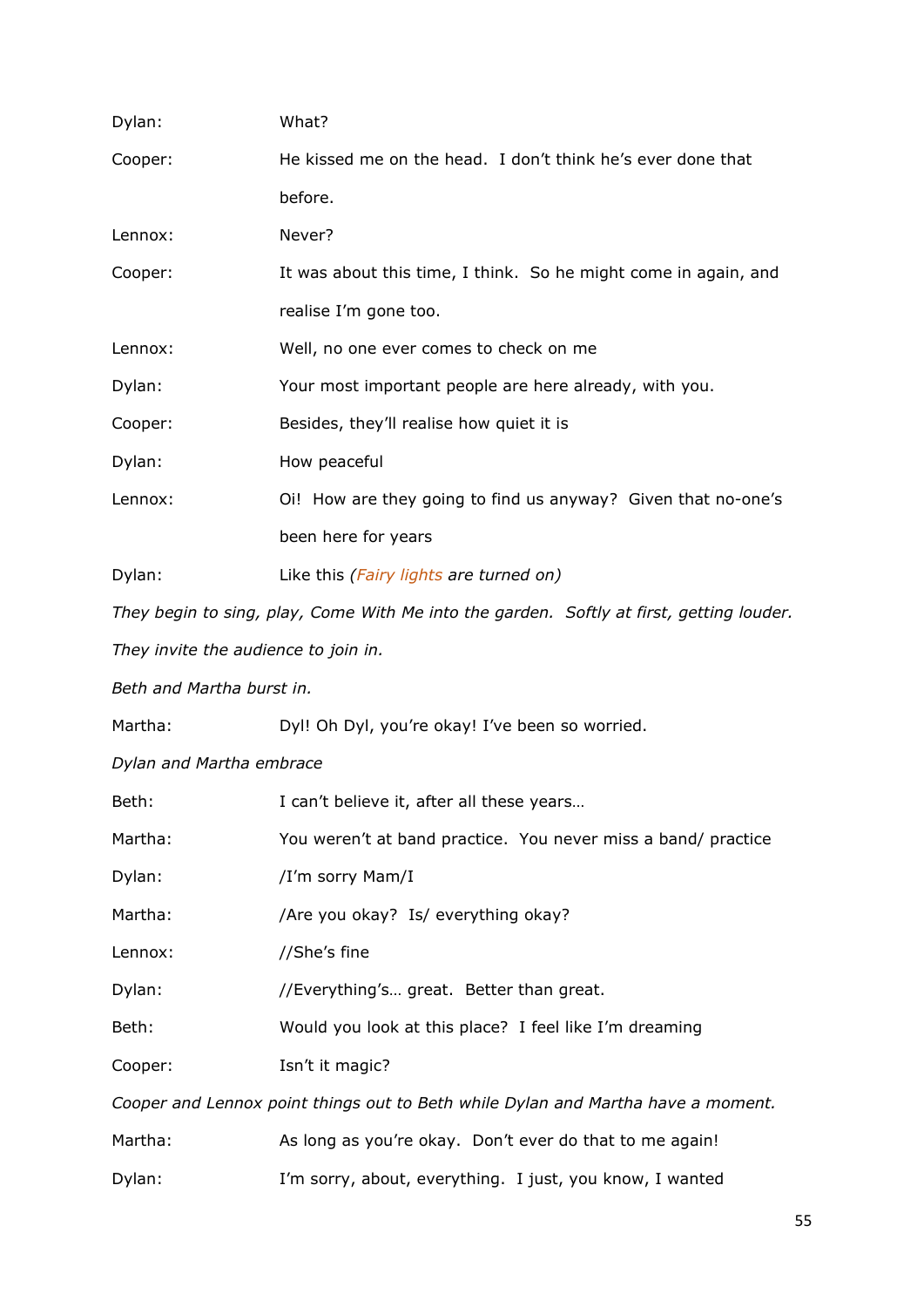Dylan: What?

Cooper: He kissed me on the head. I don't think he's ever done that before.

Lennox: Never?

Cooper: It was about this time, I think. So he might come in again, and realise I'm gone too.

Lennox: Well, no one ever comes to check on me

Dylan: Your most important people are here already, with you.

Cooper: Besides, they'll realise how quiet it is

Dylan: How peaceful

Lennox: Oi! How are they going to find us anyway? Given that no-one's been here for years

Dylan: Like this *(Fairy lights are turned on)*

*They begin to sing, play, Come With Me into the garden. Softly at first, getting louder.*

*They invite the audience to join in.*

*Beth and Martha burst in.*

Martha: Dyl! Oh Dyl, you're okay! I've been so worried.

*Dylan and Martha embrace*

Beth: I can't believe it, after all these years…

Martha: You weren't at band practice. You never miss a band/ practice

Dylan: /I'm sorry Mam/I

Martha: /Are you okay? Is/ everything okay?

Lennox: //She's fine

Dylan: //Everything's… great. Better than great.

Beth: Would you look at this place? I feel like I'm dreaming

Cooper: Isn't it magic?

*Cooper and Lennox point things out to Beth while Dylan and Martha have a moment.*

Martha: As long as you're okay. Don't ever do that to me again!

Dylan: I'm sorry, about, everything. I just, you know, I wanted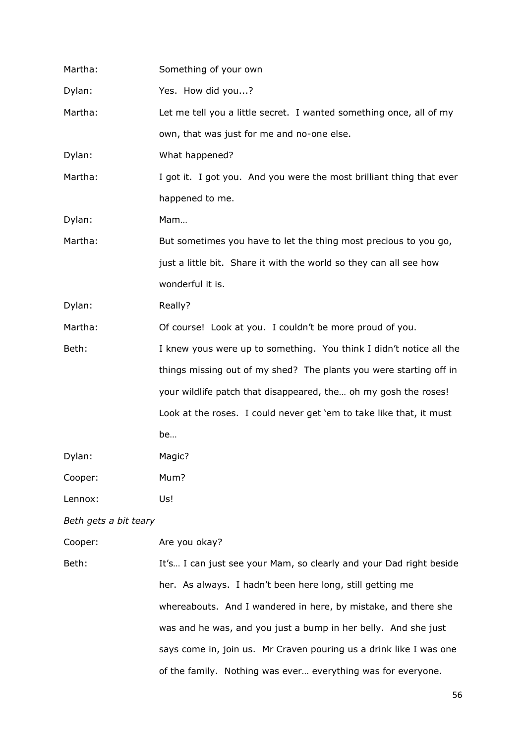Martha: Something of your own

Dylan: Yes. How did you...?

Martha: Let me tell you a little secret. I wanted something once, all of my own, that was just for me and no-one else.

Dylan: What happened?

Martha: I got it. I got you. And you were the most brilliant thing that ever happened to me.

Dylan: Mam…

Martha: But sometimes you have to let the thing most precious to you go, just a little bit. Share it with the world so they can all see how wonderful it is.

Dylan: Really?

Martha: Of course! Look at you. I couldn't be more proud of you.

Beth: I knew yous were up to something. You think I didn't notice all the things missing out of my shed? The plants you were starting off in your wildlife patch that disappeared, the… oh my gosh the roses! Look at the roses. I could never get 'em to take like that, it must be…

Dylan: Magic?

Cooper: Mum?

Lennox: Us!

*Beth gets a bit teary*

Cooper: Are you okay?

Beth: It's… I can just see your Mam, so clearly and your Dad right beside her. As always. I hadn't been here long, still getting me whereabouts. And I wandered in here, by mistake, and there she was and he was, and you just a bump in her belly. And she just says come in, join us. Mr Craven pouring us a drink like I was one of the family. Nothing was ever… everything was for everyone.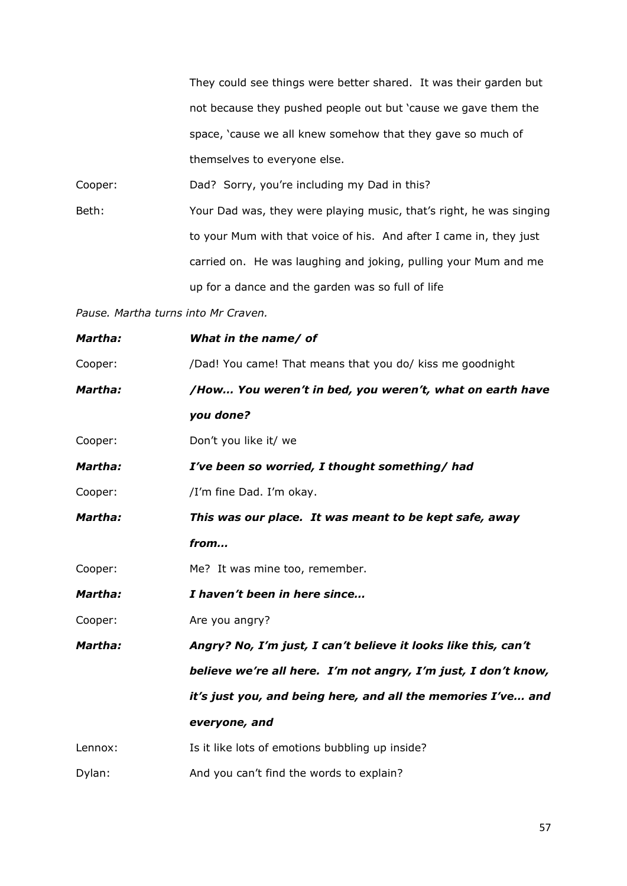They could see things were better shared. It was their garden but not because they pushed people out but 'cause we gave them the space, 'cause we all knew somehow that they gave so much of themselves to everyone else.

Cooper: Dad? Sorry, you're including my Dad in this?

Beth: Your Dad was, they were playing music, that's right, he was singing to your Mum with that voice of his. And after I came in, they just carried on. He was laughing and joking, pulling your Mum and me up for a dance and the garden was so full of life

*Pause. Martha turns into Mr Craven.*

***Martha:*** ***What in the name/ of***

Cooper: /Dad! You came! That means that you do/ kiss me goodnight

***Martha:*** ***/How… You weren't in bed, you weren't, what on earth have you done?***

Cooper: Don't you like it/ we

***Martha:*** ***I've been so worried, I thought something/ had***

Cooper: /I'm fine Dad. I'm okay.

***Martha:*** ***This was our place. It was meant to be kept safe, away from…***

Cooper: Me? It was mine too, remember.

***Martha:*** ***I haven't been in here since…***

Cooper: Are you angry?

***Martha:*** ***Angry? No, I'm just, I can't believe it looks like this, can't believe we're all here. I'm not angry, I'm just, I don't know, it's just you, and being here, and all the memories I've… and everyone, and***

Lennox: Is it like lots of emotions bubbling up inside?

Dylan: And you can't find the words to explain?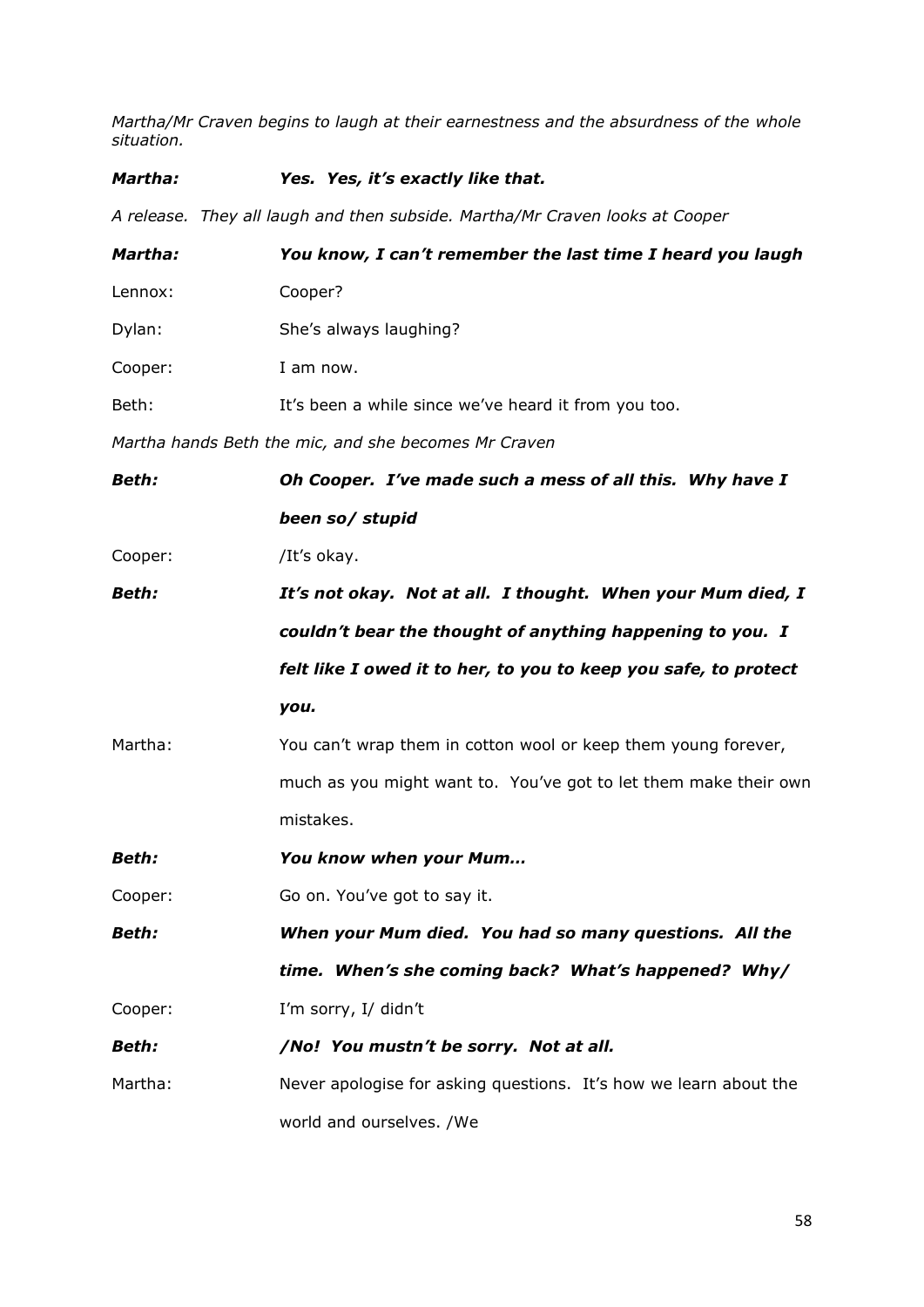*Martha/Mr Craven begins to laugh at their earnestness and the absurdness of the whole situation.*

***Martha:*** ***Yes. Yes, it's exactly like that.***

*A release. They all laugh and then subside. Martha/Mr Craven looks at Cooper*

***Martha:*** ***You know, I can't remember the last time I heard you laugh***

Lennox: Cooper?

Dylan: She's always laughing?

Cooper: I am now.

Beth: It's been a while since we've heard it from you too.

*Martha hands Beth the mic, and she becomes Mr Craven*

***Beth:*** ***Oh Cooper. I've made such a mess of all this. Why have I been so/ stupid***

Cooper: /It's okay.

***Beth:*** ***It's not okay. Not at all. I thought. When your Mum died, I couldn't bear the thought of anything happening to you. I felt like I owed it to her, to you to keep you safe, to protect you.***

Martha: You can't wrap them in cotton wool or keep them young forever, much as you might want to. You've got to let them make their own mistakes.

***Beth:*** ***You know when your Mum…***

Cooper: Go on. You've got to say it.

***Beth:*** ***When your Mum died. You had so many questions. All the time. When's she coming back? What's happened? Why/***

Cooper: I'm sorry, I/ didn't

***Beth:*** ***/No! You mustn't be sorry. Not at all.***

Martha: Never apologise for asking questions. It's how we learn about the world and ourselves. /We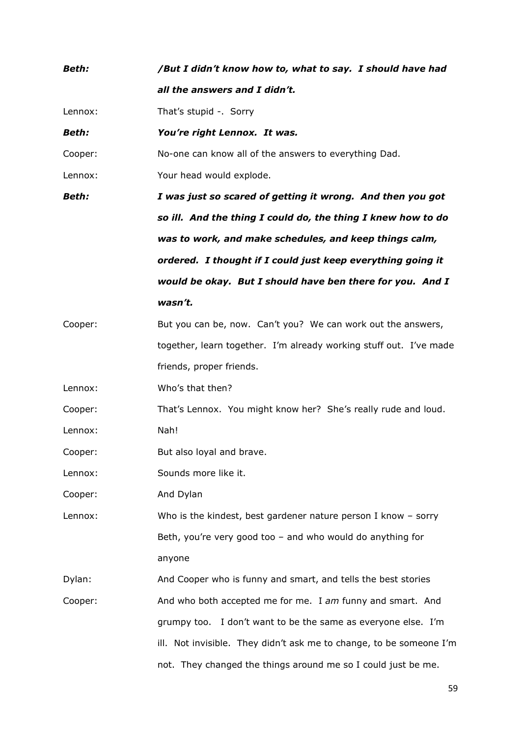***Beth:*** ***/But I didn't know how to, what to say. I should have had all the answers and I didn't.***

Lennox: That's stupid -. Sorry

***Beth:*** ***You're right Lennox. It was.***

Cooper: No-one can know all of the answers to everything Dad.

Lennox: Your head would explode.

***Beth:*** ***I was just so scared of getting it wrong. And then you got so ill. And the thing I could do, the thing I knew how to do was to work, and make schedules, and keep things calm, ordered. I thought if I could just keep everything going it would be okay. But I should have ben there for you. And I wasn't.***

Cooper: But you can be, now. Can't you? We can work out the answers, together, learn together. I'm already working stuff out. I've made friends, proper friends.

Lennox: Who's that then?

Cooper: That's Lennox. You might know her? She's really rude and loud.

Lennox: Nah!

Cooper: But also loyal and brave.

Lennox: Sounds more like it.

Cooper: And Dylan

Lennox: Who is the kindest, best gardener nature person I know – sorry Beth, you're very good too – and who would do anything for anyone

Dylan: And Cooper who is funny and smart, and tells the best stories

Cooper: And who both accepted me for me. I *am* funny and smart. And grumpy too. I don't want to be the same as everyone else. I'm ill. Not invisible. They didn't ask me to change, to be someone I'm not. They changed the things around me so I could just be me.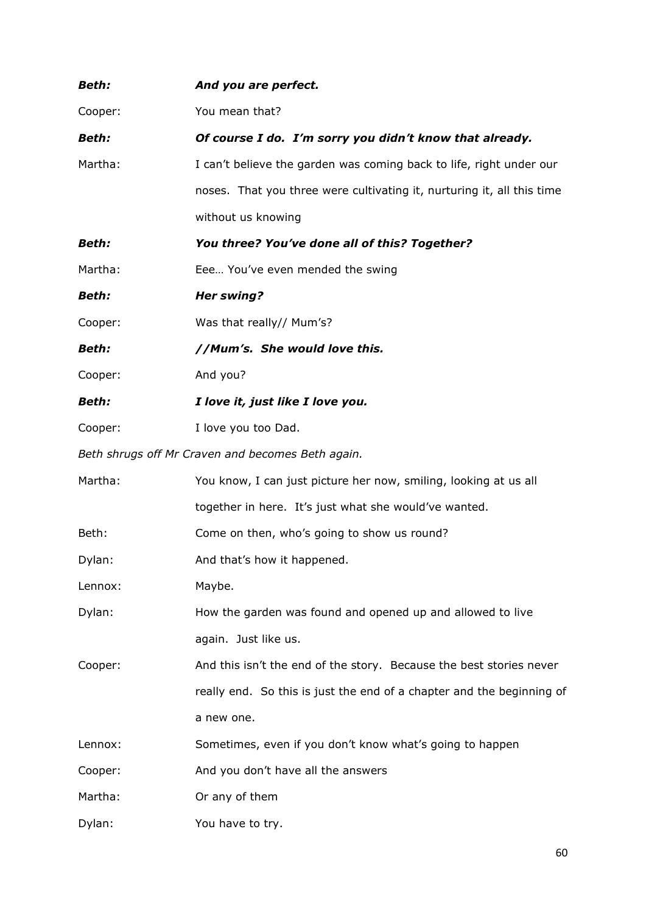***Beth:*** ***And you are perfect.***

Cooper: You mean that?

***Beth:*** ***Of course I do. I'm sorry you didn't know that already.***

Martha: I can't believe the garden was coming back to life, right under our noses. That you three were cultivating it, nurturing it, all this time without us knowing

***Beth:*** ***You three? You've done all of this? Together?***

Martha: Eee… You've even mended the swing

***Beth:*** ***Her swing?***

Cooper: Was that really// Mum's?

***Beth:*** ***//Mum's. She would love this.***

Cooper: And you?

***Beth:*** ***I love it, just like I love you.***

Cooper: I love you too Dad.

*Beth shrugs off Mr Craven and becomes Beth again.*

Martha: You know, I can just picture her now, smiling, looking at us all together in here. It's just what she would've wanted.

Beth: Come on then, who's going to show us round?

Dylan: And that's how it happened.

Lennox: Maybe.

Dylan: How the garden was found and opened up and allowed to live again. Just like us.

Cooper: And this isn't the end of the story. Because the best stories never really end. So this is just the end of a chapter and the beginning of a new one.

Lennox: Sometimes, even if you don't know what's going to happen

Cooper: And you don't have all the answers

Martha: Or any of them

Dylan: You have to try.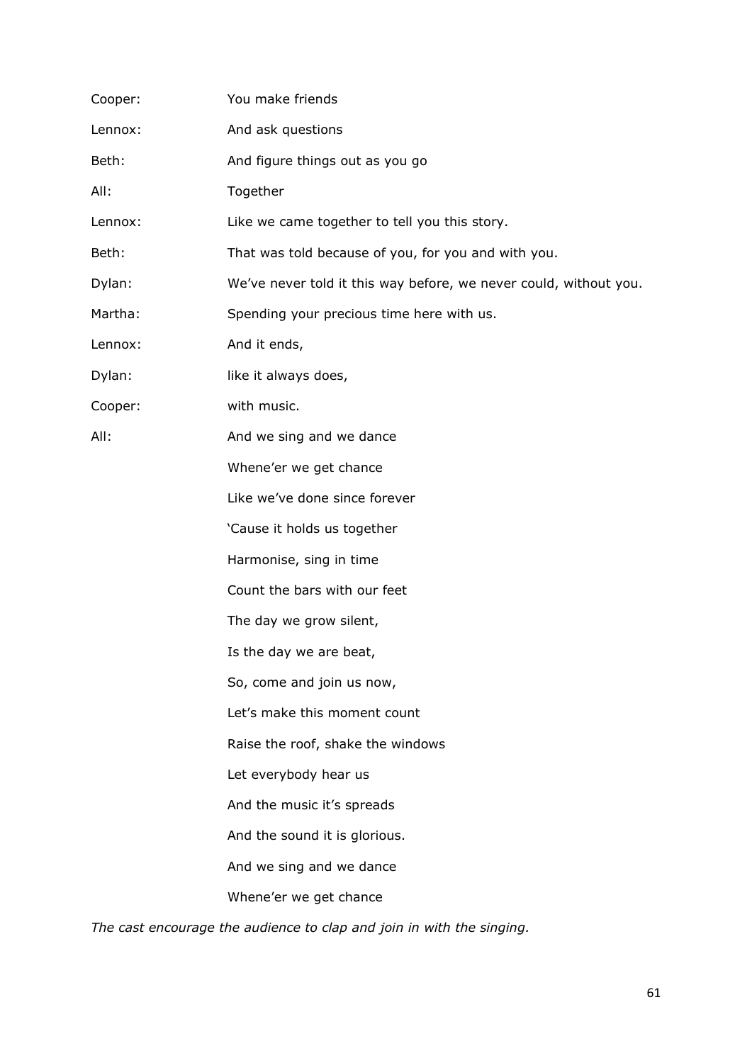Cooper: You make friends

Lennox: And ask questions

Beth: And figure things out as you go

All: Together

Lennox: Like we came together to tell you this story.

Beth: That was told because of you, for you and with you.

Dylan: We've never told it this way before, we never could, without you.

Martha: Spending your precious time here with us.

Lennox: And it ends,

Dylan: like it always does,

Cooper: with music.

All: And we sing and we dance

Whene'er we get chance

Like we've done since forever

'Cause it holds us together

Harmonise, sing in time

Count the bars with our feet

The day we grow silent,

Is the day we are beat,

So, come and join us now,

Let's make this moment count

Raise the roof, shake the windows

Let everybody hear us

And the music it's spreads

And the sound it is glorious.

And we sing and we dance

Whene'er we get chance

*The cast encourage the audience to clap and join in with the singing.*